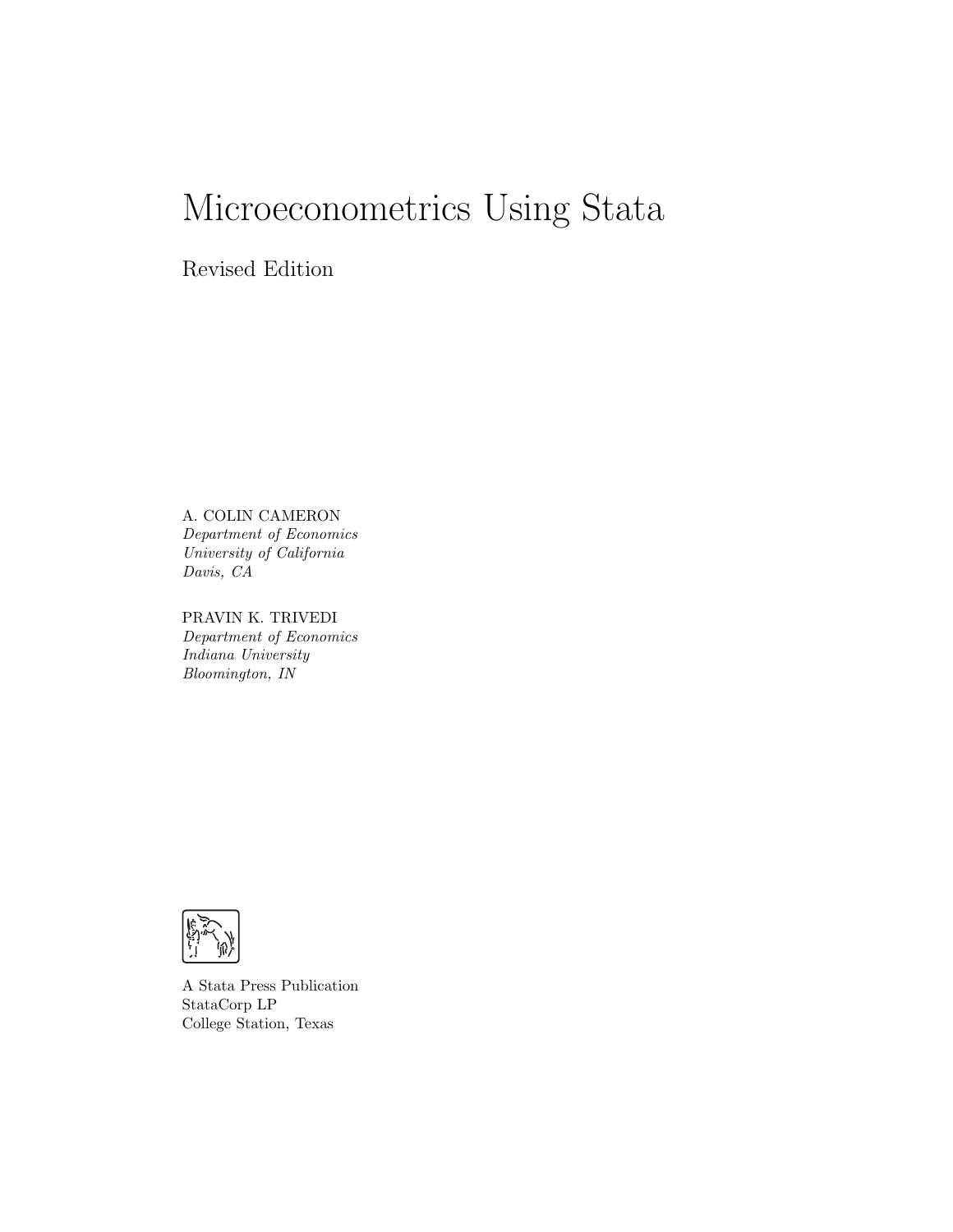# Microeconometrics Using Stata

Revised Edition

A. COLIN CAMERON
*Department of Economics*
*University of California*
*Davis, CA*

PRAVIN K. TRIVEDI
*Department of Economics*
*Indiana University*
*Bloomington, IN*

A Stata Press Publication
StataCorp LP
College Station, Texas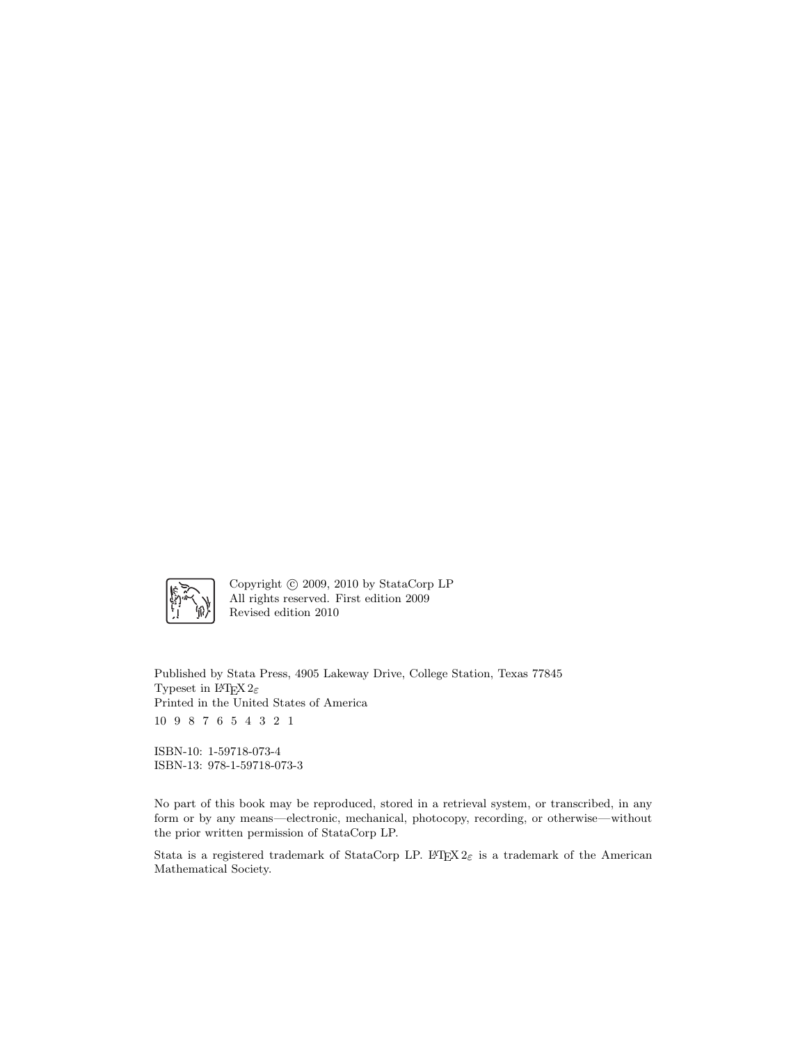Copyright © 2009, 2010 by StataCorp LP
All rights reserved. First edition 2009
Revised edition 2010

Published by Stata Press, 4905 Lakeway Drive, College Station, Texas 77845
Typeset in LaTeX 2$\varepsilon$
Printed in the United States of America
10 9 8 7 6 5 4 3 2 1

ISBN-10: 1-59718-073-4
ISBN-13: 978-1-59718-073-3

No part of this book may be reproduced, stored in a retrieval system, or transcribed, in any form or by any means—electronic, mechanical, photocopy, recording, or otherwise—without the prior written permission of StataCorp LP.

Stata is a registered trademark of StataCorp LP. LaTeX 2$\varepsilon$ is a trademark of the American Mathematical Society.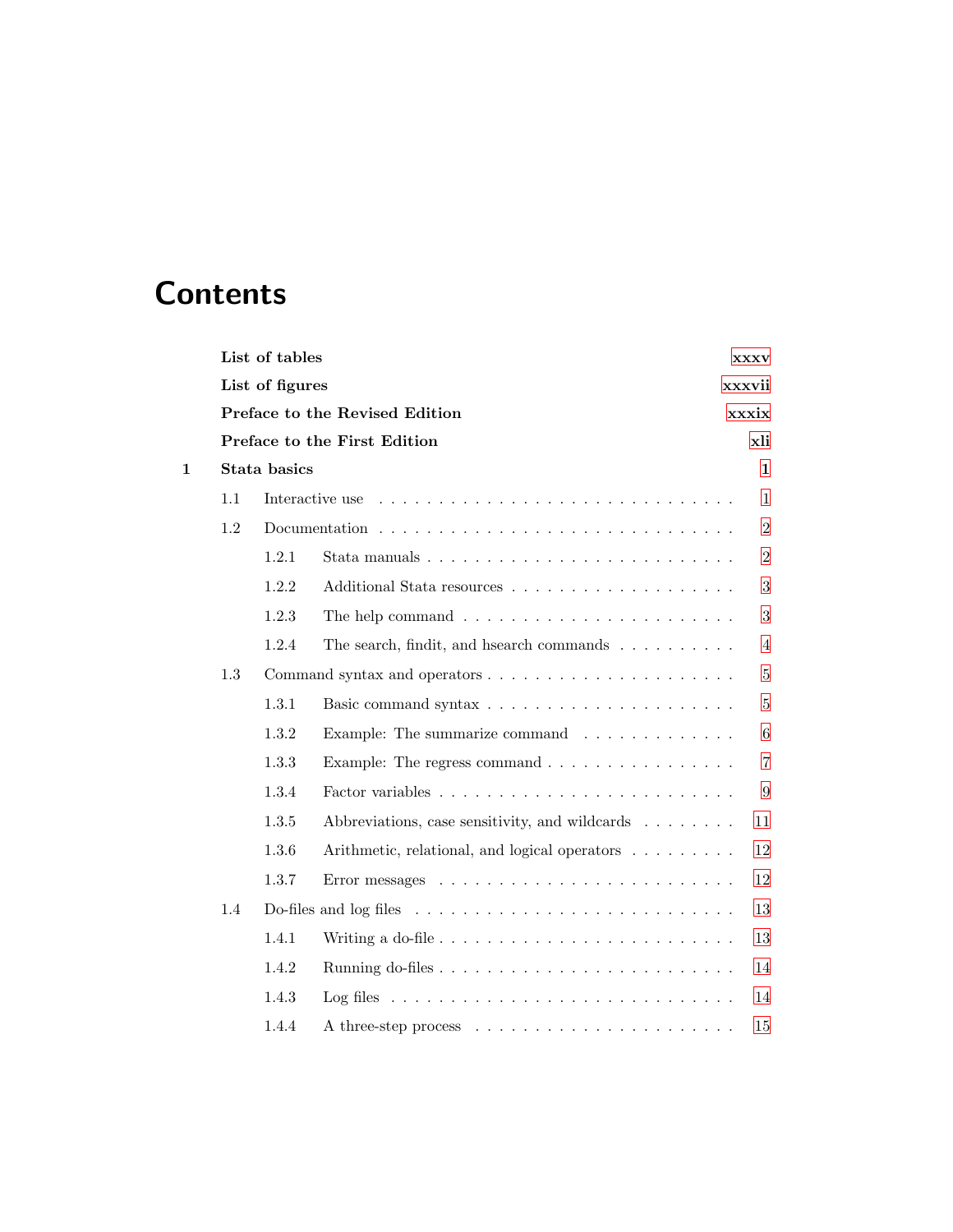# Contents

| | | |
|---|---|---|
| **List of tables** | | **xxxv** |
| **List of figures** | | **xxxvii** |
| **Preface to the Revised Edition** | | **xxxix** |
| **Preface to the First Edition** | | **xli** |
| **1** | **Stata basics** | **1** |
| 1.1 | Interactive use | 1 |
| 1.2 | Documentation | 2 |
| 1.2.1 | Stata manuals | 2 |
| 1.2.2 | Additional Stata resources | 3 |
| 1.2.3 | The help command | 3 |
| 1.2.4 | The search, findit, and hsearch commands | 4 |
| 1.3 | Command syntax and operators | 5 |
| 1.3.1 | Basic command syntax | 5 |
| 1.3.2 | Example: The summarize command | 6 |
| 1.3.3 | Example: The regress command | 7 |
| 1.3.4 | Factor variables | 9 |
| 1.3.5 | Abbreviations, case sensitivity, and wildcards | 11 |
| 1.3.6 | Arithmetic, relational, and logical operators | 12 |
| 1.3.7 | Error messages | 12 |
| 1.4 | Do-files and log files | 13 |
| 1.4.1 | Writing a do-file | 13 |
| 1.4.2 | Running do-files | 14 |
| 1.4.3 | Log files | 14 |
| 1.4.4 | A three-step process | 15 |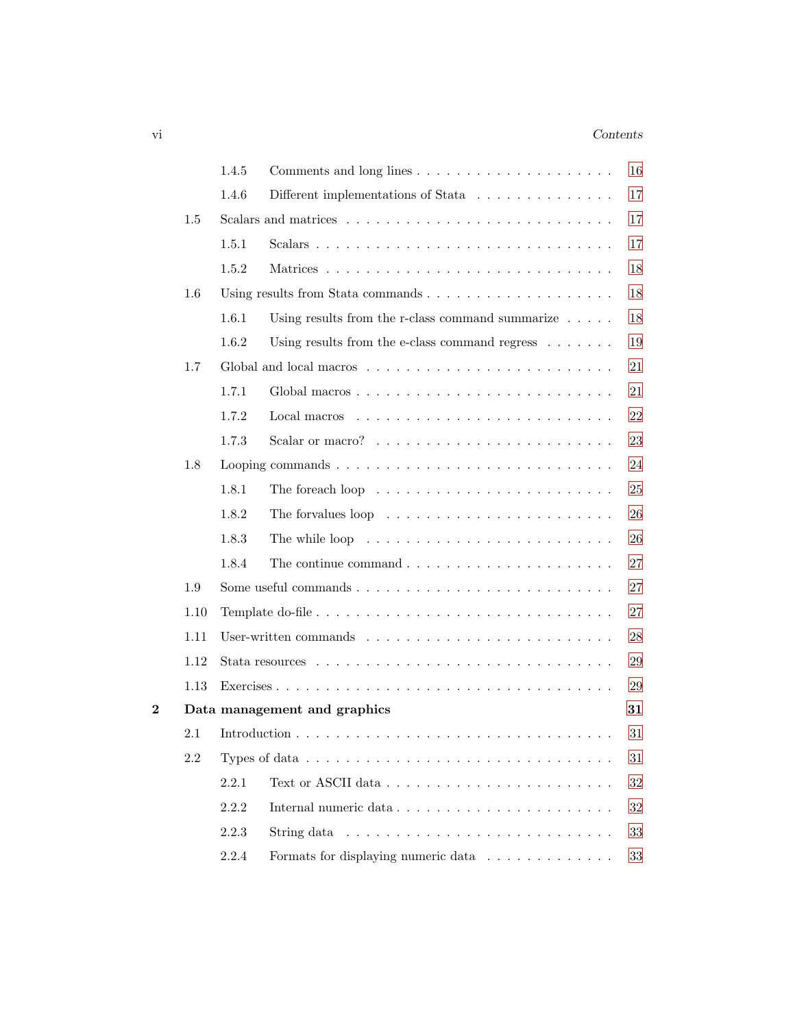| | | | |
|---|---|---|---|
| | 1.4.5 | Comments and long lines | 16 |
| | 1.4.6 | Different implementations of Stata | 17 |
| 1.5 | Scalars and matrices | | 17 |
| | 1.5.1 | Scalars | 17 |
| | 1.5.2 | Matrices | 18 |
| 1.6 | Using results from Stata commands | | 18 |
| | 1.6.1 | Using results from the r-class command summarize | 18 |
| | 1.6.2 | Using results from the e-class command regress | 19 |
| 1.7 | Global and local macros | | 21 |
| | 1.7.1 | Global macros | 21 |
| | 1.7.2 | Local macros | 22 |
| | 1.7.3 | Scalar or macro? | 23 |
| 1.8 | Looping commands | | 24 |
| | 1.8.1 | The foreach loop | 25 |
| | 1.8.2 | The forvalues loop | 26 |
| | 1.8.3 | The while loop | 26 |
| | 1.8.4 | The continue command | 27 |
| 1.9 | Some useful commands | | 27 |
| 1.10 | Template do-file | | 27 |
| 1.11 | User-written commands | | 28 |
| 1.12 | Stata resources | | 29 |
| 1.13 | Exercises | | 29 |

**2 Data management and graphics** **31**

| | | | |
|---|---|---|---|
| 2.1 | Introduction | | 31 |
| 2.2 | Types of data | | 31 |
| | 2.2.1 | Text or ASCII data | 32 |
| | 2.2.2 | Internal numeric data | 32 |
| | 2.2.3 | String data | 33 |
| | 2.2.4 | Formats for displaying numeric data | 33 |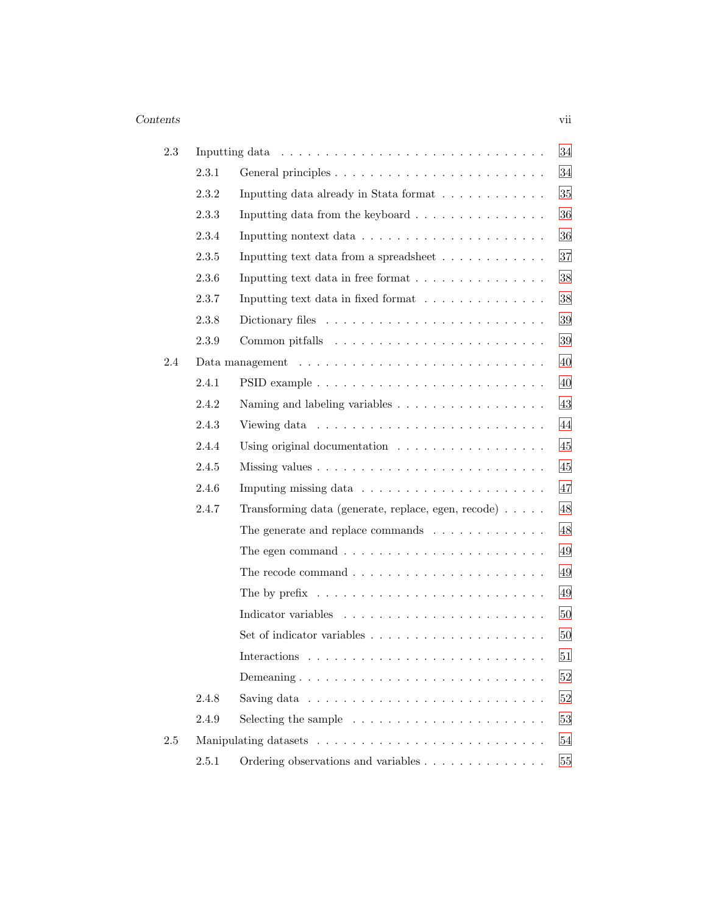2.3 Inputting data . . . . . . . . . . . . . . . . . . . . . . . . . . . . 34

 2.3.1 General principles . . . . . . . . . . . . . . . . . . . . . . . . 34

 2.3.2 Inputting data already in Stata format . . . . . . . . . . . . 35

 2.3.3 Inputting data from the keyboard . . . . . . . . . . . . . . . 36

 2.3.4 Inputting nontext data . . . . . . . . . . . . . . . . . . . . . 36

 2.3.5 Inputting text data from a spreadsheet . . . . . . . . . . . . 37

 2.3.6 Inputting text data in free format . . . . . . . . . . . . . . . 38

 2.3.7 Inputting text data in fixed format . . . . . . . . . . . . . . 38

 2.3.8 Dictionary files . . . . . . . . . . . . . . . . . . . . . . . . . 39

 2.3.9 Common pitfalls . . . . . . . . . . . . . . . . . . . . . . . . 39

2.4 Data management . . . . . . . . . . . . . . . . . . . . . . . . . . . 40

 2.4.1 PSID example . . . . . . . . . . . . . . . . . . . . . . . . . . 40

 2.4.2 Naming and labeling variables . . . . . . . . . . . . . . . . . 43

 2.4.3 Viewing data . . . . . . . . . . . . . . . . . . . . . . . . . . 44

 2.4.4 Using original documentation . . . . . . . . . . . . . . . . . 45

 2.4.5 Missing values . . . . . . . . . . . . . . . . . . . . . . . . . . 45

 2.4.6 Imputing missing data . . . . . . . . . . . . . . . . . . . . . 47

 2.4.7 Transforming data (generate, replace, egen, recode) . . . . . 48

  The generate and replace commands . . . . . . . . . . . . . 48

  The egen command . . . . . . . . . . . . . . . . . . . . . . . 49

  The recode command . . . . . . . . . . . . . . . . . . . . . . 49

  The by prefix . . . . . . . . . . . . . . . . . . . . . . . . . . 49

  Indicator variables . . . . . . . . . . . . . . . . . . . . . . . 50

  Set of indicator variables . . . . . . . . . . . . . . . . . . . . 50

  Interactions . . . . . . . . . . . . . . . . . . . . . . . . . . . 51

  Demeaning . . . . . . . . . . . . . . . . . . . . . . . . . . . . 52

 2.4.8 Saving data . . . . . . . . . . . . . . . . . . . . . . . . . . . 52

 2.4.9 Selecting the sample . . . . . . . . . . . . . . . . . . . . . . 53

2.5 Manipulating datasets . . . . . . . . . . . . . . . . . . . . . . . . . 54

 2.5.1 Ordering observations and variables . . . . . . . . . . . . . . 55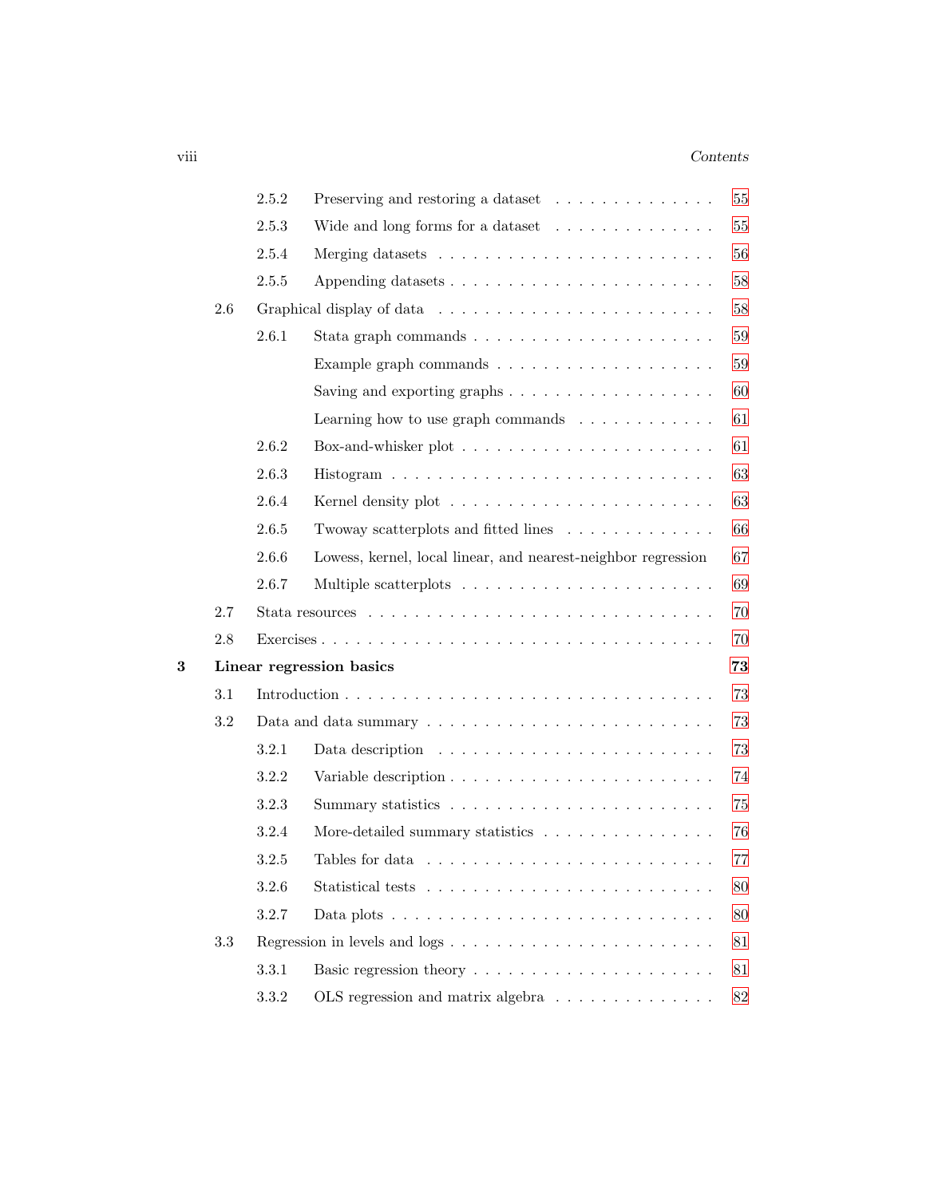| | | | |
|---|---|---|---|
| | 2.5.2 | Preserving and restoring a dataset | 55 |
| | 2.5.3 | Wide and long forms for a dataset | 55 |
| | 2.5.4 | Merging datasets | 56 |
| | 2.5.5 | Appending datasets | 58 |
| 2.6 | | Graphical display of data | 58 |
| | 2.6.1 | Stata graph commands | 59 |
| | | Example graph commands | 59 |
| | | Saving and exporting graphs | 60 |
| | | Learning how to use graph commands | 61 |
| | 2.6.2 | Box-and-whisker plot | 61 |
| | 2.6.3 | Histogram | 63 |
| | 2.6.4 | Kernel density plot | 63 |
| | 2.6.5 | Twoway scatterplots and fitted lines | 66 |
| | 2.6.6 | Lowess, kernel, local linear, and nearest-neighbor regression | 67 |
| | 2.6.7 | Multiple scatterplots | 69 |
| 2.7 | | Stata resources | 70 |
| 2.8 | | Exercises | 70 |
| **3** | | **Linear regression basics** | **73** |
| 3.1 | | Introduction | 73 |
| 3.2 | | Data and data summary | 73 |
| | 3.2.1 | Data description | 73 |
| | 3.2.2 | Variable description | 74 |
| | 3.2.3 | Summary statistics | 75 |
| | 3.2.4 | More-detailed summary statistics | 76 |
| | 3.2.5 | Tables for data | 77 |
| | 3.2.6 | Statistical tests | 80 |
| | 3.2.7 | Data plots | 80 |
| 3.3 | | Regression in levels and logs | 81 |
| | 3.3.1 | Basic regression theory | 81 |
| | 3.3.2 | OLS regression and matrix algebra | 82 |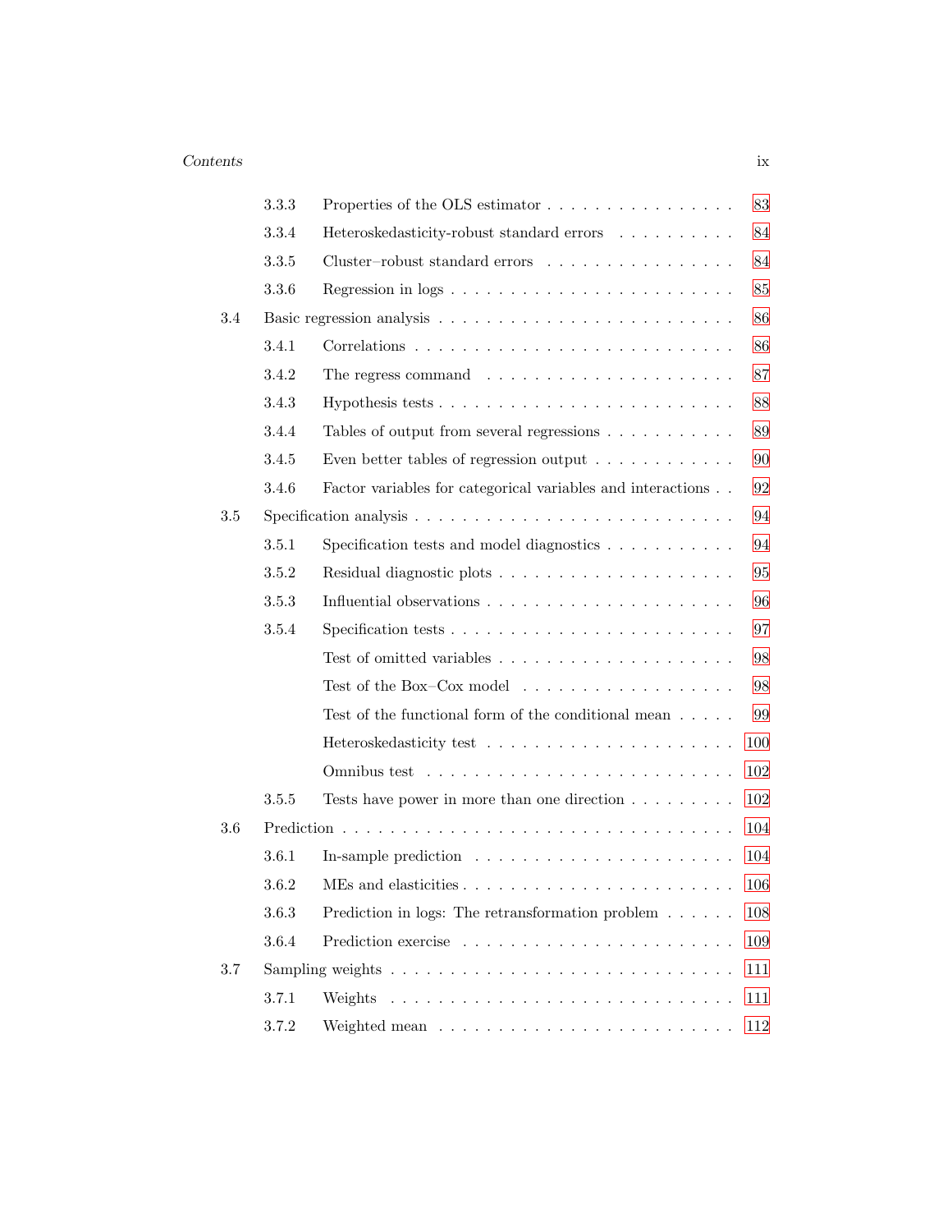| | | | |
|---|---|---|---|
| | 3.3.3 | Properties of the OLS estimator | 83 |
| | 3.3.4 | Heteroskedasticity-robust standard errors | 84 |
| | 3.3.5 | Cluster–robust standard errors | 84 |
| | 3.3.6 | Regression in logs | 85 |
| 3.4 | Basic regression analysis | | 86 |
| | 3.4.1 | Correlations | 86 |
| | 3.4.2 | The regress command | 87 |
| | 3.4.3 | Hypothesis tests | 88 |
| | 3.4.4 | Tables of output from several regressions | 89 |
| | 3.4.5 | Even better tables of regression output | 90 |
| | 3.4.6 | Factor variables for categorical variables and interactions | 92 |
| 3.5 | Specification analysis | | 94 |
| | 3.5.1 | Specification tests and model diagnostics | 94 |
| | 3.5.2 | Residual diagnostic plots | 95 |
| | 3.5.3 | Influential observations | 96 |
| | 3.5.4 | Specification tests | 97 |
| | | Test of omitted variables | 98 |
| | | Test of the Box–Cox model | 98 |
| | | Test of the functional form of the conditional mean | 99 |
| | | Heteroskedasticity test | 100 |
| | | Omnibus test | 102 |
| | 3.5.5 | Tests have power in more than one direction | 102 |
| 3.6 | Prediction | | 104 |
| | 3.6.1 | In-sample prediction | 104 |
| | 3.6.2 | MEs and elasticities | 106 |
| | 3.6.3 | Prediction in logs: The retransformation problem | 108 |
| | 3.6.4 | Prediction exercise | 109 |
| 3.7 | Sampling weights | | 111 |
| | 3.7.1 | Weights | 111 |
| | 3.7.2 | Weighted mean | 112 |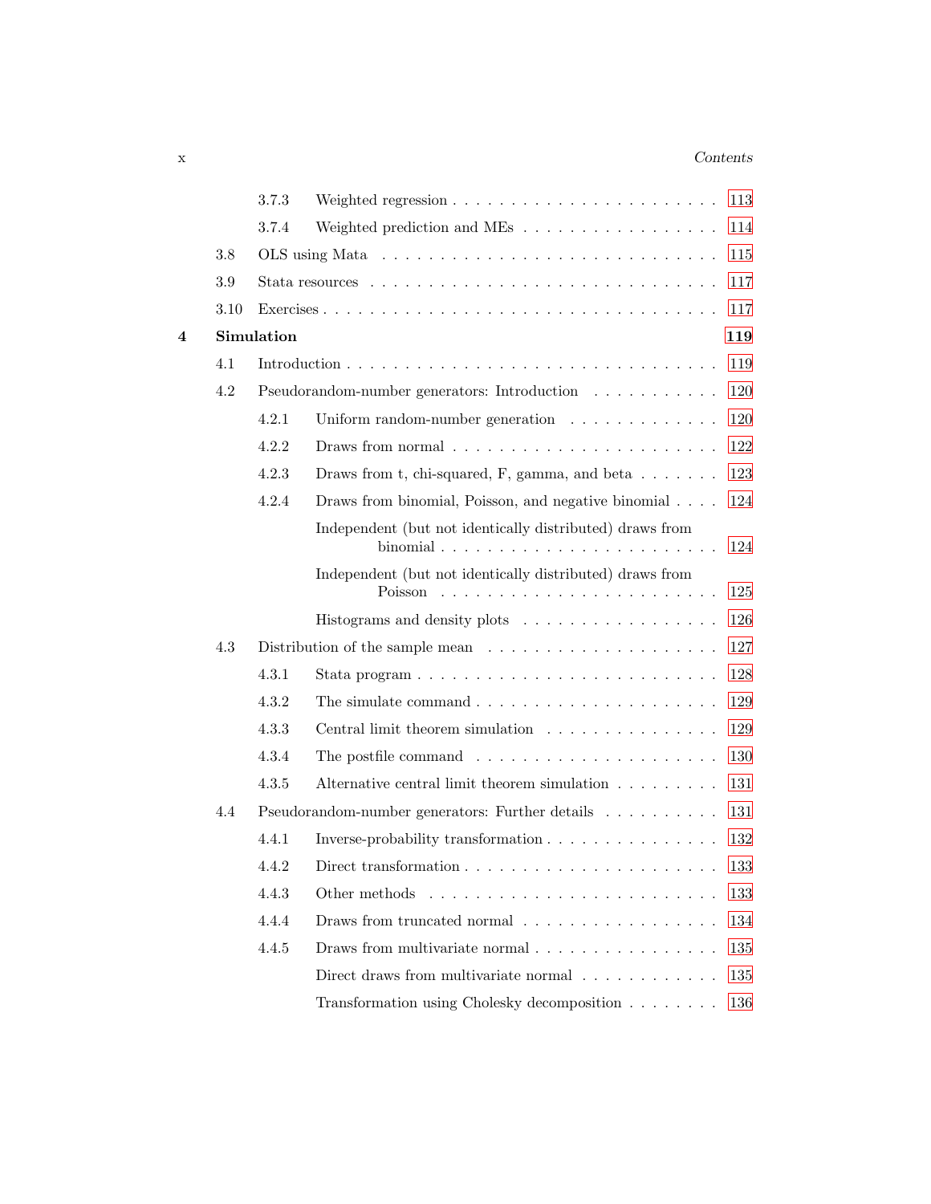3.7.3 Weighted regression . . . . . . . . . . . . . . . . . . . . . . 113

3.7.4 Weighted prediction and MEs . . . . . . . . . . . . . . . . 114

3.8 OLS using Mata . . . . . . . . . . . . . . . . . . . . . . . . . . . 115

3.9 Stata resources . . . . . . . . . . . . . . . . . . . . . . . . . . . 117

3.10 Exercises . . . . . . . . . . . . . . . . . . . . . . . . . . . . . . 117

**4 Simulation** **119**

4.1 Introduction . . . . . . . . . . . . . . . . . . . . . . . . . . . . 119

4.2 Pseudorandom-number generators: Introduction . . . . . . . . . . . 120

4.2.1 Uniform random-number generation . . . . . . . . . . . . . 120

4.2.2 Draws from normal . . . . . . . . . . . . . . . . . . . . . . 122

4.2.3 Draws from t, chi-squared, F, gamma, and beta . . . . . . . 123

4.2.4 Draws from binomial, Poisson, and negative binomial . . . . 124

Independent (but not identically distributed) draws from binomial . . . . . . . . . . . . . . . . . . . . . . . 124

Independent (but not identically distributed) draws from Poisson . . . . . . . . . . . . . . . . . . . . . . . 125

Histograms and density plots . . . . . . . . . . . . . . . . 126

4.3 Distribution of the sample mean . . . . . . . . . . . . . . . . . . . 127

4.3.1 Stata program . . . . . . . . . . . . . . . . . . . . . . . . . 128

4.3.2 The simulate command . . . . . . . . . . . . . . . . . . . . 129

4.3.3 Central limit theorem simulation . . . . . . . . . . . . . . . 129

4.3.4 The postfile command . . . . . . . . . . . . . . . . . . . . 130

4.3.5 Alternative central limit theorem simulation . . . . . . . . . 131

4.4 Pseudorandom-number generators: Further details . . . . . . . . . . 131

4.4.1 Inverse-probability transformation . . . . . . . . . . . . . . 132

4.4.2 Direct transformation . . . . . . . . . . . . . . . . . . . . . 133

4.4.3 Other methods . . . . . . . . . . . . . . . . . . . . . . . . 133

4.4.4 Draws from truncated normal . . . . . . . . . . . . . . . . 134

4.4.5 Draws from multivariate normal . . . . . . . . . . . . . . . 135

Direct draws from multivariate normal . . . . . . . . . . . . 135

Transformation using Cholesky decomposition . . . . . . . . 136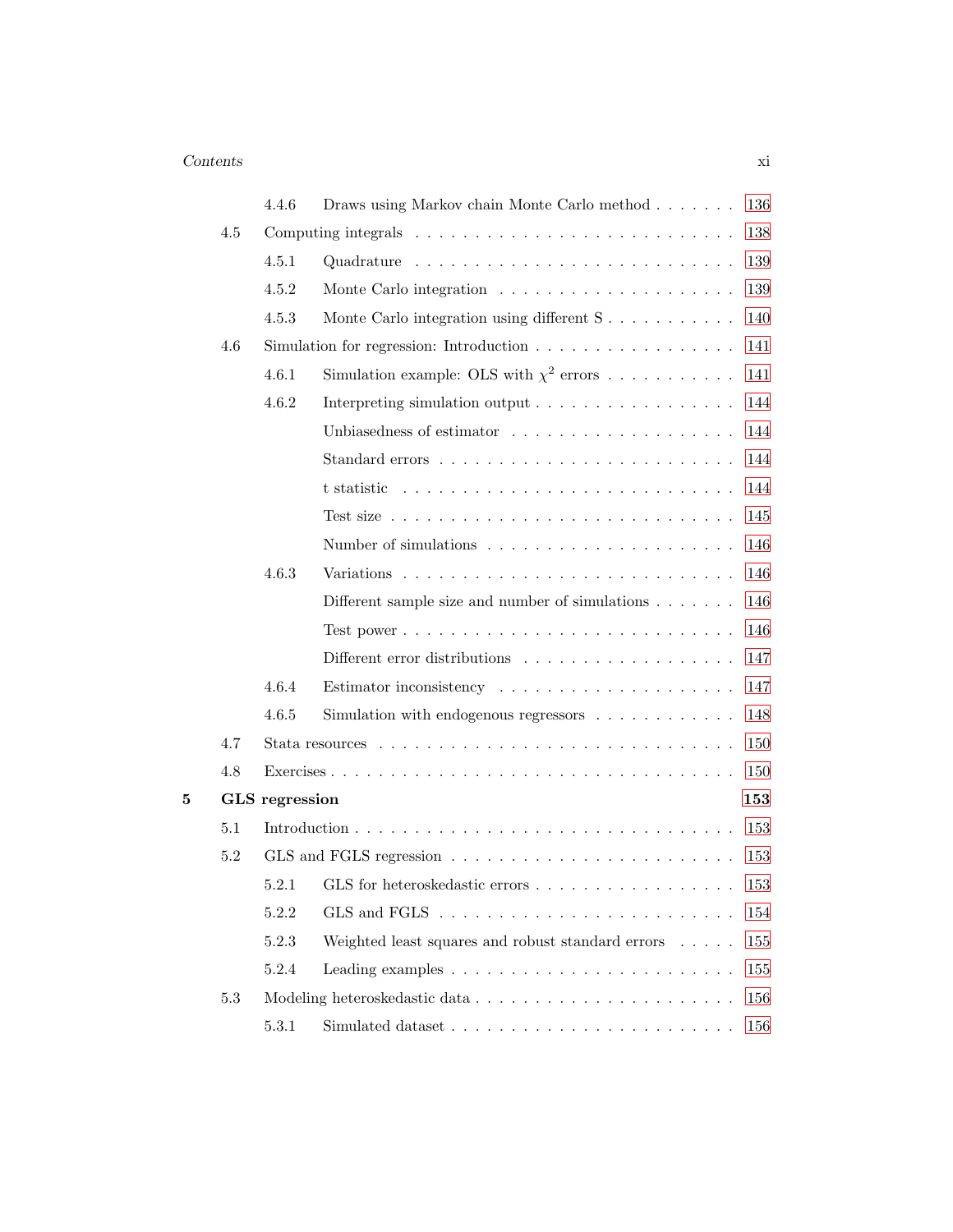- 4.4.6 Draws using Markov chain Monte Carlo method . . . . . . . 136
- 4.5 Computing integrals . . . . . . . . . . . . . . . . . . . . . . . . . 138
  - 4.5.1 Quadrature . . . . . . . . . . . . . . . . . . . . . . . . . 139
  - 4.5.2 Monte Carlo integration . . . . . . . . . . . . . . . . . . 139
  - 4.5.3 Monte Carlo integration using different S . . . . . . . . . . 140
- 4.6 Simulation for regression: Introduction . . . . . . . . . . . . . . . 141
  - 4.6.1 Simulation example: OLS with $\chi^2$ errors . . . . . . . . . . . 141
  - 4.6.2 Interpreting simulation output . . . . . . . . . . . . . . . . 144
    - Unbiasedness of estimator . . . . . . . . . . . . . . . . . . 144
    - Standard errors . . . . . . . . . . . . . . . . . . . . . . . 144
    - t statistic . . . . . . . . . . . . . . . . . . . . . . . . . . 144
    - Test size . . . . . . . . . . . . . . . . . . . . . . . . . . 145
    - Number of simulations . . . . . . . . . . . . . . . . . . . 146
  - 4.6.3 Variations . . . . . . . . . . . . . . . . . . . . . . . . . 146
    - Different sample size and number of simulations . . . . . . . 146
    - Test power . . . . . . . . . . . . . . . . . . . . . . . . . . 146
    - Different error distributions . . . . . . . . . . . . . . . . . 147
  - 4.6.4 Estimator inconsistency . . . . . . . . . . . . . . . . . . . 147
  - 4.6.5 Simulation with endogenous regressors . . . . . . . . . . . . 148
- 4.7 Stata resources . . . . . . . . . . . . . . . . . . . . . . . . . . . 150
- 4.8 Exercises . . . . . . . . . . . . . . . . . . . . . . . . . . . . . . 150

**5 GLS regression** **153**

- 5.1 Introduction . . . . . . . . . . . . . . . . . . . . . . . . . . . . . 153
- 5.2 GLS and FGLS regression . . . . . . . . . . . . . . . . . . . . . . 153
  - 5.2.1 GLS for heteroskedastic errors . . . . . . . . . . . . . . . . 153
  - 5.2.2 GLS and FGLS . . . . . . . . . . . . . . . . . . . . . . . . 154
  - 5.2.3 Weighted least squares and robust standard errors . . . . . 155
  - 5.2.4 Leading examples . . . . . . . . . . . . . . . . . . . . . . 155
- 5.3 Modeling heteroskedastic data . . . . . . . . . . . . . . . . . . . . 156
  - 5.3.1 Simulated dataset . . . . . . . . . . . . . . . . . . . . . . 156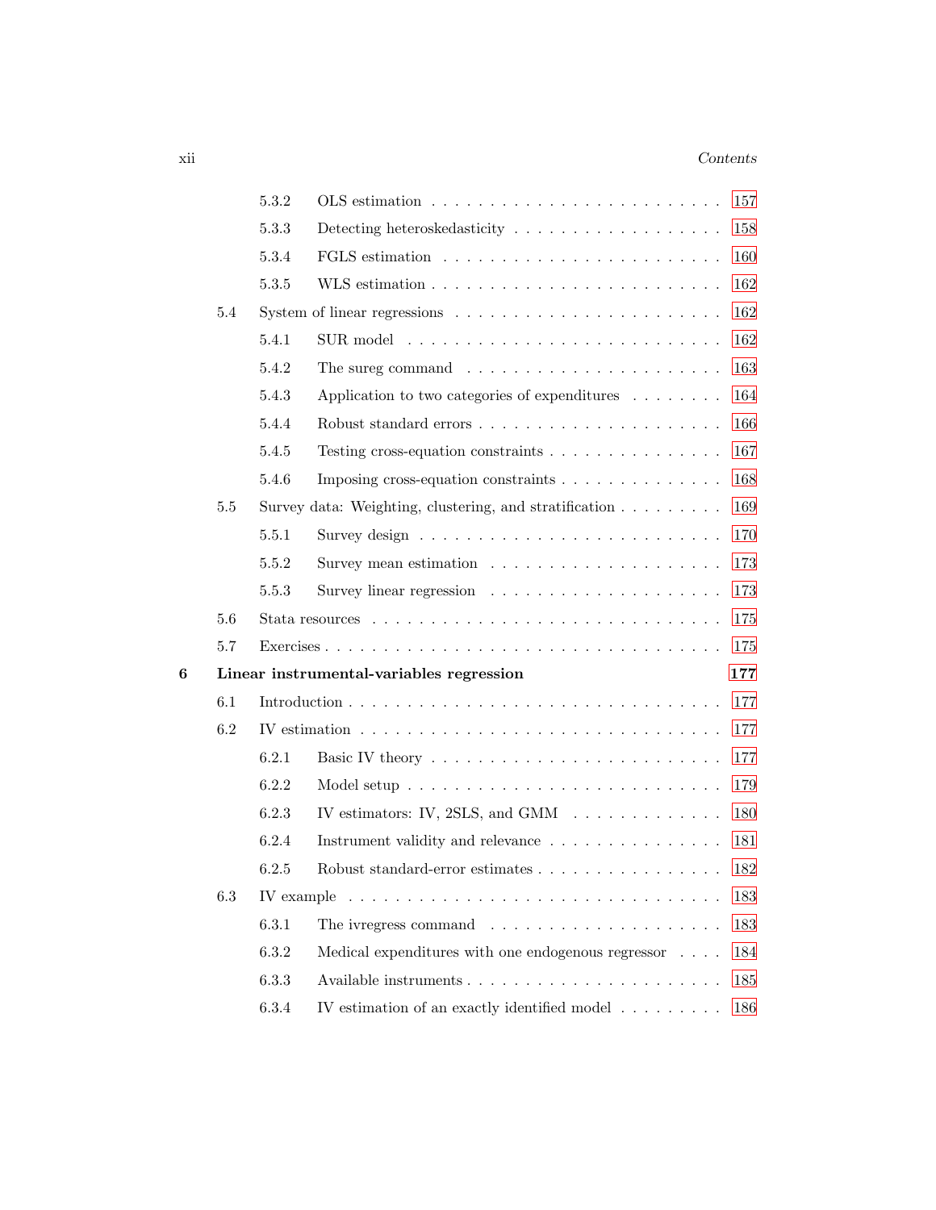5.3.2 OLS estimation . . . . . . . . . . . . . . . . . . . . . . . . 157

5.3.3 Detecting heteroskedasticity . . . . . . . . . . . . . . . . . 158

5.3.4 FGLS estimation . . . . . . . . . . . . . . . . . . . . . . . 160

5.3.5 WLS estimation . . . . . . . . . . . . . . . . . . . . . . . . 162

5.4 System of linear regressions . . . . . . . . . . . . . . . . . . . . 162

5.4.1 SUR model . . . . . . . . . . . . . . . . . . . . . . . . . . 162

5.4.2 The sureg command . . . . . . . . . . . . . . . . . . . . . 163

5.4.3 Application to two categories of expenditures . . . . . . . . 164

5.4.4 Robust standard errors . . . . . . . . . . . . . . . . . . . . 166

5.4.5 Testing cross-equation constraints . . . . . . . . . . . . . . 167

5.4.6 Imposing cross-equation constraints . . . . . . . . . . . . . 168

5.5 Survey data: Weighting, clustering, and stratification . . . . . . . . 169

5.5.1 Survey design . . . . . . . . . . . . . . . . . . . . . . . . . 170

5.5.2 Survey mean estimation . . . . . . . . . . . . . . . . . . . 173

5.5.3 Survey linear regression . . . . . . . . . . . . . . . . . . . 173

5.6 Stata resources . . . . . . . . . . . . . . . . . . . . . . . . . . . 175

5.7 Exercises . . . . . . . . . . . . . . . . . . . . . . . . . . . . . . 175

**6 Linear instrumental-variables regression 177**

6.1 Introduction . . . . . . . . . . . . . . . . . . . . . . . . . . . . . 177

6.2 IV estimation . . . . . . . . . . . . . . . . . . . . . . . . . . . . 177

6.2.1 Basic IV theory . . . . . . . . . . . . . . . . . . . . . . . . 177

6.2.2 Model setup . . . . . . . . . . . . . . . . . . . . . . . . . . 179

6.2.3 IV estimators: IV, 2SLS, and GMM . . . . . . . . . . . . . 180

6.2.4 Instrument validity and relevance . . . . . . . . . . . . . . 181

6.2.5 Robust standard-error estimates . . . . . . . . . . . . . . . 182

6.3 IV example . . . . . . . . . . . . . . . . . . . . . . . . . . . . . 183

6.3.1 The ivregress command . . . . . . . . . . . . . . . . . . . 183

6.3.2 Medical expenditures with one endogenous regressor . . . . 184

6.3.3 Available instruments . . . . . . . . . . . . . . . . . . . . . 185

6.3.4 IV estimation of an exactly identified model . . . . . . . . . 186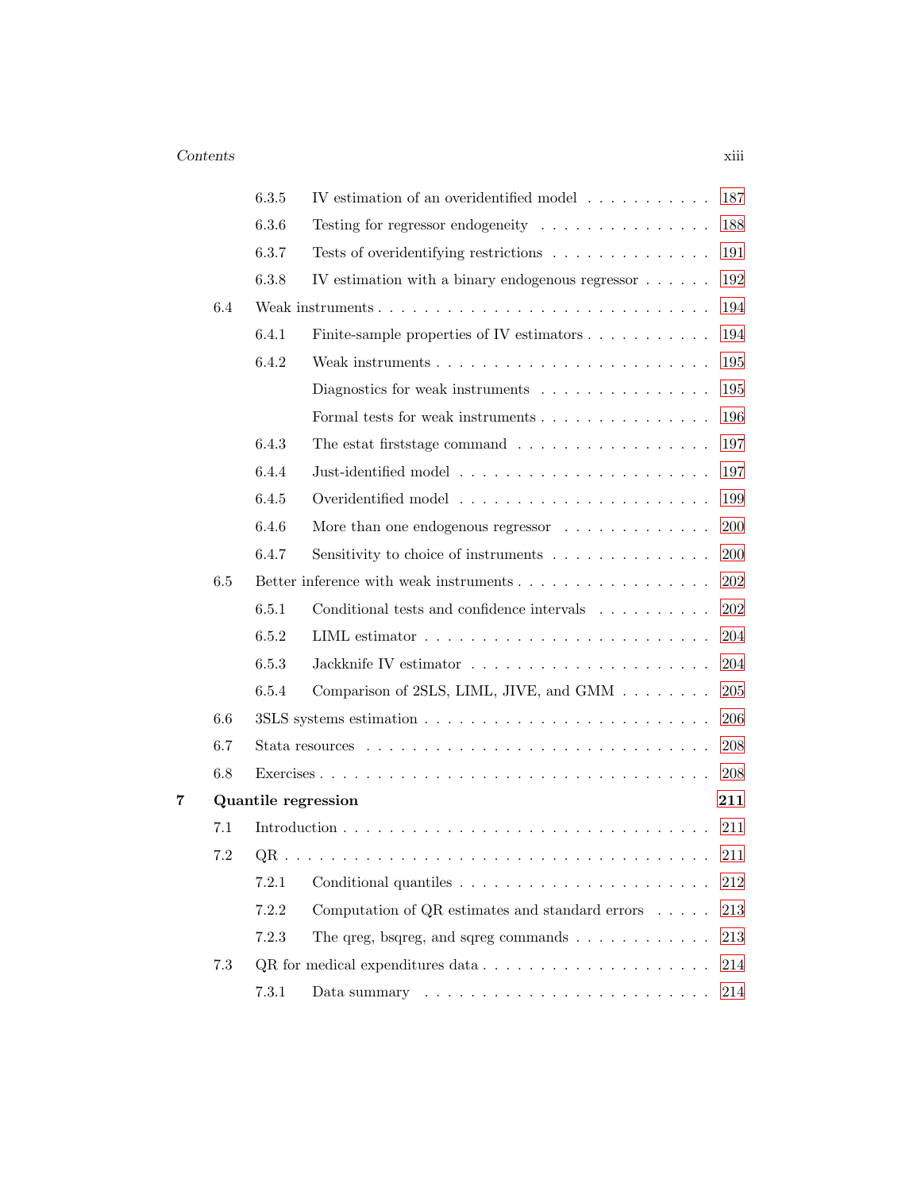|  |  |  |  |
|---|---|---|---|
|  | 6.3.5 | IV estimation of an overidentified model | 187 |
|  | 6.3.6 | Testing for regressor endogeneity | 188 |
|  | 6.3.7 | Tests of overidentifying restrictions | 191 |
|  | 6.3.8 | IV estimation with a binary endogenous regressor | 192 |
| 6.4 | Weak instruments |  | 194 |
|  | 6.4.1 | Finite-sample properties of IV estimators | 194 |
|  | 6.4.2 | Weak instruments | 195 |
|  |  | Diagnostics for weak instruments | 195 |
|  |  | Formal tests for weak instruments | 196 |
|  | 6.4.3 | The estat firststage command | 197 |
|  | 6.4.4 | Just-identified model | 197 |
|  | 6.4.5 | Overidentified model | 199 |
|  | 6.4.6 | More than one endogenous regressor | 200 |
|  | 6.4.7 | Sensitivity to choice of instruments | 200 |
| 6.5 | Better inference with weak instruments |  | 202 |
|  | 6.5.1 | Conditional tests and confidence intervals | 202 |
|  | 6.5.2 | LIML estimator | 204 |
|  | 6.5.3 | Jackknife IV estimator | 204 |
|  | 6.5.4 | Comparison of 2SLS, LIML, JIVE, and GMM | 205 |
| 6.6 | 3SLS systems estimation |  | 206 |
| 6.7 | Stata resources |  | 208 |
| 6.8 | Exercises |  | 208 |

**7 Quantile regression** **211**

|  |  |  |  |
|---|---|---|---|
| 7.1 | Introduction |  | 211 |
| 7.2 | QR |  | 211 |
|  | 7.2.1 | Conditional quantiles | 212 |
|  | 7.2.2 | Computation of QR estimates and standard errors | 213 |
|  | 7.2.3 | The qreg, bsqreg, and sqreg commands | 213 |
| 7.3 | QR for medical expenditures data |  | 214 |
|  | 7.3.1 | Data summary | 214 |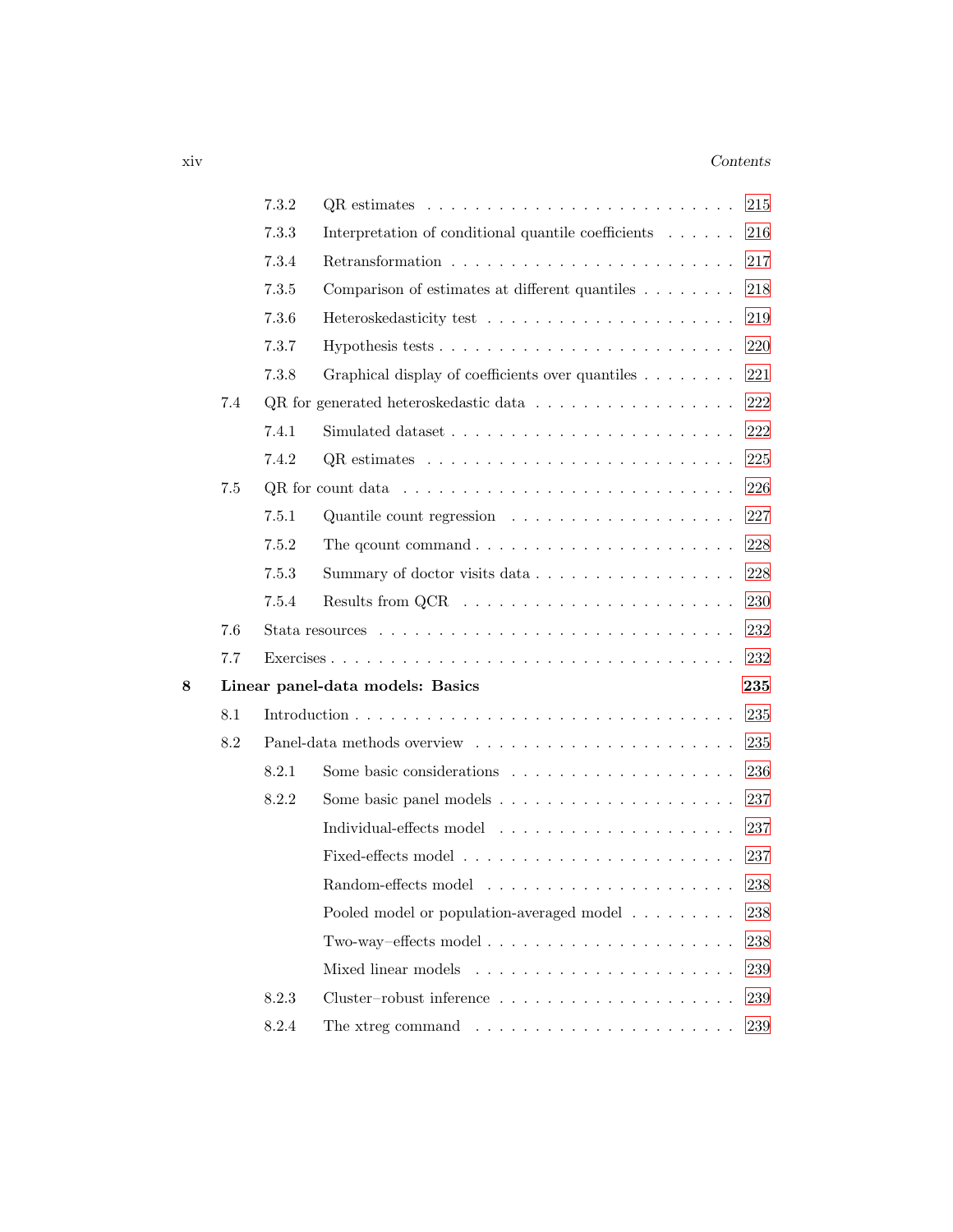- 7.3.2 QR estimates . . . . . . . . . . 215
- 7.3.3 Interpretation of conditional quantile coefficients . . . . . . 216
- 7.3.4 Retransformation . . . . . . . . . . 217
- 7.3.5 Comparison of estimates at different quantiles . . . . . . . . 218
- 7.3.6 Heteroskedasticity test . . . . . . . . . . 219
- 7.3.7 Hypothesis tests . . . . . . . . . . 220
- 7.3.8 Graphical display of coefficients over quantiles . . . . . . . . 221

7.4 QR for generated heteroskedastic data . . . . . . . . . . 222

- 7.4.1 Simulated dataset . . . . . . . . . . 222
- 7.4.2 QR estimates . . . . . . . . . . 225

7.5 QR for count data . . . . . . . . . . 226

- 7.5.1 Quantile count regression . . . . . . . . . . 227
- 7.5.2 The qcount command . . . . . . . . . . 228
- 7.5.3 Summary of doctor visits data . . . . . . . . . . 228
- 7.5.4 Results from QCR . . . . . . . . . . 230

7.6 Stata resources . . . . . . . . . . 232

7.7 Exercises . . . . . . . . . . 232

**8 Linear panel-data models: Basics** **235**

8.1 Introduction . . . . . . . . . . 235

8.2 Panel-data methods overview . . . . . . . . . . 235

- 8.2.1 Some basic considerations . . . . . . . . . . 236
- 8.2.2 Some basic panel models . . . . . . . . . . 237
  - Individual-effects model . . . . . . . . . . 237
  - Fixed-effects model . . . . . . . . . . 237
  - Random-effects model . . . . . . . . . . 238
  - Pooled model or population-averaged model . . . . . . . . . 238
  - Two-way–effects model . . . . . . . . . . 238
  - Mixed linear models . . . . . . . . . . 239
- 8.2.3 Cluster–robust inference . . . . . . . . . . 239
- 8.2.4 The xtreg command . . . . . . . . . . 239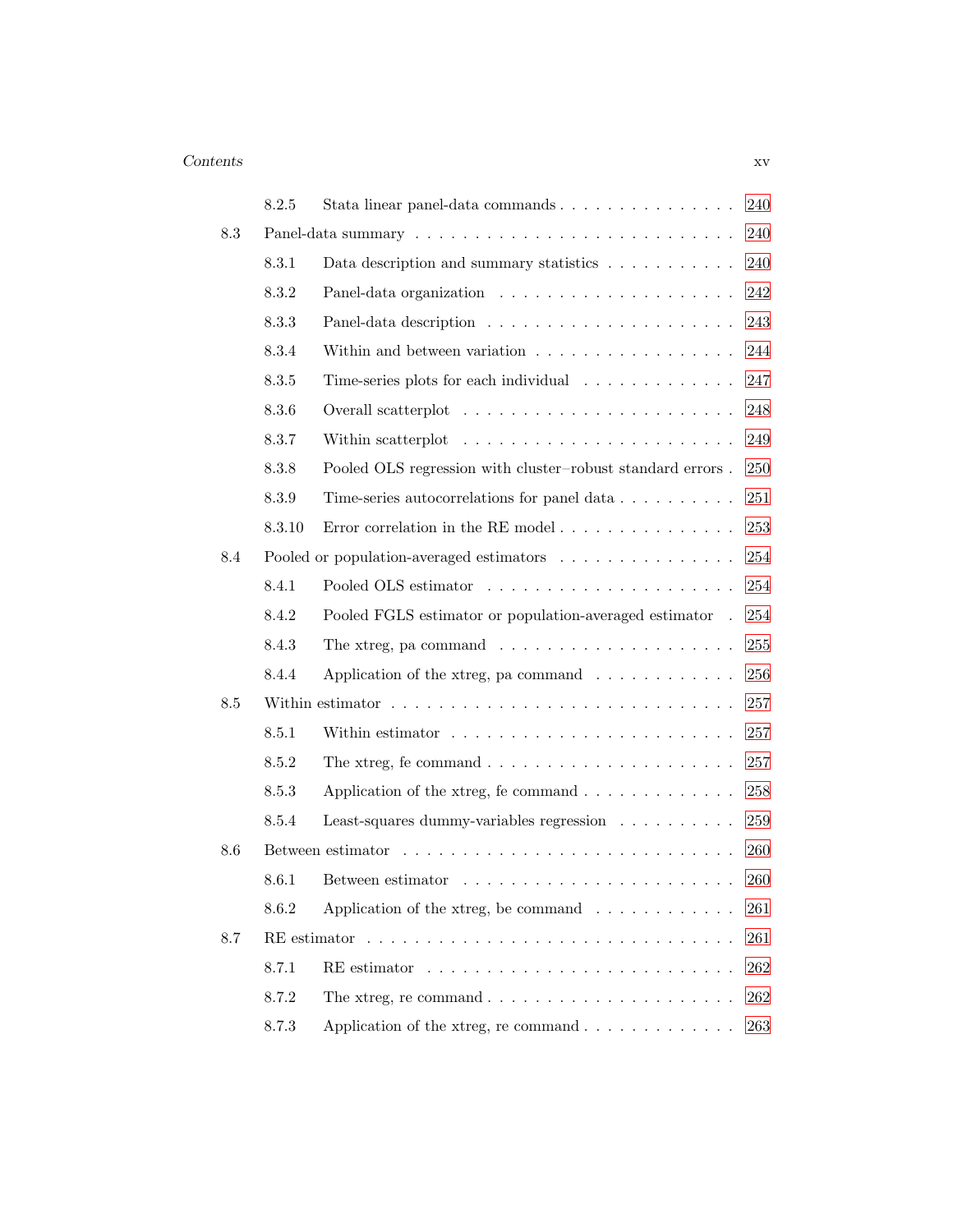8.2.5 Stata linear panel-data commands . . . . . . . . . . . . . . . . 240

8.3 Panel-data summary . . . . . . . . . . . . . . . . . . . . . . . . . 240

8.3.1 Data description and summary statistics . . . . . . . . . . . 240

8.3.2 Panel-data organization . . . . . . . . . . . . . . . . . . . 242

8.3.3 Panel-data description . . . . . . . . . . . . . . . . . . . . 243

8.3.4 Within and between variation . . . . . . . . . . . . . . . . . 244

8.3.5 Time-series plots for each individual . . . . . . . . . . . . . 247

8.3.6 Overall scatterplot . . . . . . . . . . . . . . . . . . . . . . 248

8.3.7 Within scatterplot . . . . . . . . . . . . . . . . . . . . . . 249

8.3.8 Pooled OLS regression with cluster–robust standard errors . 250

8.3.9 Time-series autocorrelations for panel data . . . . . . . . . . 251

8.3.10 Error correlation in the RE model . . . . . . . . . . . . . . . 253

8.4 Pooled or population-averaged estimators . . . . . . . . . . . . . . 254

8.4.1 Pooled OLS estimator . . . . . . . . . . . . . . . . . . . . . 254

8.4.2 Pooled FGLS estimator or population-averaged estimator . 254

8.4.3 The xtreg, pa command . . . . . . . . . . . . . . . . . . . . 255

8.4.4 Application of the xtreg, pa command . . . . . . . . . . . . 256

8.5 Within estimator . . . . . . . . . . . . . . . . . . . . . . . . . . . 257

8.5.1 Within estimator . . . . . . . . . . . . . . . . . . . . . . . 257

8.5.2 The xtreg, fe command . . . . . . . . . . . . . . . . . . . . 257

8.5.3 Application of the xtreg, fe command . . . . . . . . . . . . . 258

8.5.4 Least-squares dummy-variables regression . . . . . . . . . . 259

8.6 Between estimator . . . . . . . . . . . . . . . . . . . . . . . . . . 260

8.6.1 Between estimator . . . . . . . . . . . . . . . . . . . . . . . 260

8.6.2 Application of the xtreg, be command . . . . . . . . . . . . 261

8.7 RE estimator . . . . . . . . . . . . . . . . . . . . . . . . . . . . . 261

8.7.1 RE estimator . . . . . . . . . . . . . . . . . . . . . . . . . 262

8.7.2 The xtreg, re command . . . . . . . . . . . . . . . . . . . . 262

8.7.3 Application of the xtreg, re command . . . . . . . . . . . . . 263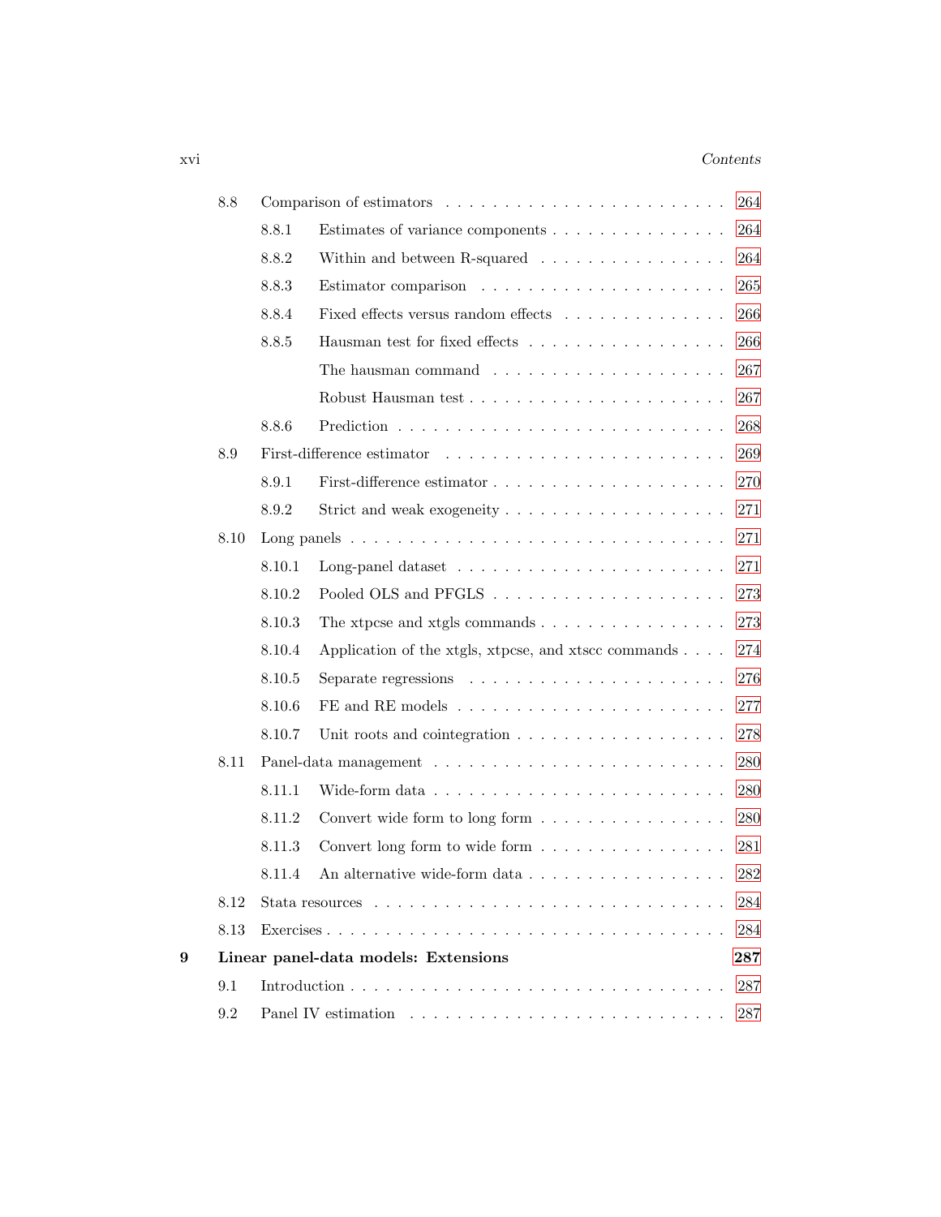| | | | |
|---|---|---|---|
| 8.8 | Comparison of estimators | | 264 |
| | 8.8.1 | Estimates of variance components | 264 |
| | 8.8.2 | Within and between R-squared | 264 |
| | 8.8.3 | Estimator comparison | 265 |
| | 8.8.4 | Fixed effects versus random effects | 266 |
| | 8.8.5 | Hausman test for fixed effects | 266 |
| | | The hausman command | 267 |
| | | Robust Hausman test | 267 |
| | 8.8.6 | Prediction | 268 |
| 8.9 | First-difference estimator | | 269 |
| | 8.9.1 | First-difference estimator | 270 |
| | 8.9.2 | Strict and weak exogeneity | 271 |
| 8.10 | Long panels | | 271 |
| | 8.10.1 | Long-panel dataset | 271 |
| | 8.10.2 | Pooled OLS and PFGLS | 273 |
| | 8.10.3 | The xtpcse and xtgls commands | 273 |
| | 8.10.4 | Application of the xtgls, xtpcse, and xtscc commands | 274 |
| | 8.10.5 | Separate regressions | 276 |
| | 8.10.6 | FE and RE models | 277 |
| | 8.10.7 | Unit roots and cointegration | 278 |
| 8.11 | Panel-data management | | 280 |
| | 8.11.1 | Wide-form data | 280 |
| | 8.11.2 | Convert wide form to long form | 280 |
| | 8.11.3 | Convert long form to wide form | 281 |
| | 8.11.4 | An alternative wide-form data | 282 |
| 8.12 | Stata resources | | 284 |
| 8.13 | Exercises | | 284 |

**9 Linear panel-data models: Extensions** **287**

| | | |
|---|---|---|
| 9.1 | Introduction | 287 |
| 9.2 | Panel IV estimation | 287 |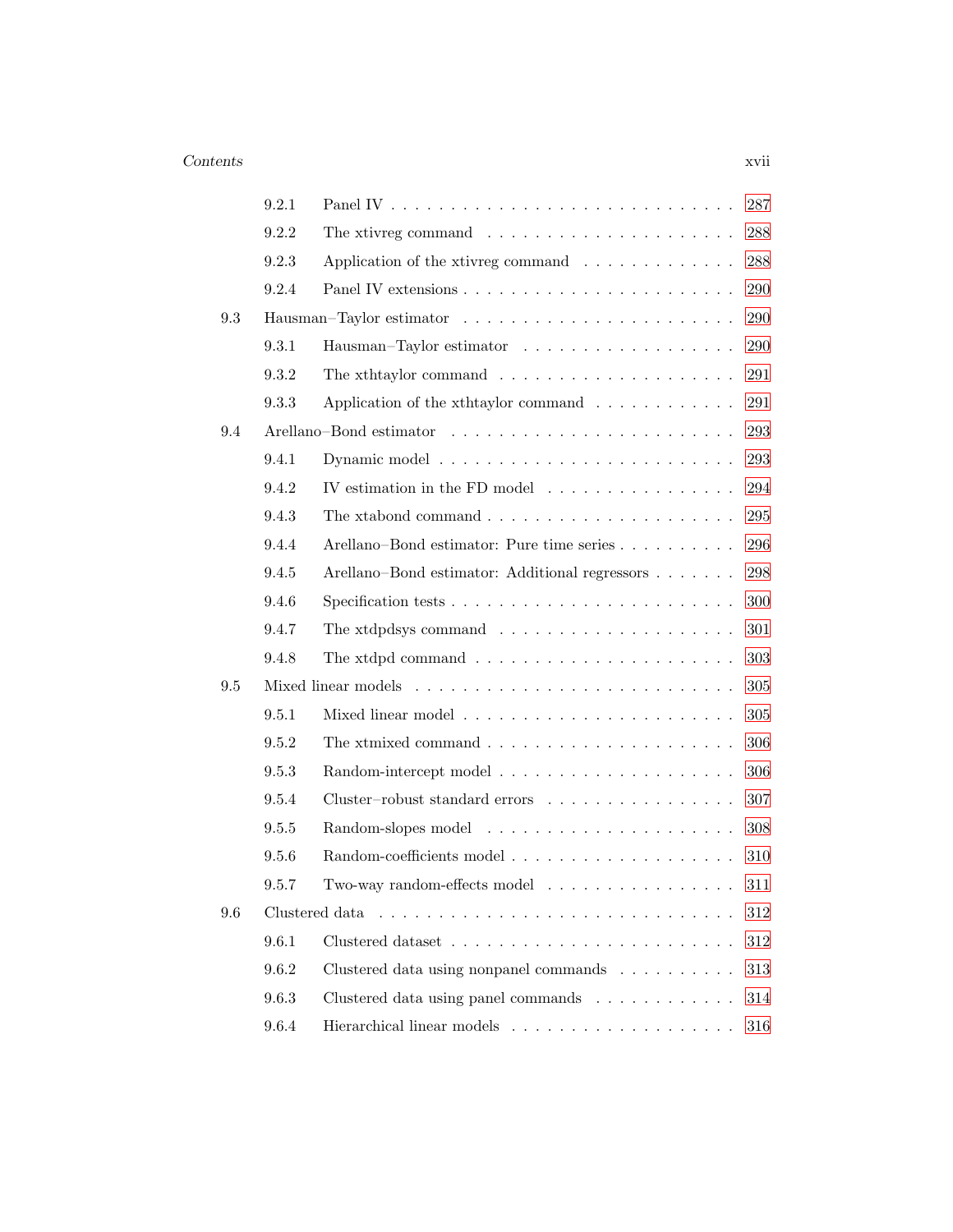9.2.1 Panel IV . . . . . . . . . . . . . . . . . . . . . . . . . . . 287

9.2.2 The xtivreg command . . . . . . . . . . . . . . . . . . . . 288

9.2.3 Application of the xtivreg command . . . . . . . . . . . . 288

9.2.4 Panel IV extensions . . . . . . . . . . . . . . . . . . . . . 290

9.3 Hausman–Taylor estimator . . . . . . . . . . . . . . . . . . . . . 290

9.3.1 Hausman–Taylor estimator . . . . . . . . . . . . . . . . . 290

9.3.2 The xthtaylor command . . . . . . . . . . . . . . . . . . . 291

9.3.3 Application of the xthtaylor command . . . . . . . . . . . 291

9.4 Arellano–Bond estimator . . . . . . . . . . . . . . . . . . . . . . 293

9.4.1 Dynamic model . . . . . . . . . . . . . . . . . . . . . . . . 293

9.4.2 IV estimation in the FD model . . . . . . . . . . . . . . . 294

9.4.3 The xtabond command . . . . . . . . . . . . . . . . . . . . 295

9.4.4 Arellano–Bond estimator: Pure time series . . . . . . . . . 296

9.4.5 Arellano–Bond estimator: Additional regressors . . . . . . 298

9.4.6 Specification tests . . . . . . . . . . . . . . . . . . . . . . 300

9.4.7 The xtdpdsys command . . . . . . . . . . . . . . . . . . . 301

9.4.8 The xtdpd command . . . . . . . . . . . . . . . . . . . . . 303

9.5 Mixed linear models . . . . . . . . . . . . . . . . . . . . . . . . . 305

9.5.1 Mixed linear model . . . . . . . . . . . . . . . . . . . . . . 305

9.5.2 The xtmixed command . . . . . . . . . . . . . . . . . . . . 306

9.5.3 Random-intercept model . . . . . . . . . . . . . . . . . . . 306

9.5.4 Cluster–robust standard errors . . . . . . . . . . . . . . . 307

9.5.5 Random-slopes model . . . . . . . . . . . . . . . . . . . . 308

9.5.6 Random-coefficients model . . . . . . . . . . . . . . . . . . 310

9.5.7 Two-way random-effects model . . . . . . . . . . . . . . . 311

9.6 Clustered data . . . . . . . . . . . . . . . . . . . . . . . . . . . . 312

9.6.1 Clustered dataset . . . . . . . . . . . . . . . . . . . . . . . 312

9.6.2 Clustered data using nonpanel commands . . . . . . . . . 313

9.6.3 Clustered data using panel commands . . . . . . . . . . . 314

9.6.4 Hierarchical linear models . . . . . . . . . . . . . . . . . . 316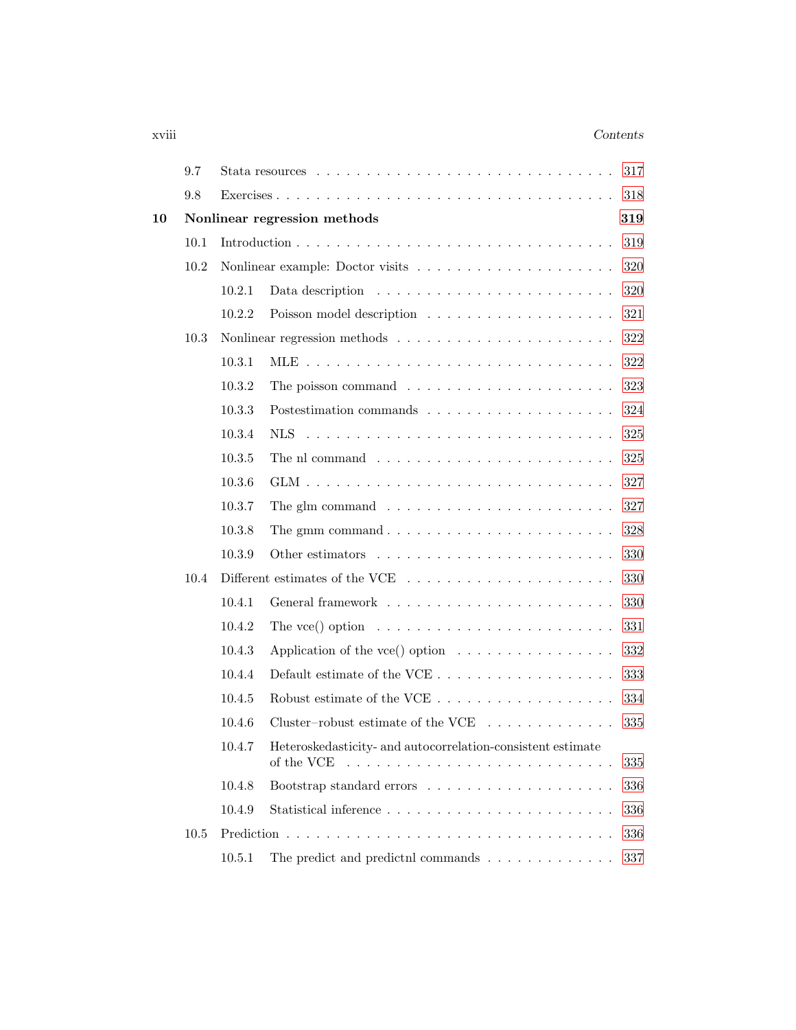9.7 Stata resources . . . . . . . . . . . . . . . . . . . . . . . . . . . . . 317

9.8 Exercises . . . . . . . . . . . . . . . . . . . . . . . . . . . . . . . . 318

**10 Nonlinear regression methods** **319**

10.1 Introduction . . . . . . . . . . . . . . . . . . . . . . . . . . . . . . . 319

10.2 Nonlinear example: Doctor visits . . . . . . . . . . . . . . . . . . . 320

10.2.1 Data description . . . . . . . . . . . . . . . . . . . . . . 320

10.2.2 Poisson model description . . . . . . . . . . . . . . . . . 321

10.3 Nonlinear regression methods . . . . . . . . . . . . . . . . . . . . . 322

10.3.1 MLE . . . . . . . . . . . . . . . . . . . . . . . . . . . . . 322

10.3.2 The poisson command . . . . . . . . . . . . . . . . . . . 323

10.3.3 Postestimation commands . . . . . . . . . . . . . . . . . 324

10.3.4 NLS . . . . . . . . . . . . . . . . . . . . . . . . . . . . . 325

10.3.5 The nl command . . . . . . . . . . . . . . . . . . . . . . 325

10.3.6 GLM . . . . . . . . . . . . . . . . . . . . . . . . . . . . . 327

10.3.7 The glm command . . . . . . . . . . . . . . . . . . . . . 327

10.3.8 The gmm command . . . . . . . . . . . . . . . . . . . . . 328

10.3.9 Other estimators . . . . . . . . . . . . . . . . . . . . . . 330

10.4 Different estimates of the VCE . . . . . . . . . . . . . . . . . . . . 330

10.4.1 General framework . . . . . . . . . . . . . . . . . . . . . 330

10.4.2 The vce() option . . . . . . . . . . . . . . . . . . . . . . 331

10.4.3 Application of the vce() option . . . . . . . . . . . . . . 332

10.4.4 Default estimate of the VCE . . . . . . . . . . . . . . . . 333

10.4.5 Robust estimate of the VCE . . . . . . . . . . . . . . . . 334

10.4.6 Cluster–robust estimate of the VCE . . . . . . . . . . . . 335

10.4.7 Heteroskedasticity- and autocorrelation-consistent estimate of the VCE . . . . . . . . . . . . . . . . . . . . . . . . . 335

10.4.8 Bootstrap standard errors . . . . . . . . . . . . . . . . . 336

10.4.9 Statistical inference . . . . . . . . . . . . . . . . . . . . . 336

10.5 Prediction . . . . . . . . . . . . . . . . . . . . . . . . . . . . . . . . 336

10.5.1 The predict and predictnl commands . . . . . . . . . . . 337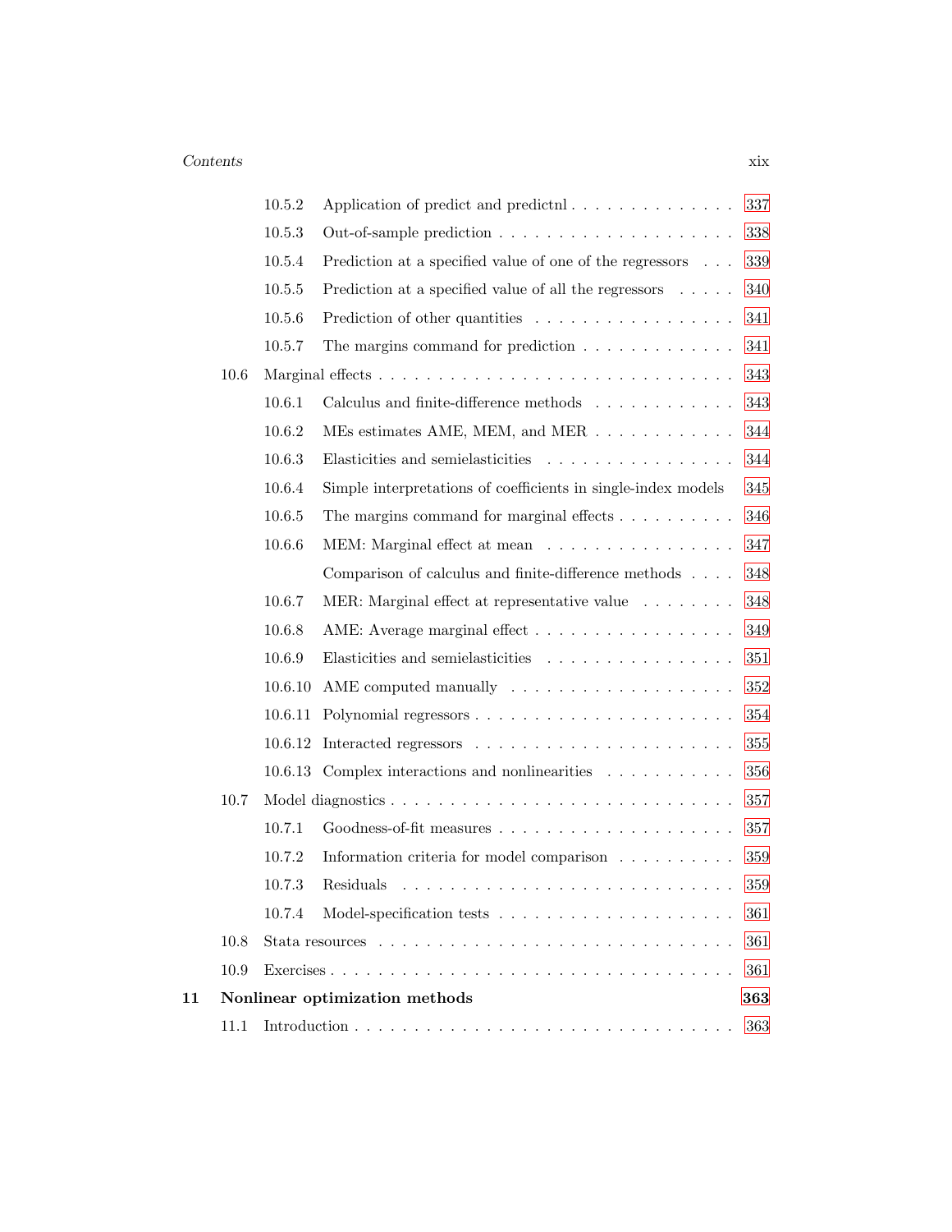10.5.2 Application of predict and predictnl . . . . . . . . . . . . . . 337

10.5.3 Out-of-sample prediction . . . . . . . . . . . . . . . . . . . . 338

10.5.4 Prediction at a specified value of one of the regressors . . . 339

10.5.5 Prediction at a specified value of all the regressors . . . . . 340

10.5.6 Prediction of other quantities . . . . . . . . . . . . . . . . . 341

10.5.7 The margins command for prediction . . . . . . . . . . . . . 341

10.6 Marginal effects . . . . . . . . . . . . . . . . . . . . . . . . . . . . 343

10.6.1 Calculus and finite-difference methods . . . . . . . . . . . . 343

10.6.2 MEs estimates AME, MEM, and MER . . . . . . . . . . . . 344

10.6.3 Elasticities and semielasticities . . . . . . . . . . . . . . . . 344

10.6.4 Simple interpretations of coefficients in single-index models 345

10.6.5 The margins command for marginal effects . . . . . . . . . . 346

10.6.6 MEM: Marginal effect at mean . . . . . . . . . . . . . . . . 347

Comparison of calculus and finite-difference methods . . . . 348

10.6.7 MER: Marginal effect at representative value . . . . . . . . 348

10.6.8 AME: Average marginal effect . . . . . . . . . . . . . . . . . 349

10.6.9 Elasticities and semielasticities . . . . . . . . . . . . . . . . 351

10.6.10 AME computed manually . . . . . . . . . . . . . . . . . . . 352

10.6.11 Polynomial regressors . . . . . . . . . . . . . . . . . . . . . 354

10.6.12 Interacted regressors . . . . . . . . . . . . . . . . . . . . . . 355

10.6.13 Complex interactions and nonlinearities . . . . . . . . . . . 356

10.7 Model diagnostics . . . . . . . . . . . . . . . . . . . . . . . . . . . 357

10.7.1 Goodness-of-fit measures . . . . . . . . . . . . . . . . . . . . 357

10.7.2 Information criteria for model comparison . . . . . . . . . . 359

10.7.3 Residuals . . . . . . . . . . . . . . . . . . . . . . . . . . . . 359

10.7.4 Model-specification tests . . . . . . . . . . . . . . . . . . . . 361

10.8 Stata resources . . . . . . . . . . . . . . . . . . . . . . . . . . . . 361

10.9 Exercises . . . . . . . . . . . . . . . . . . . . . . . . . . . . . . . . 361

**11 Nonlinear optimization methods** **363**

11.1 Introduction . . . . . . . . . . . . . . . . . . . . . . . . . . . . . . 363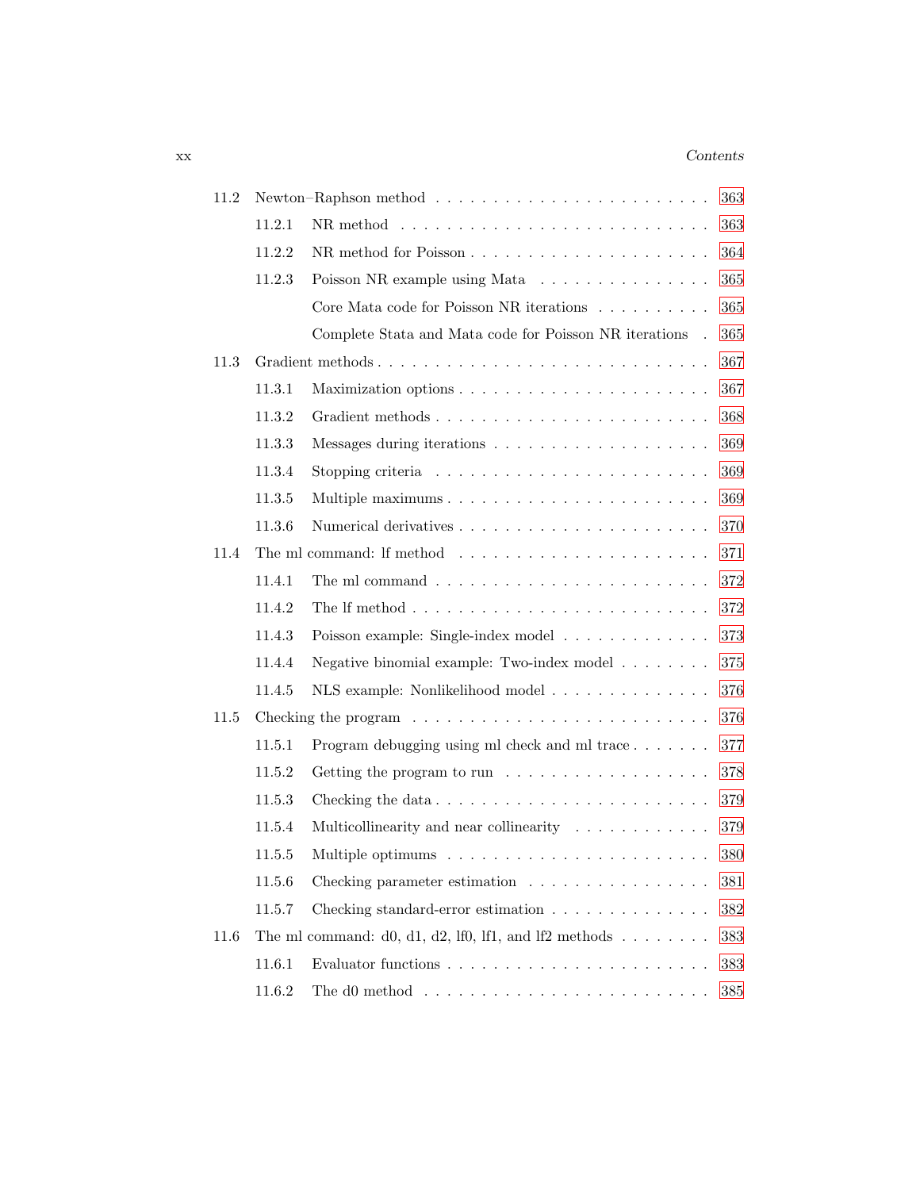11.2 Newton–Raphson method . . . . . . . . . . . . . . . . . . . . . . . . 363

11.2.1 NR method . . . . . . . . . . . . . . . . . . . . . . . . . 363

11.2.2 NR method for Poisson . . . . . . . . . . . . . . . . . . . . 364

11.2.3 Poisson NR example using Mata . . . . . . . . . . . . . . . 365

Core Mata code for Poisson NR iterations . . . . . . . . . . 365

Complete Stata and Mata code for Poisson NR iterations . 365

11.3 Gradient methods . . . . . . . . . . . . . . . . . . . . . . . . . . . 367

11.3.1 Maximization options . . . . . . . . . . . . . . . . . . . . . 367

11.3.2 Gradient methods . . . . . . . . . . . . . . . . . . . . . . . 368

11.3.3 Messages during iterations . . . . . . . . . . . . . . . . . . 369

11.3.4 Stopping criteria . . . . . . . . . . . . . . . . . . . . . . . 369

11.3.5 Multiple maximums . . . . . . . . . . . . . . . . . . . . . . 369

11.3.6 Numerical derivatives . . . . . . . . . . . . . . . . . . . . . 370

11.4 The ml command: lf method . . . . . . . . . . . . . . . . . . . . . 371

11.4.1 The ml command . . . . . . . . . . . . . . . . . . . . . . . 372

11.4.2 The lf method . . . . . . . . . . . . . . . . . . . . . . . . . 372

11.4.3 Poisson example: Single-index model . . . . . . . . . . . . 373

11.4.4 Negative binomial example: Two-index model . . . . . . . . 375

11.4.5 NLS example: Nonlikelihood model . . . . . . . . . . . . . . 376

11.5 Checking the program . . . . . . . . . . . . . . . . . . . . . . . . . 376

11.5.1 Program debugging using ml check and ml trace . . . . . . . 377

11.5.2 Getting the program to run . . . . . . . . . . . . . . . . . . 378

11.5.3 Checking the data . . . . . . . . . . . . . . . . . . . . . . . 379

11.5.4 Multicollinearity and near collinearity . . . . . . . . . . . . 379

11.5.5 Multiple optimums . . . . . . . . . . . . . . . . . . . . . . . 380

11.5.6 Checking parameter estimation . . . . . . . . . . . . . . . . 381

11.5.7 Checking standard-error estimation . . . . . . . . . . . . . . 382

11.6 The ml command: d0, d1, d2, lf0, lf1, and lf2 methods . . . . . . . . 383

11.6.1 Evaluator functions . . . . . . . . . . . . . . . . . . . . . . 383

11.6.2 The d0 method . . . . . . . . . . . . . . . . . . . . . . . . 385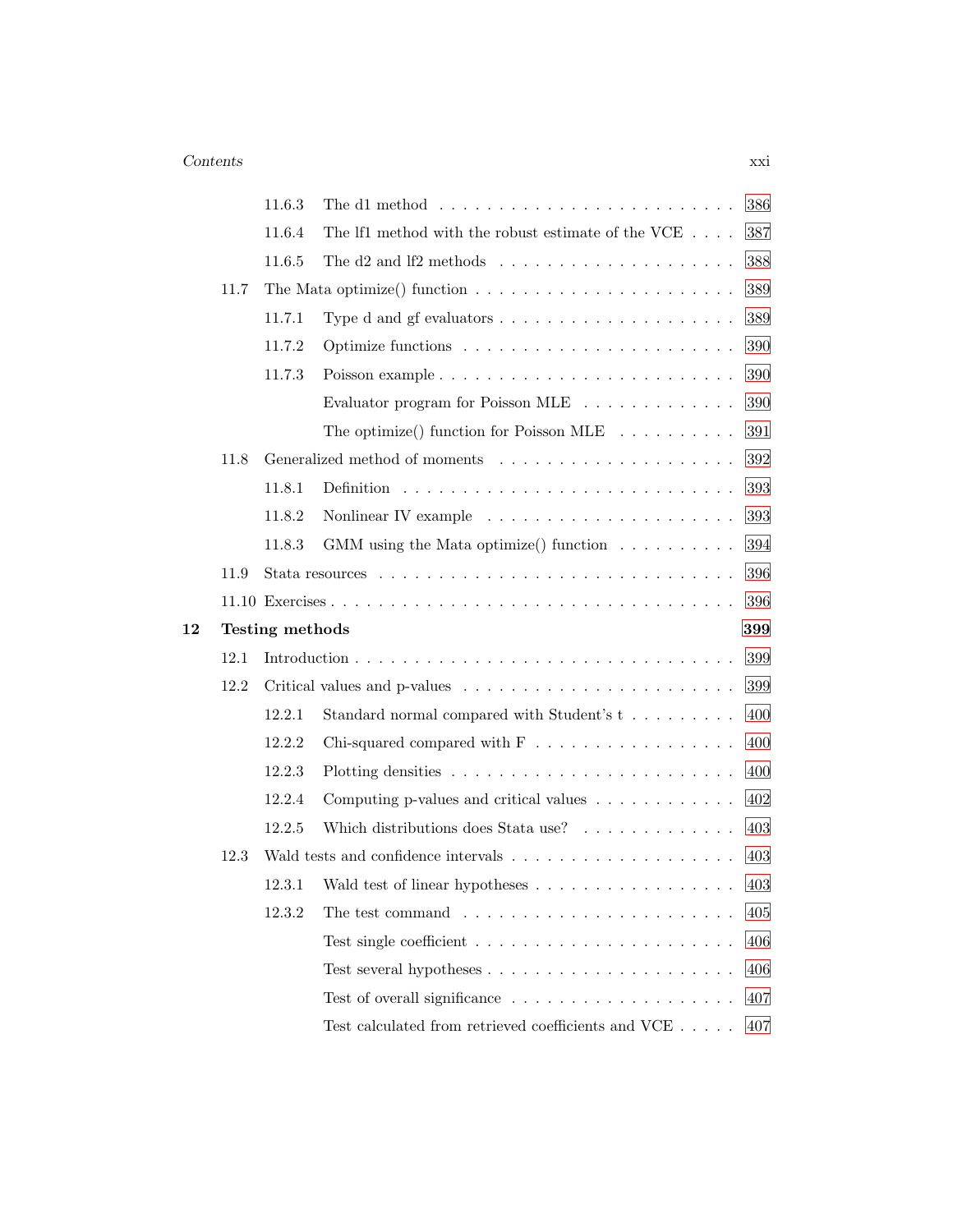11.6.3 The d1 method . . . . . . . . . . . . . . . . . . . . . . . . 386

11.6.4 The lf1 method with the robust estimate of the VCE . . . . 387

11.6.5 The d2 and lf2 methods . . . . . . . . . . . . . . . . . . . 388

11.7 The Mata optimize() function . . . . . . . . . . . . . . . . . . . . 389

11.7.1 Type d and gf evaluators . . . . . . . . . . . . . . . . . . 389

11.7.2 Optimize functions . . . . . . . . . . . . . . . . . . . . . 390

11.7.3 Poisson example . . . . . . . . . . . . . . . . . . . . . . . 390

Evaluator program for Poisson MLE . . . . . . . . . . . . . 390

The optimize() function for Poisson MLE . . . . . . . . . . 391

11.8 Generalized method of moments . . . . . . . . . . . . . . . . . . 392

11.8.1 Definition . . . . . . . . . . . . . . . . . . . . . . . . . . 393

11.8.2 Nonlinear IV example . . . . . . . . . . . . . . . . . . . . 393

11.8.3 GMM using the Mata optimize() function . . . . . . . . . . 394

11.9 Stata resources . . . . . . . . . . . . . . . . . . . . . . . . . . . 396

11.10 Exercises . . . . . . . . . . . . . . . . . . . . . . . . . . . . . . 396

**12 Testing methods** **399**

12.1 Introduction . . . . . . . . . . . . . . . . . . . . . . . . . . . . . 399

12.2 Critical values and p-values . . . . . . . . . . . . . . . . . . . . . 399

12.2.1 Standard normal compared with Student's t . . . . . . . . . 400

12.2.2 Chi-squared compared with F . . . . . . . . . . . . . . . . 400

12.2.3 Plotting densities . . . . . . . . . . . . . . . . . . . . . . . 400

12.2.4 Computing p-values and critical values . . . . . . . . . . . . 402

12.2.5 Which distributions does Stata use? . . . . . . . . . . . . . 403

12.3 Wald tests and confidence intervals . . . . . . . . . . . . . . . . . 403

12.3.1 Wald test of linear hypotheses . . . . . . . . . . . . . . . . 403

12.3.2 The test command . . . . . . . . . . . . . . . . . . . . . . 405

Test single coefficient . . . . . . . . . . . . . . . . . . . . . 406

Test several hypotheses . . . . . . . . . . . . . . . . . . . . 406

Test of overall significance . . . . . . . . . . . . . . . . . . 407

Test calculated from retrieved coefficients and VCE . . . . . 407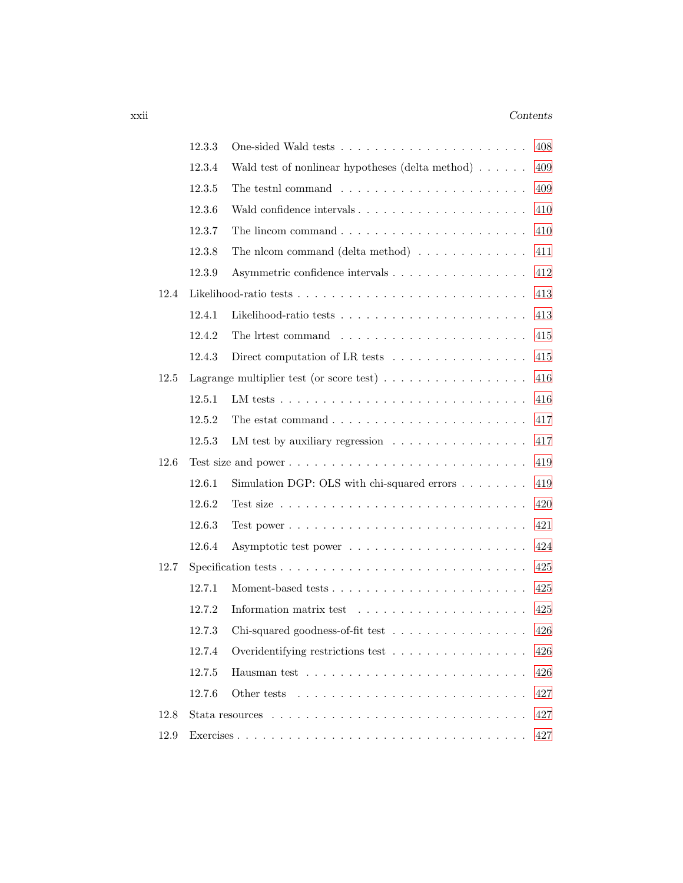| | | |
|---|---|---|
| 12.3.3 | One-sided Wald tests | 408 |
| 12.3.4 | Wald test of nonlinear hypotheses (delta method) | 409 |
| 12.3.5 | The testnl command | 409 |
| 12.3.6 | Wald confidence intervals | 410 |
| 12.3.7 | The lincom command | 410 |
| 12.3.8 | The nlcom command (delta method) | 411 |
| 12.3.9 | Asymmetric confidence intervals | 412 |
| 12.4 | Likelihood-ratio tests | 413 |
| 12.4.1 | Likelihood-ratio tests | 413 |
| 12.4.2 | The lrtest command | 415 |
| 12.4.3 | Direct computation of LR tests | 415 |
| 12.5 | Lagrange multiplier test (or score test) | 416 |
| 12.5.1 | LM tests | 416 |
| 12.5.2 | The estat command | 417 |
| 12.5.3 | LM test by auxiliary regression | 417 |
| 12.6 | Test size and power | 419 |
| 12.6.1 | Simulation DGP: OLS with chi-squared errors | 419 |
| 12.6.2 | Test size | 420 |
| 12.6.3 | Test power | 421 |
| 12.6.4 | Asymptotic test power | 424 |
| 12.7 | Specification tests | 425 |
| 12.7.1 | Moment-based tests | 425 |
| 12.7.2 | Information matrix test | 425 |
| 12.7.3 | Chi-squared goodness-of-fit test | 426 |
| 12.7.4 | Overidentifying restrictions test | 426 |
| 12.7.5 | Hausman test | 426 |
| 12.7.6 | Other tests | 427 |
| 12.8 | Stata resources | 427 |
| 12.9 | Exercises | 427 |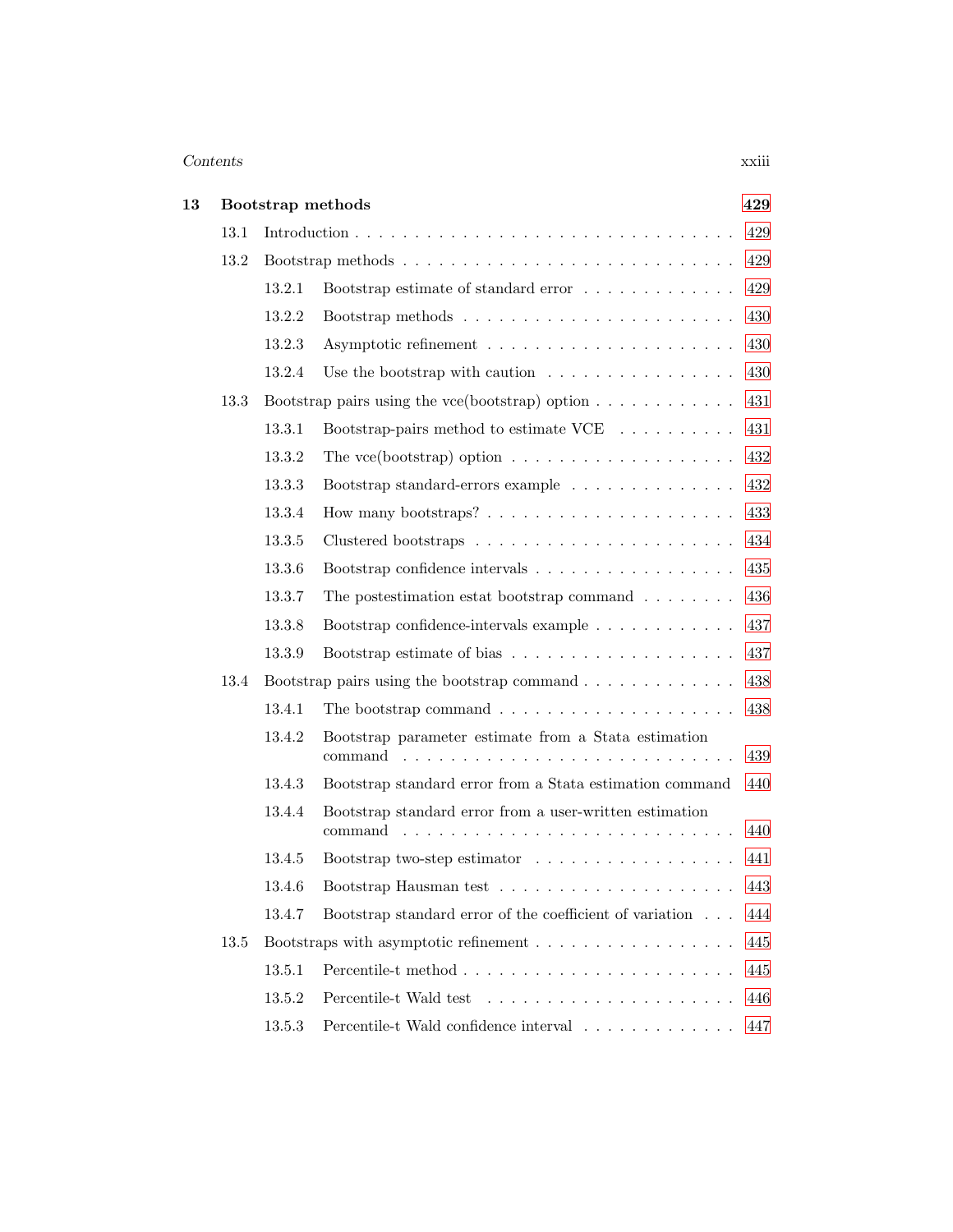| | | | |
|---|---|---|---|
| **13** | **Bootstrap methods** | | **429** |
| | 13.1 | Introduction | 429 |
| | 13.2 | Bootstrap methods | 429 |
| | 13.2.1 | Bootstrap estimate of standard error | 429 |
| | 13.2.2 | Bootstrap methods | 430 |
| | 13.2.3 | Asymptotic refinement | 430 |
| | 13.2.4 | Use the bootstrap with caution | 430 |
| | 13.3 | Bootstrap pairs using the vce(bootstrap) option | 431 |
| | 13.3.1 | Bootstrap-pairs method to estimate VCE | 431 |
| | 13.3.2 | The vce(bootstrap) option | 432 |
| | 13.3.3 | Bootstrap standard-errors example | 432 |
| | 13.3.4 | How many bootstraps? | 433 |
| | 13.3.5 | Clustered bootstraps | 434 |
| | 13.3.6 | Bootstrap confidence intervals | 435 |
| | 13.3.7 | The postestimation estat bootstrap command | 436 |
| | 13.3.8 | Bootstrap confidence-intervals example | 437 |
| | 13.3.9 | Bootstrap estimate of bias | 437 |
| | 13.4 | Bootstrap pairs using the bootstrap command | 438 |
| | 13.4.1 | The bootstrap command | 438 |
| | 13.4.2 | Bootstrap parameter estimate from a Stata estimation command | 439 |
| | 13.4.3 | Bootstrap standard error from a Stata estimation command | 440 |
| | 13.4.4 | Bootstrap standard error from a user-written estimation command | 440 |
| | 13.4.5 | Bootstrap two-step estimator | 441 |
| | 13.4.6 | Bootstrap Hausman test | 443 |
| | 13.4.7 | Bootstrap standard error of the coefficient of variation | 444 |
| | 13.5 | Bootstraps with asymptotic refinement | 445 |
| | 13.5.1 | Percentile-t method | 445 |
| | 13.5.2 | Percentile-t Wald test | 446 |
| | 13.5.3 | Percentile-t Wald confidence interval | 447 |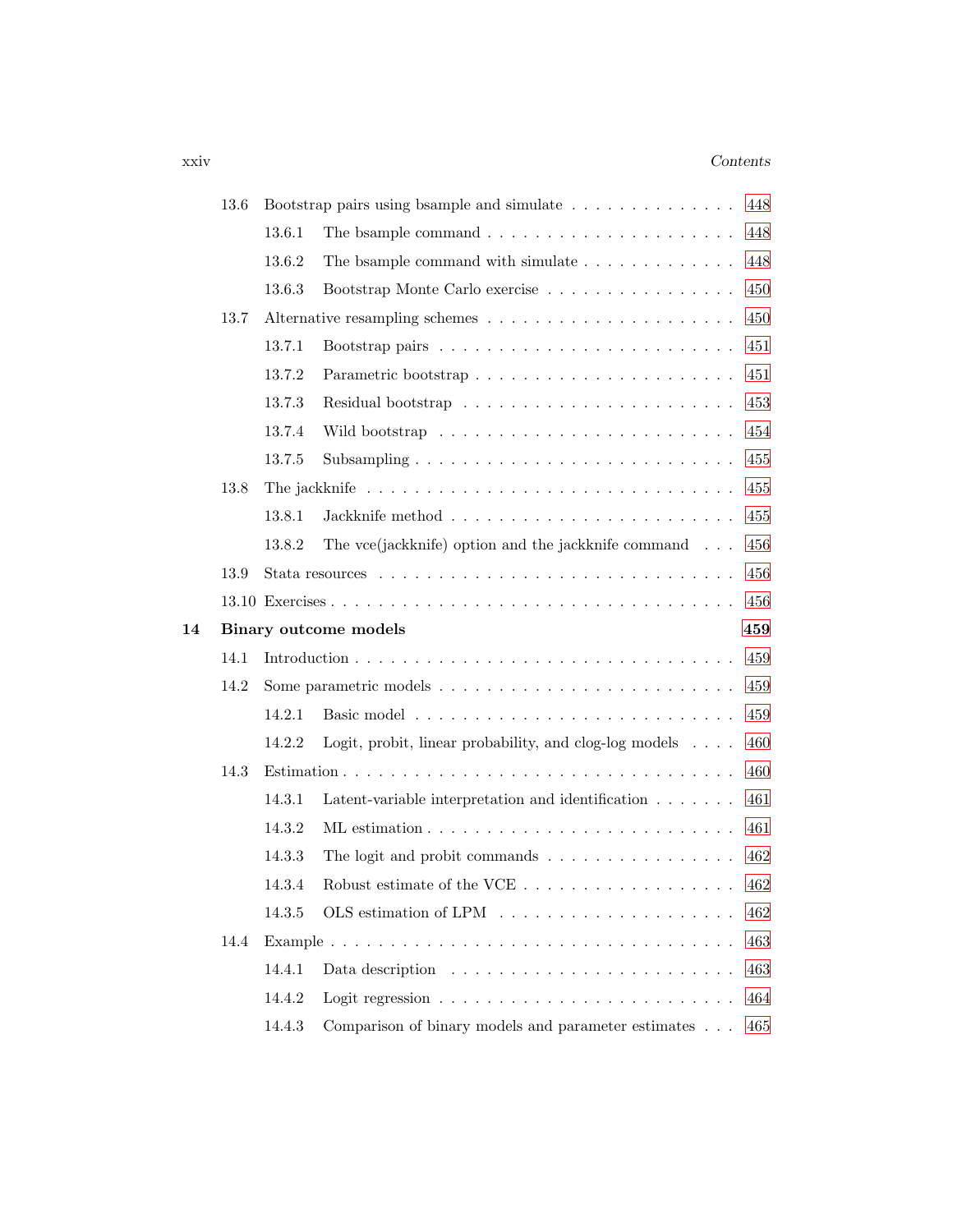- 13.6 Bootstrap pairs using bsample and simulate . . . . . . . . . . . . . . . 448
  - 13.6.1 The bsample command . . . . . . . . . . . . . . . . . . . . . . 448
  - 13.6.2 The bsample command with simulate . . . . . . . . . . . . . 448
  - 13.6.3 Bootstrap Monte Carlo exercise . . . . . . . . . . . . . . . . 450
- 13.7 Alternative resampling schemes . . . . . . . . . . . . . . . . . . . . . 450
  - 13.7.1 Bootstrap pairs . . . . . . . . . . . . . . . . . . . . . . . . . 451
  - 13.7.2 Parametric bootstrap . . . . . . . . . . . . . . . . . . . . . . 451
  - 13.7.3 Residual bootstrap . . . . . . . . . . . . . . . . . . . . . . . 453
  - 13.7.4 Wild bootstrap . . . . . . . . . . . . . . . . . . . . . . . . . 454
  - 13.7.5 Subsampling . . . . . . . . . . . . . . . . . . . . . . . . . . 455
- 13.8 The jackknife . . . . . . . . . . . . . . . . . . . . . . . . . . . . . . 455
  - 13.8.1 Jackknife method . . . . . . . . . . . . . . . . . . . . . . . . 455
  - 13.8.2 The vce(jackknife) option and the jackknife command . . . 456
- 13.9 Stata resources . . . . . . . . . . . . . . . . . . . . . . . . . . . . . 456
- 13.10 Exercises . . . . . . . . . . . . . . . . . . . . . . . . . . . . . . . . 456

**14 Binary outcome models** **459**

- 14.1 Introduction . . . . . . . . . . . . . . . . . . . . . . . . . . . . . . . 459
- 14.2 Some parametric models . . . . . . . . . . . . . . . . . . . . . . . . . 459
  - 14.2.1 Basic model . . . . . . . . . . . . . . . . . . . . . . . . . . . 459
  - 14.2.2 Logit, probit, linear probability, and clog-log models . . . . 460
- 14.3 Estimation . . . . . . . . . . . . . . . . . . . . . . . . . . . . . . . . 460
  - 14.3.1 Latent-variable interpretation and identification . . . . . . . 461
  - 14.3.2 ML estimation . . . . . . . . . . . . . . . . . . . . . . . . . . 461
  - 14.3.3 The logit and probit commands . . . . . . . . . . . . . . . . 462
  - 14.3.4 Robust estimate of the VCE . . . . . . . . . . . . . . . . . . 462
  - 14.3.5 OLS estimation of LPM . . . . . . . . . . . . . . . . . . . . 462
- 14.4 Example . . . . . . . . . . . . . . . . . . . . . . . . . . . . . . . . . 463
  - 14.4.1 Data description . . . . . . . . . . . . . . . . . . . . . . . . 463
  - 14.4.2 Logit regression . . . . . . . . . . . . . . . . . . . . . . . . . 464
  - 14.4.3 Comparison of binary models and parameter estimates . . . 465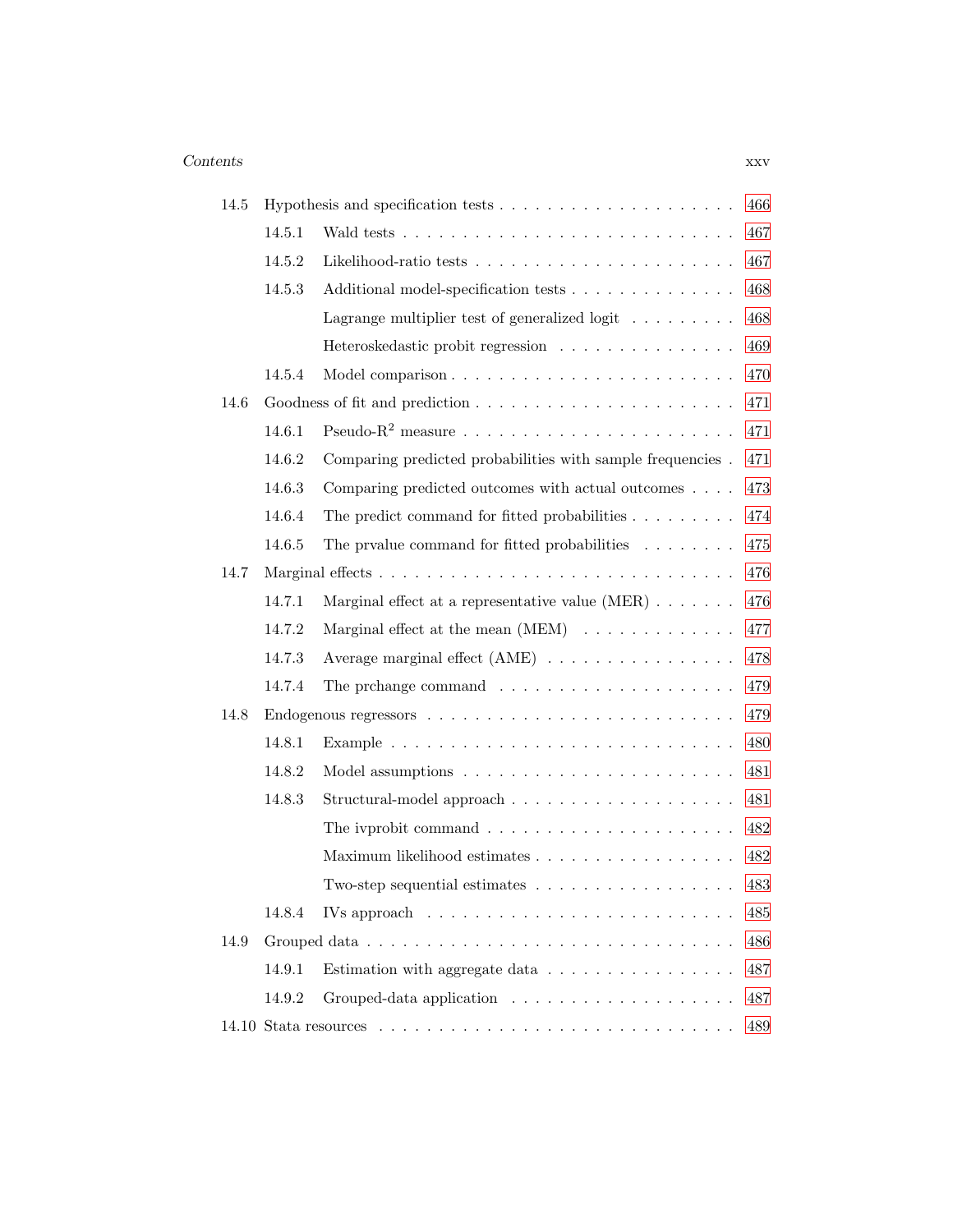14.5 Hypothesis and specification tests . . . . . . . . . . . . . . . . . . . . 466

- 14.5.1 Wald tests . . . . . . . . . . . . . . . . . . . . . . . . . . . 467
- 14.5.2 Likelihood-ratio tests . . . . . . . . . . . . . . . . . . . . . 467
- 14.5.3 Additional model-specification tests . . . . . . . . . . . . . . 468
  - Lagrange multiplier test of generalized logit . . . . . . . . . 468
  - Heteroskedastic probit regression . . . . . . . . . . . . . . 469
- 14.5.4 Model comparison . . . . . . . . . . . . . . . . . . . . . . 470

14.6 Goodness of fit and prediction . . . . . . . . . . . . . . . . . . . . 471

- 14.6.1 Pseudo-$R^2$ measure . . . . . . . . . . . . . . . . . . . . . 471
- 14.6.2 Comparing predicted probabilities with sample frequencies . 471
- 14.6.3 Comparing predicted outcomes with actual outcomes . . . . 473
- 14.6.4 The predict command for fitted probabilities . . . . . . . . . 474
- 14.6.5 The prvalue command for fitted probabilities . . . . . . . . 475

14.7 Marginal effects . . . . . . . . . . . . . . . . . . . . . . . . . . . 476

- 14.7.1 Marginal effect at a representative value (MER) . . . . . . . 476
- 14.7.2 Marginal effect at the mean (MEM) . . . . . . . . . . . . . 477
- 14.7.3 Average marginal effect (AME) . . . . . . . . . . . . . . . . 478
- 14.7.4 The prchange command . . . . . . . . . . . . . . . . . . . 479

14.8 Endogenous regressors . . . . . . . . . . . . . . . . . . . . . . . . 479

- 14.8.1 Example . . . . . . . . . . . . . . . . . . . . . . . . . . . . 480
- 14.8.2 Model assumptions . . . . . . . . . . . . . . . . . . . . . . 481
- 14.8.3 Structural-model approach . . . . . . . . . . . . . . . . . . 481
  - The ivprobit command . . . . . . . . . . . . . . . . . . . . 482
  - Maximum likelihood estimates . . . . . . . . . . . . . . . . . 482
  - Two-step sequential estimates . . . . . . . . . . . . . . . . 483
- 14.8.4 IVs approach . . . . . . . . . . . . . . . . . . . . . . . . . 485

14.9 Grouped data . . . . . . . . . . . . . . . . . . . . . . . . . . . . . 486

- 14.9.1 Estimation with aggregate data . . . . . . . . . . . . . . . . 487
- 14.9.2 Grouped-data application . . . . . . . . . . . . . . . . . . . 487

14.10 Stata resources . . . . . . . . . . . . . . . . . . . . . . . . . . . . 489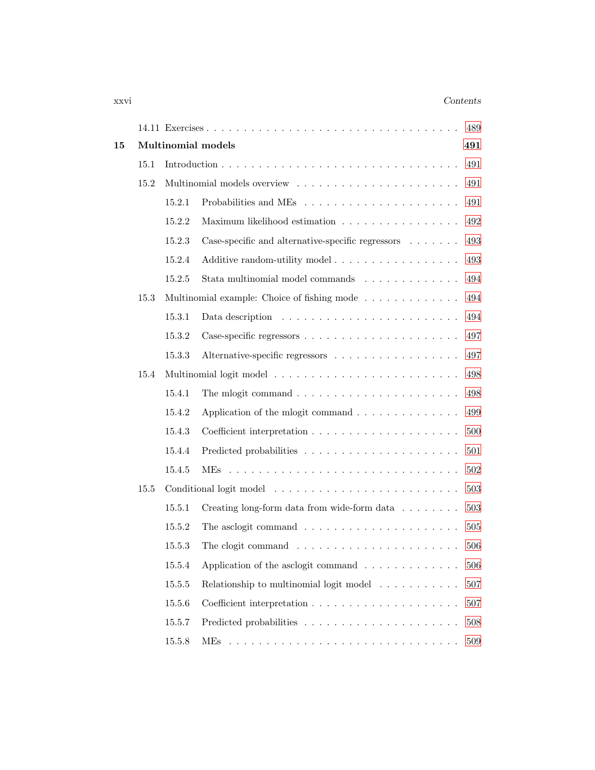14.11 Exercises . . . . . . . . . . . . . . . . . . . . . . . . . . . . . . . . 489

**15 Multinomial models** **491**

15.1 Introduction . . . . . . . . . . . . . . . . . . . . . . . . . . . . . . . . 491

15.2 Multinomial models overview . . . . . . . . . . . . . . . . . . . . . . 491

15.2.1 Probabilities and MEs . . . . . . . . . . . . . . . . . . . . . 491

15.2.2 Maximum likelihood estimation . . . . . . . . . . . . . . . . 492

15.2.3 Case-specific and alternative-specific regressors . . . . . . . 493

15.2.4 Additive random-utility model . . . . . . . . . . . . . . . . 493

15.2.5 Stata multinomial model commands . . . . . . . . . . . . . 494

15.3 Multinomial example: Choice of fishing mode . . . . . . . . . . . . . 494

15.3.1 Data description . . . . . . . . . . . . . . . . . . . . . . . . 494

15.3.2 Case-specific regressors . . . . . . . . . . . . . . . . . . . . 497

15.3.3 Alternative-specific regressors . . . . . . . . . . . . . . . . . 497

15.4 Multinomial logit model . . . . . . . . . . . . . . . . . . . . . . . . . 498

15.4.1 The mlogit command . . . . . . . . . . . . . . . . . . . . . 498

15.4.2 Application of the mlogit command . . . . . . . . . . . . . 499

15.4.3 Coefficient interpretation . . . . . . . . . . . . . . . . . . . 500

15.4.4 Predicted probabilities . . . . . . . . . . . . . . . . . . . . . 501

15.4.5 MEs . . . . . . . . . . . . . . . . . . . . . . . . . . . . . . . 502

15.5 Conditional logit model . . . . . . . . . . . . . . . . . . . . . . . . . 503

15.5.1 Creating long-form data from wide-form data . . . . . . . . 503

15.5.2 The asclogit command . . . . . . . . . . . . . . . . . . . . . 505

15.5.3 The clogit command . . . . . . . . . . . . . . . . . . . . . . 506

15.5.4 Application of the asclogit command . . . . . . . . . . . . . 506

15.5.5 Relationship to multinomial logit model . . . . . . . . . . . 507

15.5.6 Coefficient interpretation . . . . . . . . . . . . . . . . . . . 507

15.5.7 Predicted probabilities . . . . . . . . . . . . . . . . . . . . . 508

15.5.8 MEs . . . . . . . . . . . . . . . . . . . . . . . . . . . . . . . 509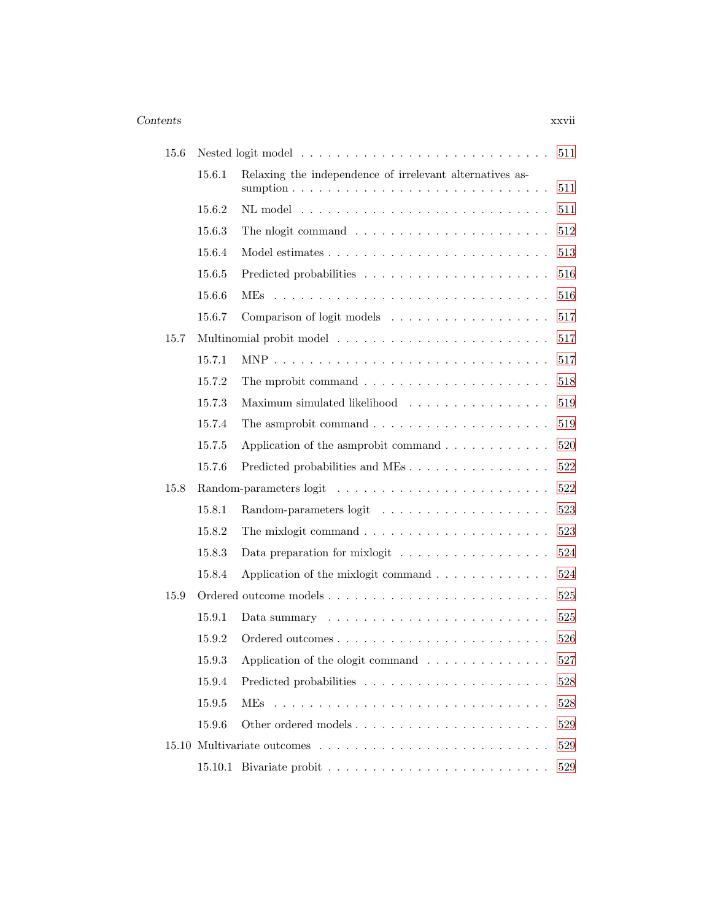- 15.6 Nested logit model . . . . . . . . . . 511
  - 15.6.1 Relaxing the independence of irrelevant alternatives assumption . . . . . . . . . . 511
  - 15.6.2 NL model . . . . . . . . . . 511
  - 15.6.3 The nlogit command . . . . . . . . . . 512
  - 15.6.4 Model estimates . . . . . . . . . . 513
  - 15.6.5 Predicted probabilities . . . . . . . . . . 516
  - 15.6.6 MEs . . . . . . . . . . 516
  - 15.6.7 Comparison of logit models . . . . . . . . . . 517
- 15.7 Multinomial probit model . . . . . . . . . . 517
  - 15.7.1 MNP . . . . . . . . . . 517
  - 15.7.2 The mprobit command . . . . . . . . . . 518
  - 15.7.3 Maximum simulated likelihood . . . . . . . . . . 519
  - 15.7.4 The asmprobit command . . . . . . . . . . 519
  - 15.7.5 Application of the asmprobit command . . . . . . . . . . 520
  - 15.7.6 Predicted probabilities and MEs . . . . . . . . . . 522
- 15.8 Random-parameters logit . . . . . . . . . . 522
  - 15.8.1 Random-parameters logit . . . . . . . . . . 523
  - 15.8.2 The mixlogit command . . . . . . . . . . 523
  - 15.8.3 Data preparation for mixlogit . . . . . . . . . . 524
  - 15.8.4 Application of the mixlogit command . . . . . . . . . . 524
- 15.9 Ordered outcome models . . . . . . . . . . 525
  - 15.9.1 Data summary . . . . . . . . . . 525
  - 15.9.2 Ordered outcomes . . . . . . . . . . 526
  - 15.9.3 Application of the ologit command . . . . . . . . . . 527
  - 15.9.4 Predicted probabilities . . . . . . . . . . 528
  - 15.9.5 MEs . . . . . . . . . . 528
  - 15.9.6 Other ordered models . . . . . . . . . . 529
- 15.10 Multivariate outcomes . . . . . . . . . . 529
  - 15.10.1 Bivariate probit . . . . . . . . . . 529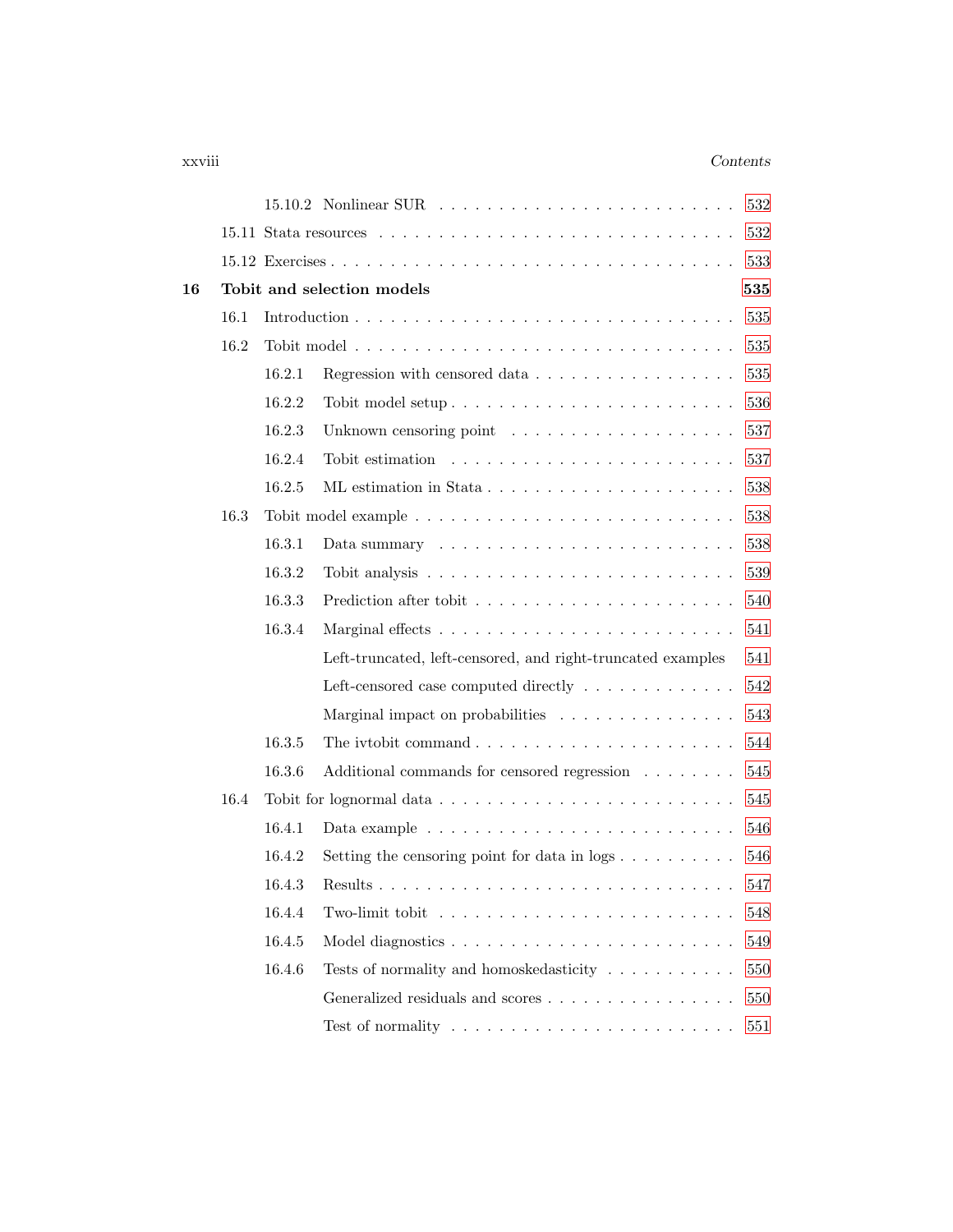15.10.2 Nonlinear SUR . . . . . . . . . . . . . . . . . . . . . . . . 532

15.11 Stata resources . . . . . . . . . . . . . . . . . . . . . . . . . . . 532

15.12 Exercises . . . . . . . . . . . . . . . . . . . . . . . . . . . . . . 533

**16 Tobit and selection models** **535**

16.1 Introduction . . . . . . . . . . . . . . . . . . . . . . . . . . . . . 535

16.2 Tobit model . . . . . . . . . . . . . . . . . . . . . . . . . . . . . 535

16.2.1 Regression with censored data . . . . . . . . . . . . . . . . 535

16.2.2 Tobit model setup . . . . . . . . . . . . . . . . . . . . . . 536

16.2.3 Unknown censoring point . . . . . . . . . . . . . . . . . . 537

16.2.4 Tobit estimation . . . . . . . . . . . . . . . . . . . . . . . 537

16.2.5 ML estimation in Stata . . . . . . . . . . . . . . . . . . . 538

16.3 Tobit model example . . . . . . . . . . . . . . . . . . . . . . . . 538

16.3.1 Data summary . . . . . . . . . . . . . . . . . . . . . . . . 538

16.3.2 Tobit analysis . . . . . . . . . . . . . . . . . . . . . . . . 539

16.3.3 Prediction after tobit . . . . . . . . . . . . . . . . . . . . . 540

16.3.4 Marginal effects . . . . . . . . . . . . . . . . . . . . . . . . 541

Left-truncated, left-censored, and right-truncated examples 541

Left-censored case computed directly . . . . . . . . . . . . . 542

Marginal impact on probabilities . . . . . . . . . . . . . . . 543

16.3.5 The ivtobit command . . . . . . . . . . . . . . . . . . . . . 544

16.3.6 Additional commands for censored regression . . . . . . . . 545

16.4 Tobit for lognormal data . . . . . . . . . . . . . . . . . . . . . . . 545

16.4.1 Data example . . . . . . . . . . . . . . . . . . . . . . . . . 546

16.4.2 Setting the censoring point for data in logs . . . . . . . . . . 546

16.4.3 Results . . . . . . . . . . . . . . . . . . . . . . . . . . . . . 547

16.4.4 Two-limit tobit . . . . . . . . . . . . . . . . . . . . . . . . 548

16.4.5 Model diagnostics . . . . . . . . . . . . . . . . . . . . . . . 549

16.4.6 Tests of normality and homoskedasticity . . . . . . . . . . . 550

Generalized residuals and scores . . . . . . . . . . . . . . . . 550

Test of normality . . . . . . . . . . . . . . . . . . . . . . . 551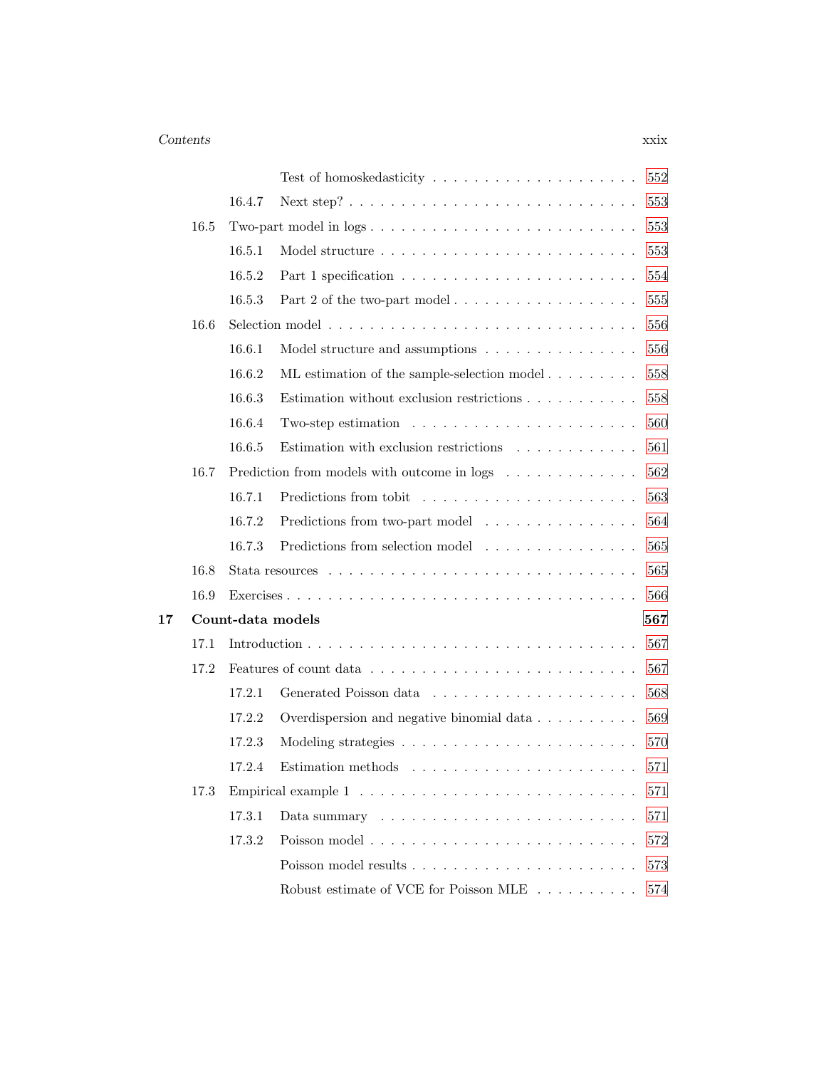Test of homoskedasticity . . . . . . . . . . . . . . . . . . . . 552

16.4.7 Next step? . . . . . . . . . . . . . . . . . . . . . . . . . 553

16.5 Two-part model in logs . . . . . . . . . . . . . . . . . . . . . . 553

16.5.1 Model structure . . . . . . . . . . . . . . . . . . . . . . 553

16.5.2 Part 1 specification . . . . . . . . . . . . . . . . . . . . 554

16.5.3 Part 2 of the two-part model . . . . . . . . . . . . . . . 555

16.6 Selection model . . . . . . . . . . . . . . . . . . . . . . . . . . 556

16.6.1 Model structure and assumptions . . . . . . . . . . . . . 556

16.6.2 ML estimation of the sample-selection model . . . . . . . . 558

16.6.3 Estimation without exclusion restrictions . . . . . . . . . . 558

16.6.4 Two-step estimation . . . . . . . . . . . . . . . . . . . . 560

16.6.5 Estimation with exclusion restrictions . . . . . . . . . . . 561

16.7 Prediction from models with outcome in logs . . . . . . . . . . . . 562

16.7.1 Predictions from tobit . . . . . . . . . . . . . . . . . . . 563

16.7.2 Predictions from two-part model . . . . . . . . . . . . . . 564

16.7.3 Predictions from selection model . . . . . . . . . . . . . . 565

16.8 Stata resources . . . . . . . . . . . . . . . . . . . . . . . . . . 565

16.9 Exercises . . . . . . . . . . . . . . . . . . . . . . . . . . . . . 566

**17 Count-data models** **567**

17.1 Introduction . . . . . . . . . . . . . . . . . . . . . . . . . . . 567

17.2 Features of count data . . . . . . . . . . . . . . . . . . . . . . 567

17.2.1 Generated Poisson data . . . . . . . . . . . . . . . . . . 568

17.2.2 Overdispersion and negative binomial data . . . . . . . . . 569

17.2.3 Modeling strategies . . . . . . . . . . . . . . . . . . . . . 570

17.2.4 Estimation methods . . . . . . . . . . . . . . . . . . . . 571

17.3 Empirical example 1 . . . . . . . . . . . . . . . . . . . . . . . . 571

17.3.1 Data summary . . . . . . . . . . . . . . . . . . . . . . . 571

17.3.2 Poisson model . . . . . . . . . . . . . . . . . . . . . . . 572

Poisson model results . . . . . . . . . . . . . . . . . . . . . 573

Robust estimate of VCE for Poisson MLE . . . . . . . . . . 574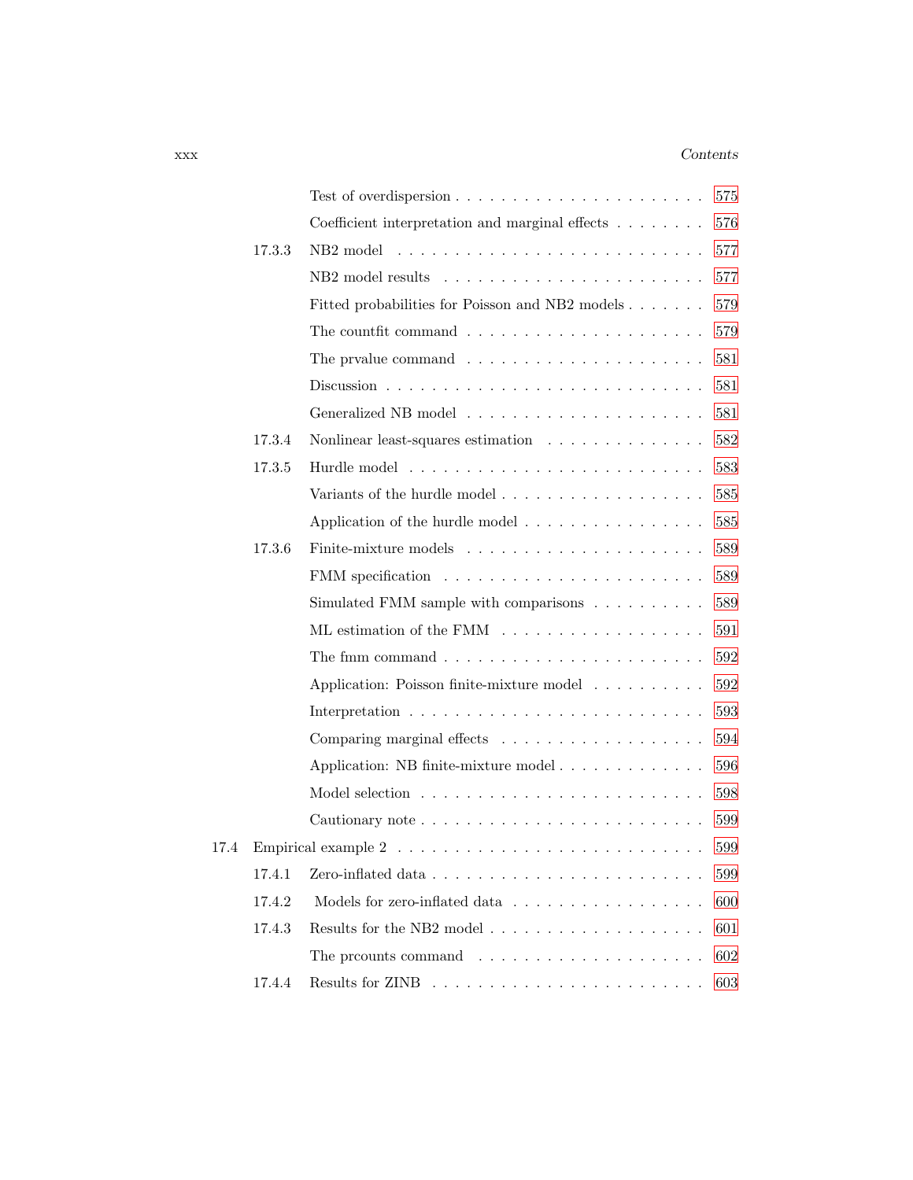Test of overdispersion . . . . . . . . . . . . . . . . . . . . . . 575

Coefficient interpretation and marginal effects . . . . . . . . 576

17.3.3 NB2 model . . . . . . . . . . . . . . . . . . . . . . . . . . 577

NB2 model results . . . . . . . . . . . . . . . . . . . . . . 577

Fitted probabilities for Poisson and NB2 models . . . . . . . 579

The countfit command . . . . . . . . . . . . . . . . . . . . 579

The prvalue command . . . . . . . . . . . . . . . . . . . . 581

Discussion . . . . . . . . . . . . . . . . . . . . . . . . . . 581

Generalized NB model . . . . . . . . . . . . . . . . . . . . 581

17.3.4 Nonlinear least-squares estimation . . . . . . . . . . . . . . 582

17.3.5 Hurdle model . . . . . . . . . . . . . . . . . . . . . . . . . 583

Variants of the hurdle model . . . . . . . . . . . . . . . . . 585

Application of the hurdle model . . . . . . . . . . . . . . . 585

17.3.6 Finite-mixture models . . . . . . . . . . . . . . . . . . . . 589

FMM specification . . . . . . . . . . . . . . . . . . . . . . 589

Simulated FMM sample with comparisons . . . . . . . . . . 589

ML estimation of the FMM . . . . . . . . . . . . . . . . . 591

The fmm command . . . . . . . . . . . . . . . . . . . . . . 592

Application: Poisson finite-mixture model . . . . . . . . . . 592

Interpretation . . . . . . . . . . . . . . . . . . . . . . . . . 593

Comparing marginal effects . . . . . . . . . . . . . . . . . 594

Application: NB finite-mixture model . . . . . . . . . . . . 596

Model selection . . . . . . . . . . . . . . . . . . . . . . . . 598

Cautionary note . . . . . . . . . . . . . . . . . . . . . . . . 599

17.4 Empirical example 2 . . . . . . . . . . . . . . . . . . . . . . . . . 599

17.4.1 Zero-inflated data . . . . . . . . . . . . . . . . . . . . . . 599

17.4.2 Models for zero-inflated data . . . . . . . . . . . . . . . . 600

17.4.3 Results for the NB2 model . . . . . . . . . . . . . . . . . . 601

The prcounts command . . . . . . . . . . . . . . . . . . . 602

17.4.4 Results for ZINB . . . . . . . . . . . . . . . . . . . . . . . 603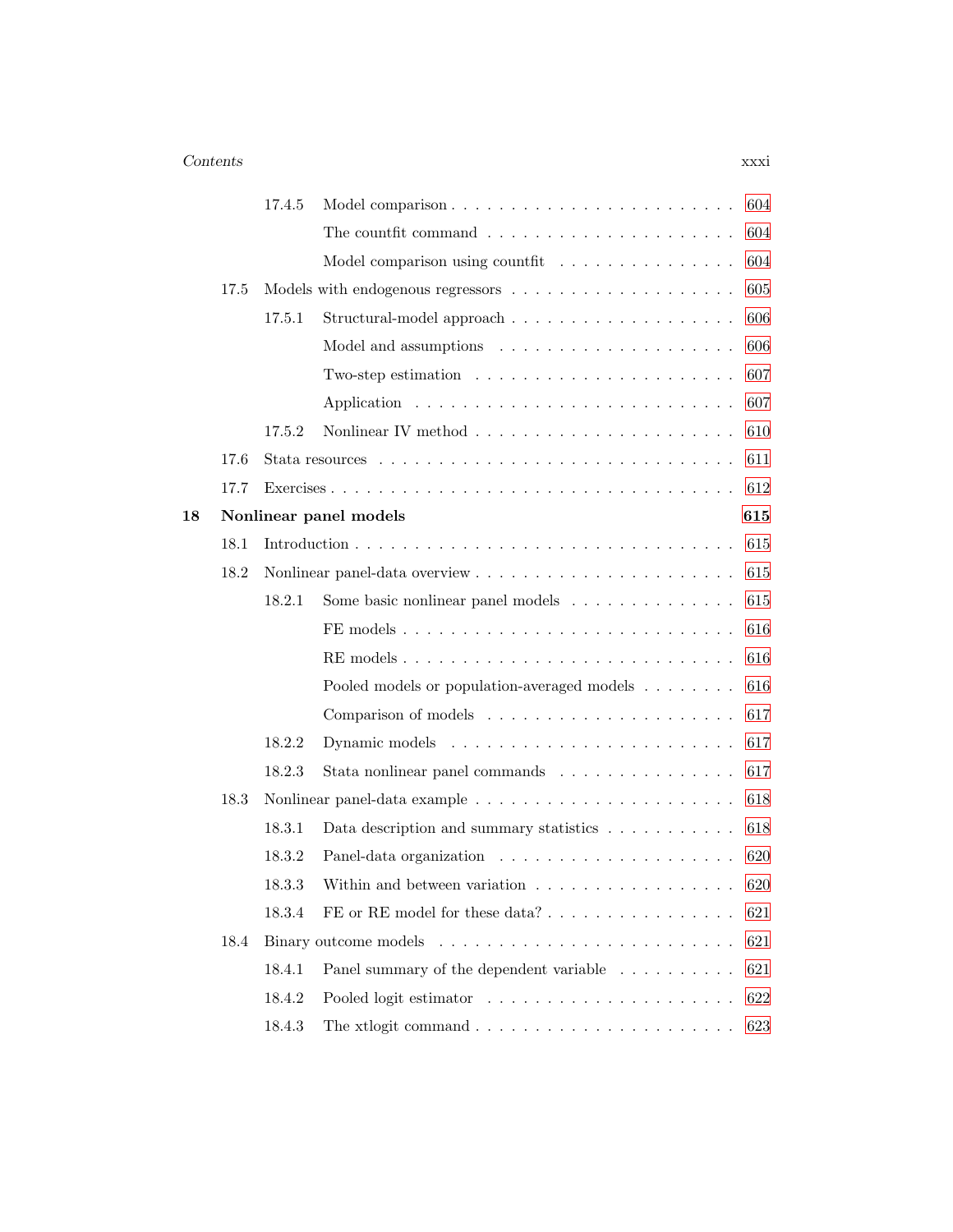| | | | |
|---|---|---|---|
| | 17.4.5 | Model comparison | 604 |
| | | The countfit command | 604 |
| | | Model comparison using countfit | 604 |
| 17.5 | | Models with endogenous regressors | 605 |
| | 17.5.1 | Structural-model approach | 606 |
| | | Model and assumptions | 606 |
| | | Two-step estimation | 607 |
| | | Application | 607 |
| | 17.5.2 | Nonlinear IV method | 610 |
| 17.6 | | Stata resources | 611 |
| 17.7 | | Exercises | 612 |

**18 Nonlinear panel models** **615**

| | | | |
|---|---|---|---|
| 18.1 | | Introduction | 615 |
| 18.2 | | Nonlinear panel-data overview | 615 |
| | 18.2.1 | Some basic nonlinear panel models | 615 |
| | | FE models | 616 |
| | | RE models | 616 |
| | | Pooled models or population-averaged models | 616 |
| | | Comparison of models | 617 |
| | 18.2.2 | Dynamic models | 617 |
| | 18.2.3 | Stata nonlinear panel commands | 617 |
| 18.3 | | Nonlinear panel-data example | 618 |
| | 18.3.1 | Data description and summary statistics | 618 |
| | 18.3.2 | Panel-data organization | 620 |
| | 18.3.3 | Within and between variation | 620 |
| | 18.3.4 | FE or RE model for these data? | 621 |
| 18.4 | | Binary outcome models | 621 |
| | 18.4.1 | Panel summary of the dependent variable | 621 |
| | 18.4.2 | Pooled logit estimator | 622 |
| | 18.4.3 | The xtlogit command | 623 |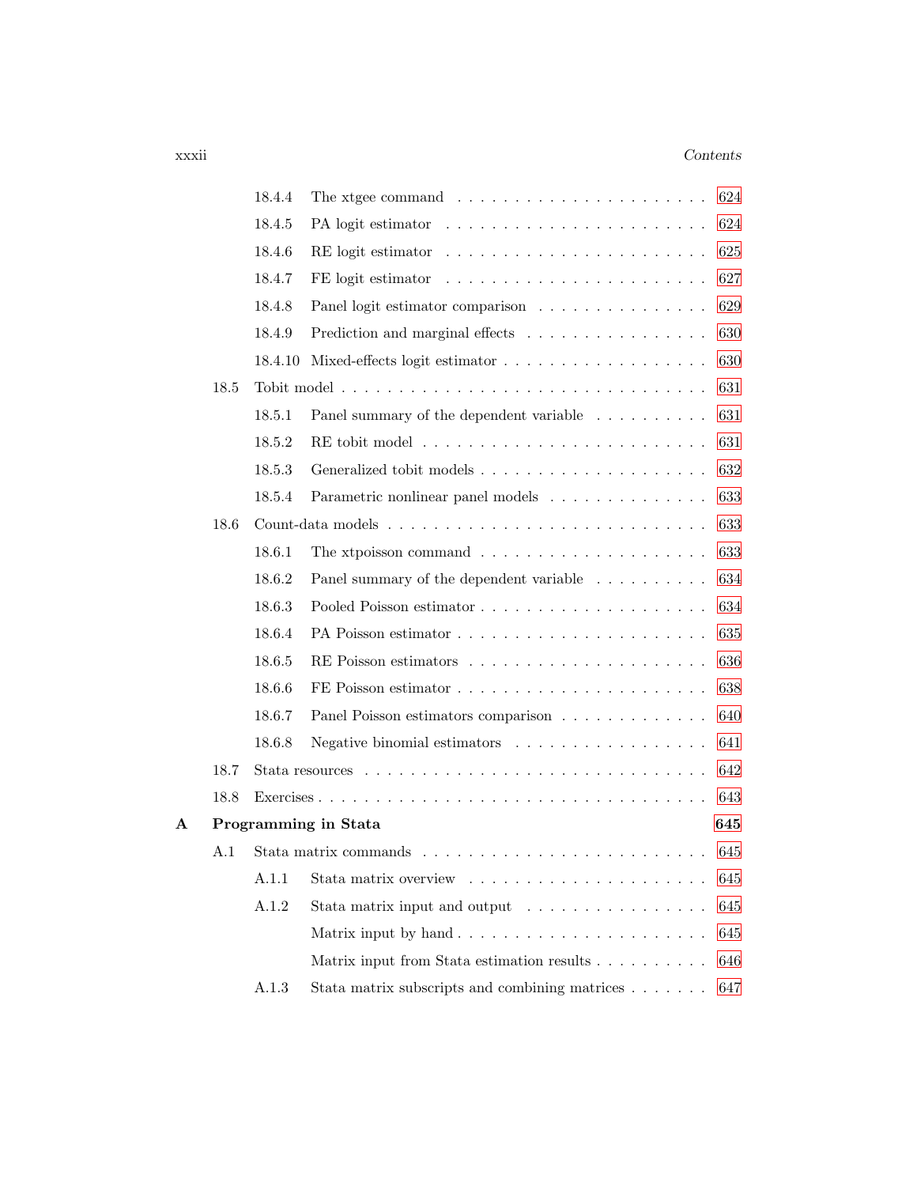18.4.4 The xtgee command . . . . . . . . . . . . . . . . . . . . . 624

18.4.5 PA logit estimator . . . . . . . . . . . . . . . . . . . . . 624

18.4.6 RE logit estimator . . . . . . . . . . . . . . . . . . . . . 625

18.4.7 FE logit estimator . . . . . . . . . . . . . . . . . . . . . 627

18.4.8 Panel logit estimator comparison . . . . . . . . . . . . . . 629

18.4.9 Prediction and marginal effects . . . . . . . . . . . . . . . 630

18.4.10 Mixed-effects logit estimator . . . . . . . . . . . . . . . . 630

18.5 Tobit model . . . . . . . . . . . . . . . . . . . . . . . . . . . 631

18.5.1 Panel summary of the dependent variable . . . . . . . . . . 631

18.5.2 RE tobit model . . . . . . . . . . . . . . . . . . . . . . . 631

18.5.3 Generalized tobit models . . . . . . . . . . . . . . . . . . 632

18.5.4 Parametric nonlinear panel models . . . . . . . . . . . . . 633

18.6 Count-data models . . . . . . . . . . . . . . . . . . . . . . . . 633

18.6.1 The xtpoisson command . . . . . . . . . . . . . . . . . . . 633

18.6.2 Panel summary of the dependent variable . . . . . . . . . . 634

18.6.3 Pooled Poisson estimator . . . . . . . . . . . . . . . . . . 634

18.6.4 PA Poisson estimator . . . . . . . . . . . . . . . . . . . . 635

18.6.5 RE Poisson estimators . . . . . . . . . . . . . . . . . . . . 636

18.6.6 FE Poisson estimator . . . . . . . . . . . . . . . . . . . . 638

18.6.7 Panel Poisson estimators comparison . . . . . . . . . . . . 640

18.6.8 Negative binomial estimators . . . . . . . . . . . . . . . . 641

18.7 Stata resources . . . . . . . . . . . . . . . . . . . . . . . . . . 642

18.8 Exercises . . . . . . . . . . . . . . . . . . . . . . . . . . . . . 643

**A Programming in Stata** **645**

A.1 Stata matrix commands . . . . . . . . . . . . . . . . . . . . . . 645

A.1.1 Stata matrix overview . . . . . . . . . . . . . . . . . . . . 645

A.1.2 Stata matrix input and output . . . . . . . . . . . . . . . 645

Matrix input by hand . . . . . . . . . . . . . . . . . . . . 645

Matrix input from Stata estimation results . . . . . . . . . 646

A.1.3 Stata matrix subscripts and combining matrices . . . . . . . 647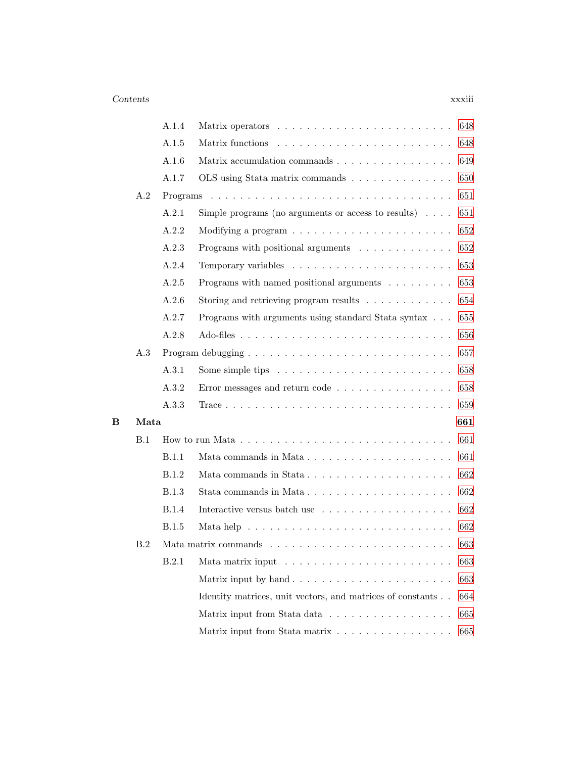A.1.4 Matrix operators . . . . . . . . . . . . . . . . . . . . . . 648

A.1.5 Matrix functions . . . . . . . . . . . . . . . . . . . . . . 648

A.1.6 Matrix accumulation commands . . . . . . . . . . . . . . . 649

A.1.7 OLS using Stata matrix commands . . . . . . . . . . . . . 650

A.2 Programs . . . . . . . . . . . . . . . . . . . . . . . . . . . . 651

A.2.1 Simple programs (no arguments or access to results) . . . . 651

A.2.2 Modifying a program . . . . . . . . . . . . . . . . . . . . 652

A.2.3 Programs with positional arguments . . . . . . . . . . . . 652

A.2.4 Temporary variables . . . . . . . . . . . . . . . . . . . . 653

A.2.5 Programs with named positional arguments . . . . . . . . 653

A.2.6 Storing and retrieving program results . . . . . . . . . . . 654

A.2.7 Programs with arguments using standard Stata syntax . . . 655

A.2.8 Ado-files . . . . . . . . . . . . . . . . . . . . . . . . . . 656

A.3 Program debugging . . . . . . . . . . . . . . . . . . . . . . . 657

A.3.1 Some simple tips . . . . . . . . . . . . . . . . . . . . . . 658

A.3.2 Error messages and return code . . . . . . . . . . . . . . 658

A.3.3 Trace . . . . . . . . . . . . . . . . . . . . . . . . . . . . 659

**B Mata** **661**

B.1 How to run Mata . . . . . . . . . . . . . . . . . . . . . . . . 661

B.1.1 Mata commands in Mata . . . . . . . . . . . . . . . . . . 661

B.1.2 Mata commands in Stata . . . . . . . . . . . . . . . . . . 662

B.1.3 Stata commands in Mata . . . . . . . . . . . . . . . . . . 662

B.1.4 Interactive versus batch use . . . . . . . . . . . . . . . . 662

B.1.5 Mata help . . . . . . . . . . . . . . . . . . . . . . . . . . 662

B.2 Mata matrix commands . . . . . . . . . . . . . . . . . . . . . 663

B.2.1 Mata matrix input . . . . . . . . . . . . . . . . . . . . . 663

Matrix input by hand . . . . . . . . . . . . . . . . . . . . 663

Identity matrices, unit vectors, and matrices of constants . . 664

Matrix input from Stata data . . . . . . . . . . . . . . . . 665

Matrix input from Stata matrix . . . . . . . . . . . . . . . 665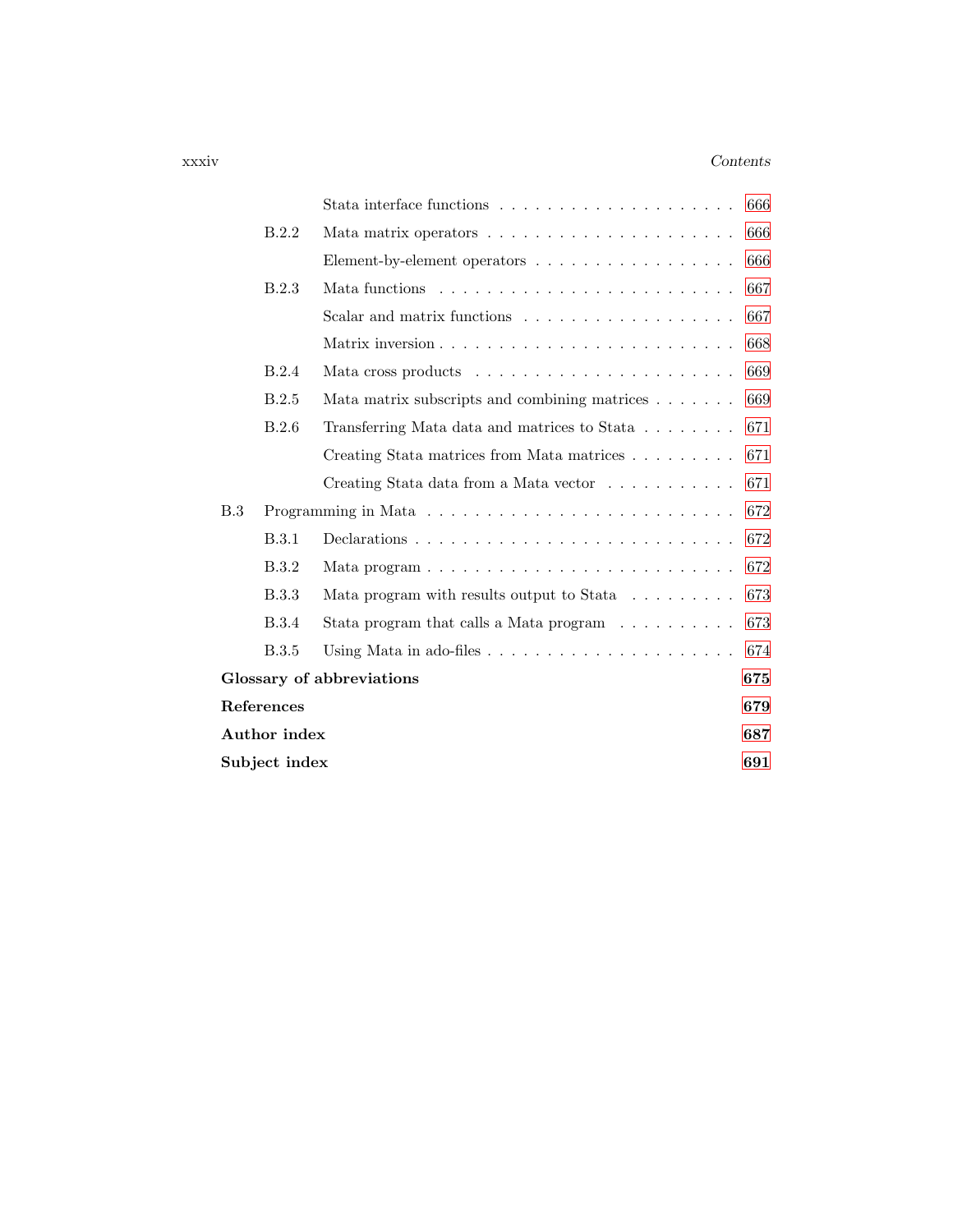Stata interface functions . . . . . . . . . . . . . . . . . . . . . 666

B.2.2 Mata matrix operators . . . . . . . . . . . . . . . . . . . . . 666

Element-by-element operators . . . . . . . . . . . . . . . . . 666

B.2.3 Mata functions . . . . . . . . . . . . . . . . . . . . . . . . 667

Scalar and matrix functions . . . . . . . . . . . . . . . . . 667

Matrix inversion . . . . . . . . . . . . . . . . . . . . . . . 668

B.2.4 Mata cross products . . . . . . . . . . . . . . . . . . . . . 669

B.2.5 Mata matrix subscripts and combining matrices . . . . . . . 669

B.2.6 Transferring Mata data and matrices to Stata . . . . . . . . 671

Creating Stata matrices from Mata matrices . . . . . . . . . 671

Creating Stata data from a Mata vector . . . . . . . . . . . 671

B.3 Programming in Mata . . . . . . . . . . . . . . . . . . . . . . . . 672

B.3.1 Declarations . . . . . . . . . . . . . . . . . . . . . . . . . 672

B.3.2 Mata program . . . . . . . . . . . . . . . . . . . . . . . . 672

B.3.3 Mata program with results output to Stata . . . . . . . . . 673

B.3.4 Stata program that calls a Mata program . . . . . . . . . . 673

B.3.5 Using Mata in ado-files . . . . . . . . . . . . . . . . . . . . 674

**Glossary of abbreviations** **675**

**References** **679**

**Author index** **687**

**Subject index** **691**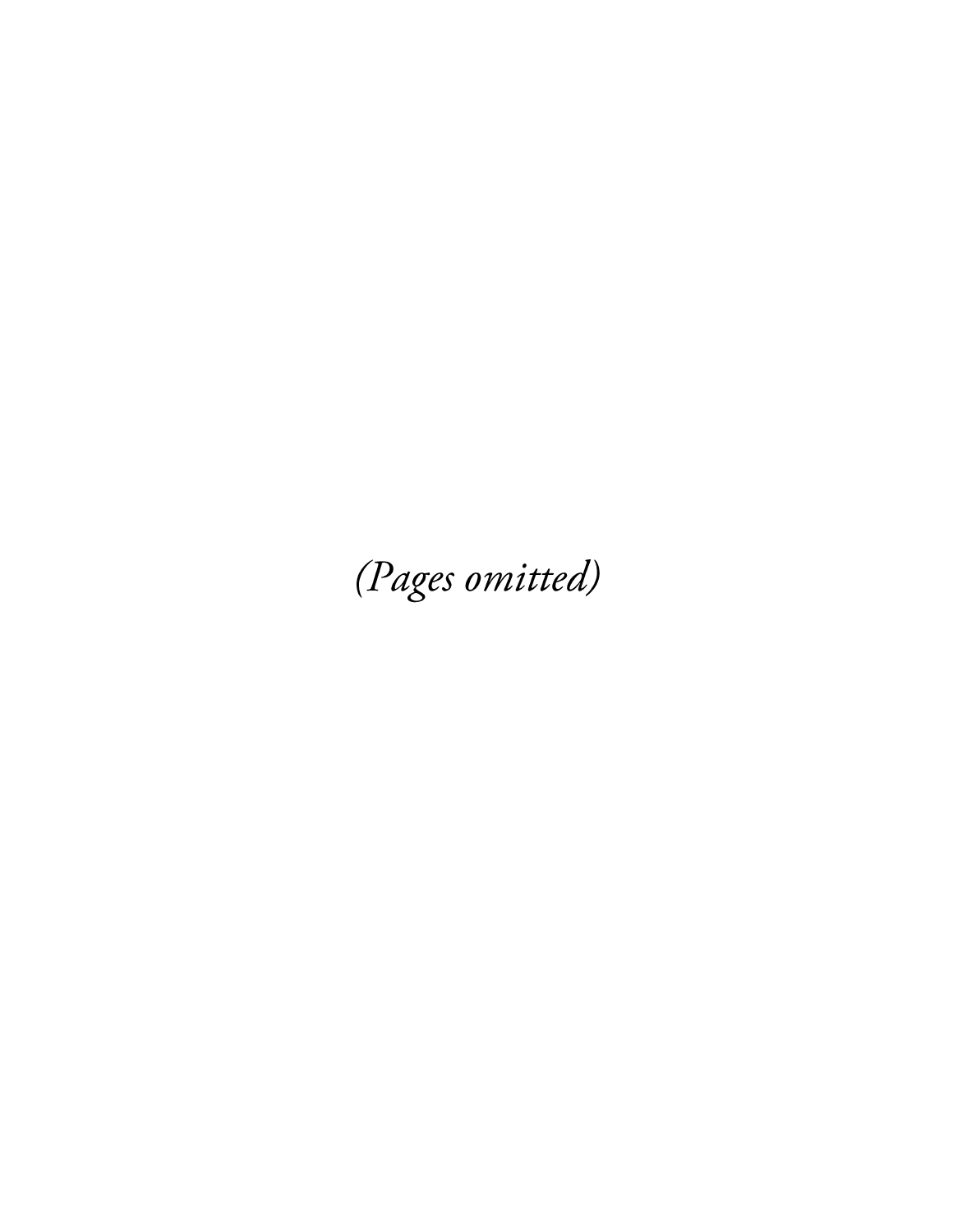*(Pages omitted)*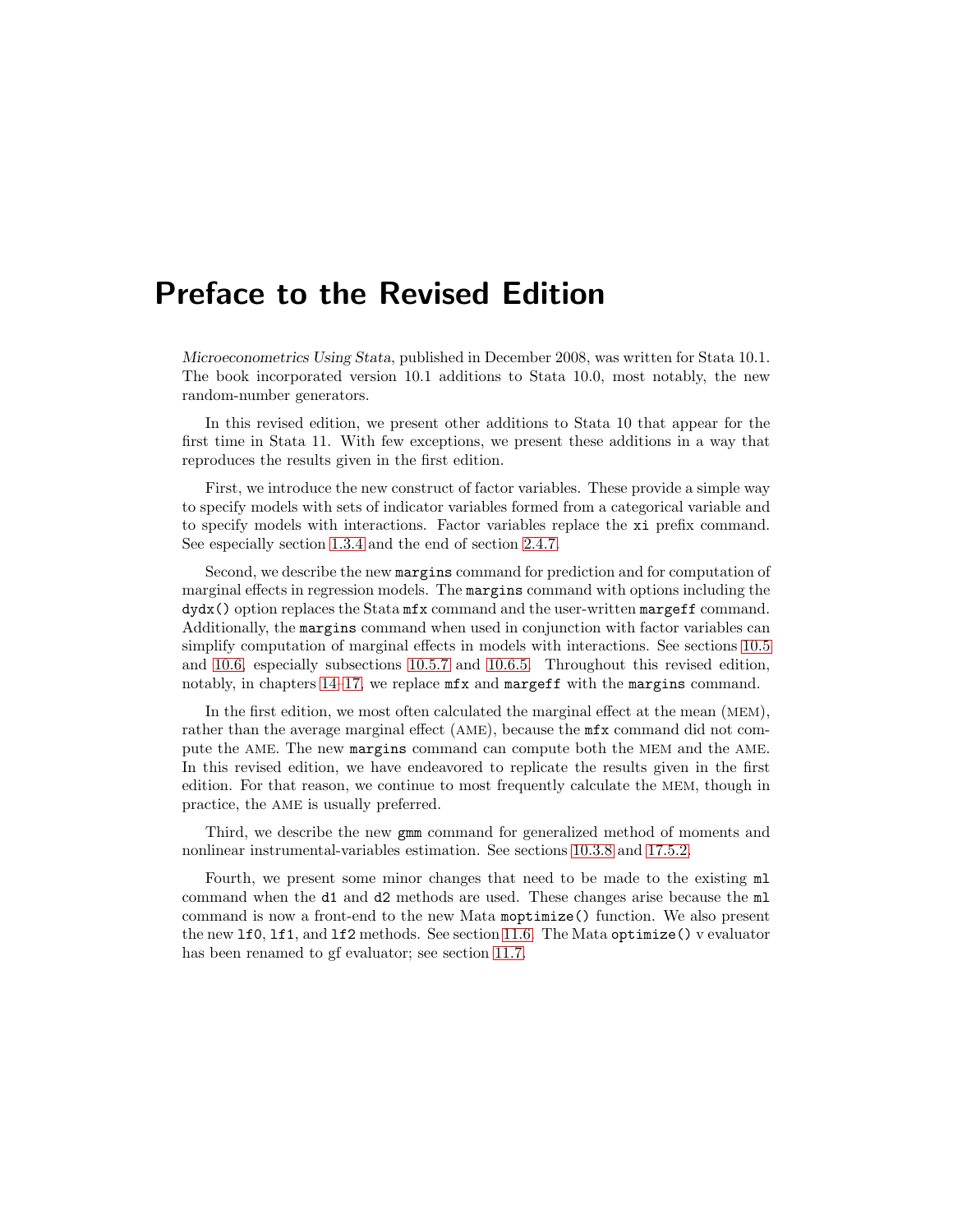# Preface to the Revised Edition

*Microeconometrics Using Stata*, published in December 2008, was written for Stata 10.1. The book incorporated version 10.1 additions to Stata 10.0, most notably, the new random-number generators.

In this revised edition, we present other additions to Stata 10 that appear for the first time in Stata 11. With few exceptions, we present these additions in a way that reproduces the results given in the first edition.

First, we introduce the new construct of factor variables. These provide a simple way to specify models with sets of indicator variables formed from a categorical variable and to specify models with interactions. Factor variables replace the `xi` prefix command. See especially section 1.3.4 and the end of section 2.4.7.

Second, we describe the new `margins` command for prediction and for computation of marginal effects in regression models. The `margins` command with options including the `dydx()` option replaces the Stata `mfx` command and the user-written `margeff` command. Additionally, the `margins` command when used in conjunction with factor variables can simplify computation of marginal effects in models with interactions. See sections 10.5 and 10.6, especially subsections 10.5.7 and 10.6.5. Throughout this revised edition, notably, in chapters 14–17, we replace `mfx` and `margeff` with the `margins` command.

In the first edition, we most often calculated the marginal effect at the mean (MEM), rather than the average marginal effect (AME), because the `mfx` command did not compute the AME. The new `margins` command can compute both the MEM and the AME. In this revised edition, we have endeavored to replicate the results given in the first edition. For that reason, we continue to most frequently calculate the MEM, though in practice, the AME is usually preferred.

Third, we describe the new `gmm` command for generalized method of moments and nonlinear instrumental-variables estimation. See sections 10.3.8 and 17.5.2.

Fourth, we present some minor changes that need to be made to the existing `ml` command when the `d1` and `d2` methods are used. These changes arise because the `ml` command is now a front-end to the new Mata `moptimize()` function. We also present the new `lf0`, `lf1`, and `lf2` methods. See section 11.6. The Mata `optimize()` v evaluator has been renamed to gf evaluator; see section 11.7.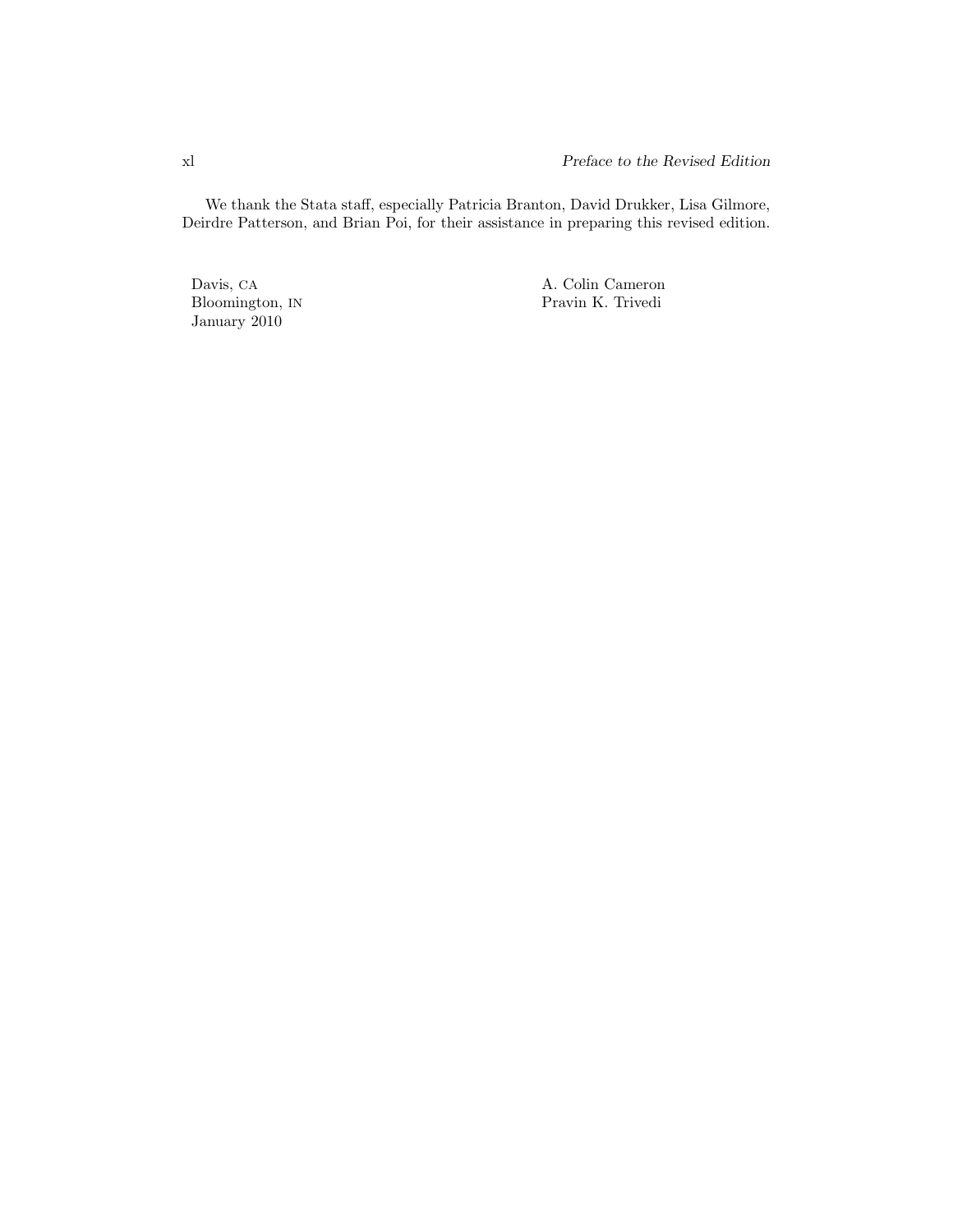We thank the Stata staff, especially Patricia Branton, David Drukker, Lisa Gilmore, Deirdre Patterson, and Brian Poi, for their assistance in preparing this revised edition.

Davis, CA
Bloomington, IN
January 2010

A. Colin Cameron
Pravin K. Trivedi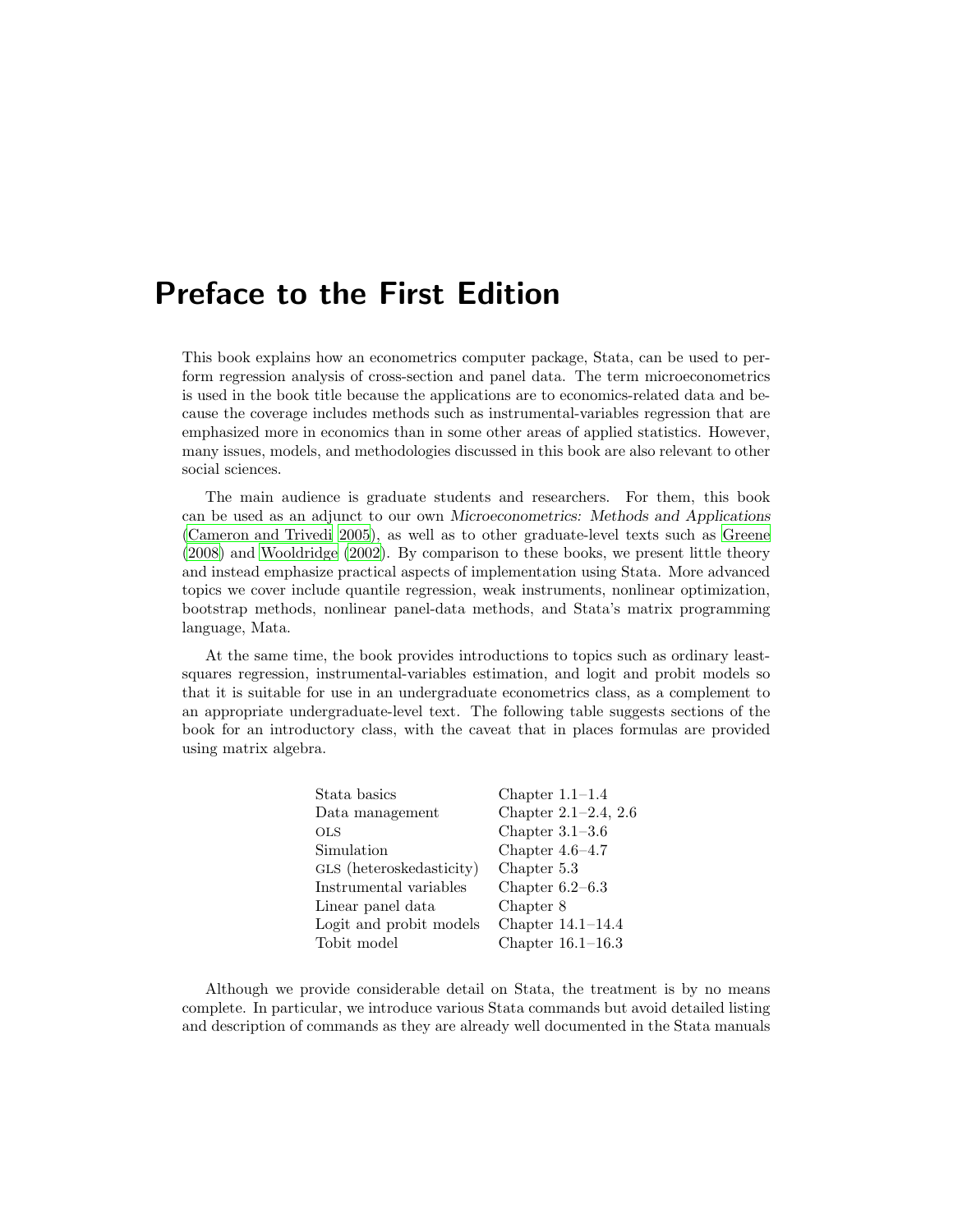# Preface to the First Edition

This book explains how an econometrics computer package, Stata, can be used to perform regression analysis of cross-section and panel data. The term microeconometrics is used in the book title because the applications are to economics-related data and because the coverage includes methods such as instrumental-variables regression that are emphasized more in economics than in some other areas of applied statistics. However, many issues, models, and methodologies discussed in this book are also relevant to other social sciences.

The main audience is graduate students and researchers. For them, this book can be used as an adjunct to our own *Microeconometrics: Methods and Applications* (Cameron and Trivedi 2005), as well as to other graduate-level texts such as Greene (2008) and Wooldridge (2002). By comparison to these books, we present little theory and instead emphasize practical aspects of implementation using Stata. More advanced topics we cover include quantile regression, weak instruments, nonlinear optimization, bootstrap methods, nonlinear panel-data methods, and Stata's matrix programming language, Mata.

At the same time, the book provides introductions to topics such as ordinary least-squares regression, instrumental-variables estimation, and logit and probit models so that it is suitable for use in an undergraduate econometrics class, as a complement to an appropriate undergraduate-level text. The following table suggests sections of the book for an introductory class, with the caveat that in places formulas are provided using matrix algebra.

| | |
|---|---|
| Stata basics | Chapter 1.1–1.4 |
| Data management | Chapter 2.1–2.4, 2.6 |
| OLS | Chapter 3.1–3.6 |
| Simulation | Chapter 4.6–4.7 |
| GLS (heteroskedasticity) | Chapter 5.3 |
| Instrumental variables | Chapter 6.2–6.3 |
| Linear panel data | Chapter 8 |
| Logit and probit models | Chapter 14.1–14.4 |
| Tobit model | Chapter 16.1–16.3 |

Although we provide considerable detail on Stata, the treatment is by no means complete. In particular, we introduce various Stata commands but avoid detailed listing and description of commands as they are already well documented in the Stata manuals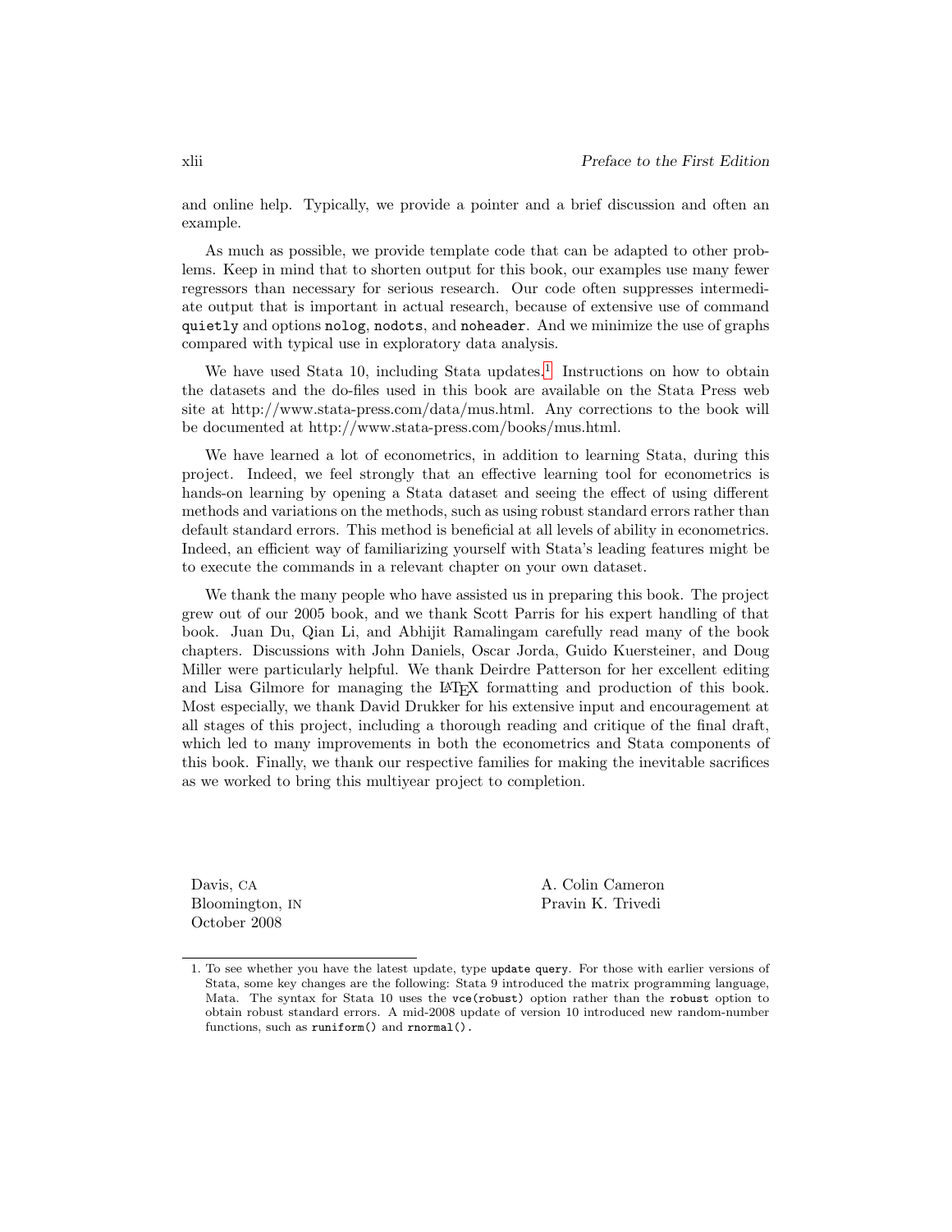and online help. Typically, we provide a pointer and a brief discussion and often an example.

As much as possible, we provide template code that can be adapted to other problems. Keep in mind that to shorten output for this book, our examples use many fewer regressors than necessary for serious research. Our code often suppresses intermediate output that is important in actual research, because of extensive use of command `quietly` and options `nolog`, `nodots`, and `noheader`. And we minimize the use of graphs compared with typical use in exploratory data analysis.

We have used Stata 10, including Stata updates.[1] Instructions on how to obtain the datasets and the do-files used in this book are available on the Stata Press web site at http://www.stata-press.com/data/mus.html. Any corrections to the book will be documented at http://www.stata-press.com/books/mus.html.

We have learned a lot of econometrics, in addition to learning Stata, during this project. Indeed, we feel strongly that an effective learning tool for econometrics is hands-on learning by opening a Stata dataset and seeing the effect of using different methods and variations on the methods, such as using robust standard errors rather than default standard errors. This method is beneficial at all levels of ability in econometrics. Indeed, an efficient way of familiarizing yourself with Stata's leading features might be to execute the commands in a relevant chapter on your own dataset.

We thank the many people who have assisted us in preparing this book. The project grew out of our 2005 book, and we thank Scott Parris for his expert handling of that book. Juan Du, Qian Li, and Abhijit Ramalingam carefully read many of the book chapters. Discussions with John Daniels, Oscar Jorda, Guido Kuersteiner, and Doug Miller were particularly helpful. We thank Deirdre Patterson for her excellent editing and Lisa Gilmore for managing the LaTeX formatting and production of this book. Most especially, we thank David Drukker for his extensive input and encouragement at all stages of this project, including a thorough reading and critique of the final draft, which led to many improvements in both the econometrics and Stata components of this book. Finally, we thank our respective families for making the inevitable sacrifices as we worked to bring this multiyear project to completion.

Davis, CA
Bloomington, IN
October 2008

A. Colin Cameron
Pravin K. Trivedi

---

1. To see whether you have the latest update, type `update query`. For those with earlier versions of Stata, some key changes are the following: Stata 9 introduced the matrix programming language, Mata. The syntax for Stata 10 uses the `vce(robust)` option rather than the `robust` option to obtain robust standard errors. A mid-2008 update of version 10 introduced new random-number functions, such as `runiform()` and `rnormal()`.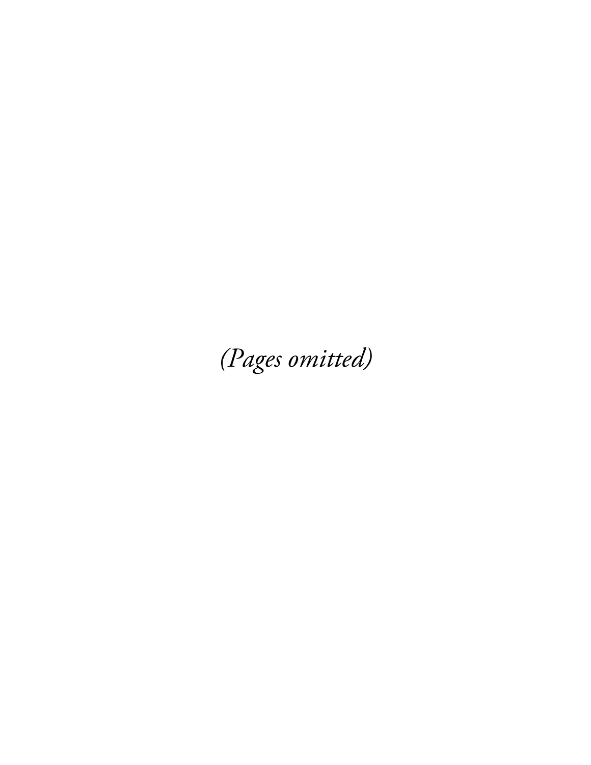*(Pages omitted)*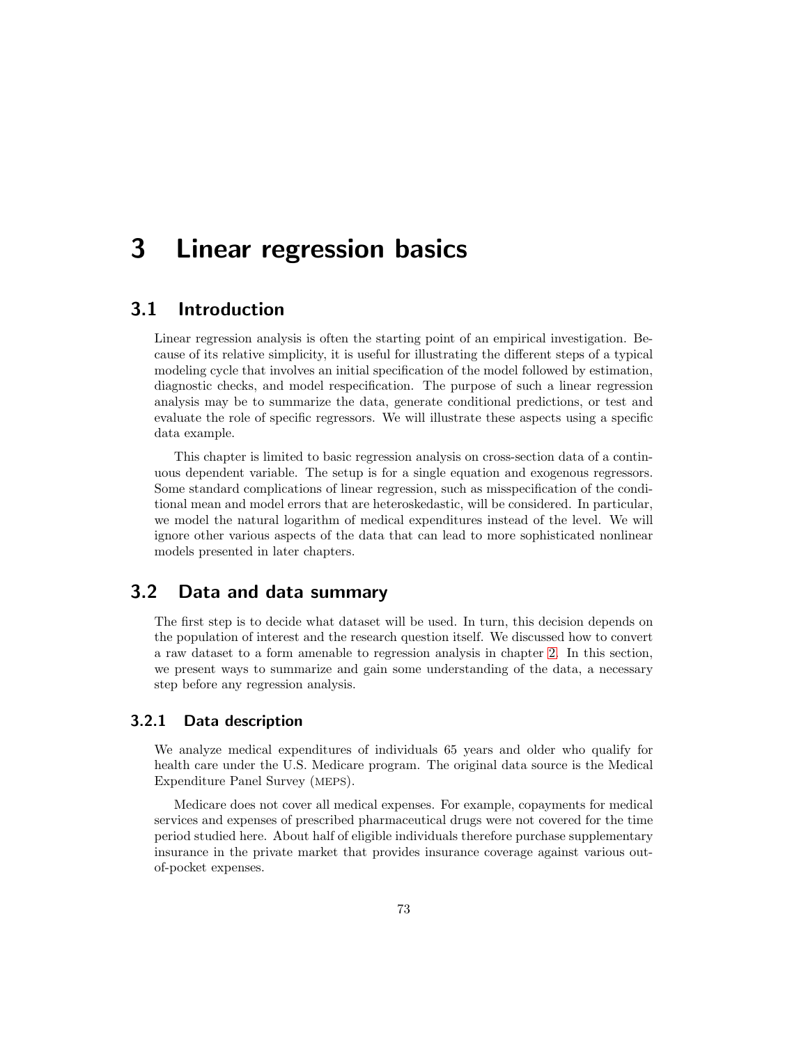# 3 Linear regression basics

## 3.1 Introduction

Linear regression analysis is often the starting point of an empirical investigation. Because of its relative simplicity, it is useful for illustrating the different steps of a typical modeling cycle that involves an initial specification of the model followed by estimation, diagnostic checks, and model respecification. The purpose of such a linear regression analysis may be to summarize the data, generate conditional predictions, or test and evaluate the role of specific regressors. We will illustrate these aspects using a specific data example.

This chapter is limited to basic regression analysis on cross-section data of a continuous dependent variable. The setup is for a single equation and exogenous regressors. Some standard complications of linear regression, such as misspecification of the conditional mean and model errors that are heteroskedastic, will be considered. In particular, we model the natural logarithm of medical expenditures instead of the level. We will ignore other various aspects of the data that can lead to more sophisticated nonlinear models presented in later chapters.

## 3.2 Data and data summary

The first step is to decide what dataset will be used. In turn, this decision depends on the population of interest and the research question itself. We discussed how to convert a raw dataset to a form amenable to regression analysis in chapter 2. In this section, we present ways to summarize and gain some understanding of the data, a necessary step before any regression analysis.

### 3.2.1 Data description

We analyze medical expenditures of individuals 65 years and older who qualify for health care under the U.S. Medicare program. The original data source is the Medical Expenditure Panel Survey (MEPS).

Medicare does not cover all medical expenses. For example, copayments for medical services and expenses of prescribed pharmaceutical drugs were not covered for the time period studied here. About half of eligible individuals therefore purchase supplementary insurance in the private market that provides insurance coverage against various out-of-pocket expenses.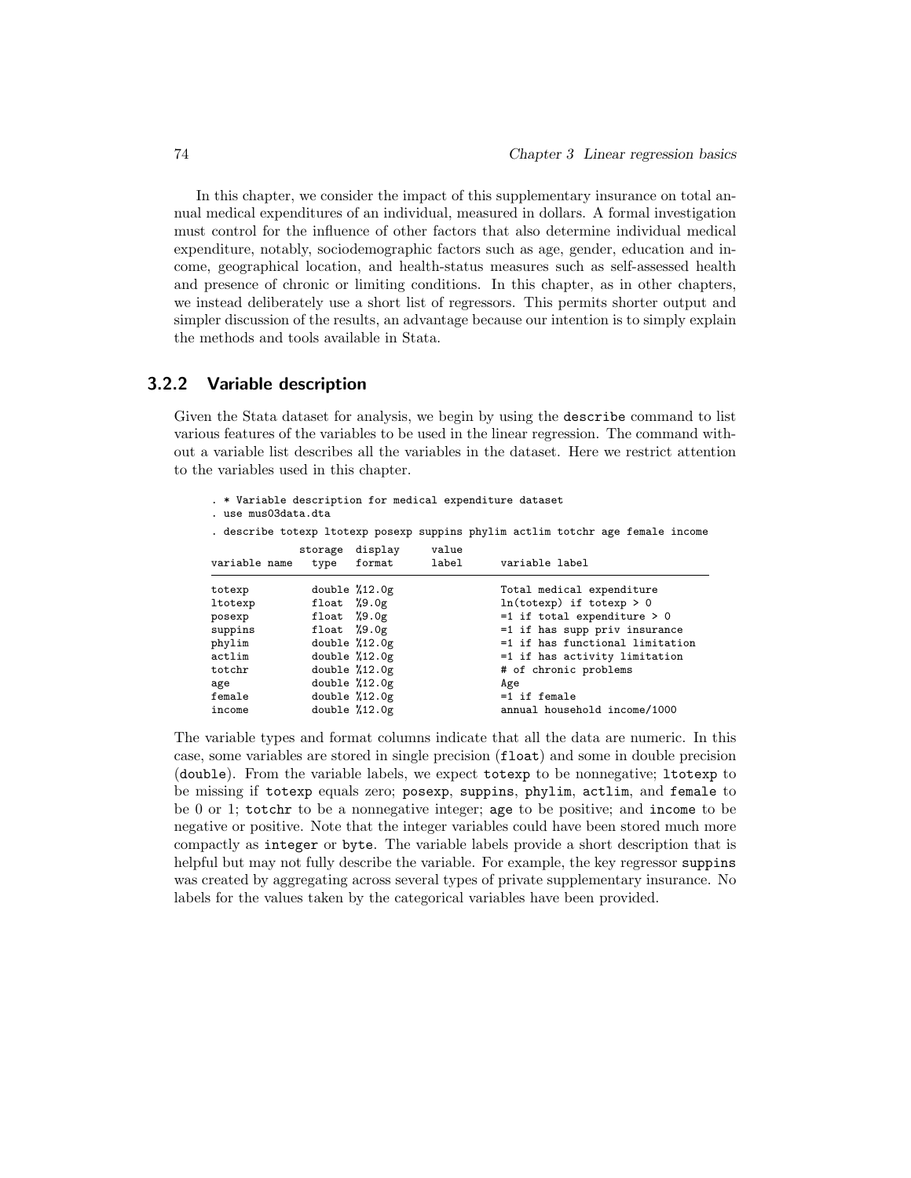In this chapter, we consider the impact of this supplementary insurance on total annual medical expenditures of an individual, measured in dollars. A formal investigation must control for the influence of other factors that also determine individual medical expenditure, notably, sociodemographic factors such as age, gender, education and income, geographical location, and health-status measures such as self-assessed health and presence of chronic or limiting conditions. In this chapter, as in other chapters, we instead deliberately use a short list of regressors. This permits shorter output and simpler discussion of the results, an advantage because our intention is to simply explain the methods and tools available in Stata.

### 3.2.2 Variable description

Given the Stata dataset for analysis, we begin by using the `describe` command to list various features of the variables to be used in the linear regression. The command without a variable list describes all the variables in the dataset. Here we restrict attention to the variables used in this chapter.

```
. * Variable description for medical expenditure dataset
. use mus03data.dta

. describe totexp ltotexp posexp suppins phylim actlim totchr age female income

              storage  display     value
variable name   type   format      label      variable label
-------------------------------------------------------------------------------
totexp          double %12.0g                 Total medical expenditure
ltotexp         float  %9.0g                  ln(totexp) if totexp > 0
posexp          float  %9.0g                  =1 if total expenditure > 0
suppins         float  %9.0g                  =1 if has supp priv insurance
phylim          double %12.0g                 =1 if has functional limitation
actlim          double %12.0g                 =1 if has activity limitation
totchr          double %12.0g                 # of chronic problems
age             double %12.0g                 Age
female          double %12.0g                 =1 if female
income          double %12.0g                 annual household income/1000
```

The variable types and format columns indicate that all the data are numeric. In this case, some variables are stored in single precision (`float`) and some in double precision (`double`). From the variable labels, we expect `totexp` to be nonnegative; `ltotexp` to be missing if `totexp` equals zero; `posexp`, `suppins`, `phylim`, `actlim`, and `female` to be 0 or 1; `totchr` to be a nonnegative integer; `age` to be positive; and `income` to be negative or positive. Note that the integer variables could have been stored much more compactly as `integer` or `byte`. The variable labels provide a short description that is helpful but may not fully describe the variable. For example, the key regressor `suppins` was created by aggregating across several types of private supplementary insurance. No labels for the values taken by the categorical variables have been provided.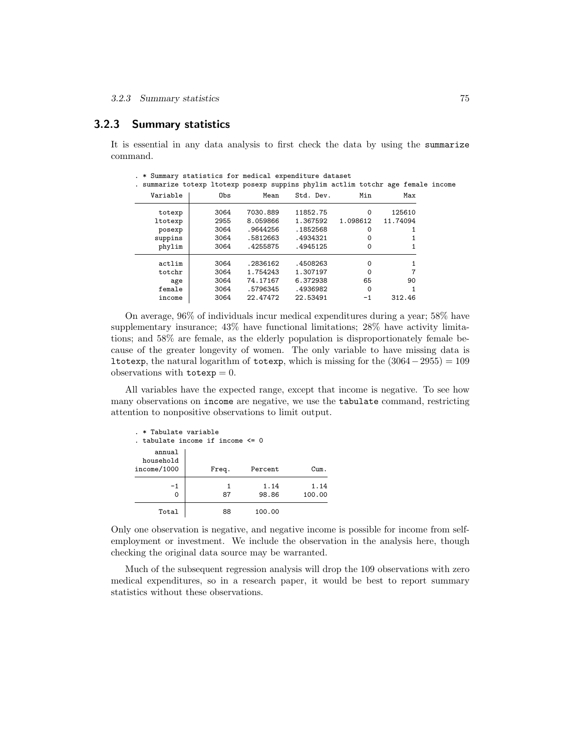### 3.2.3 Summary statistics

It is essential in any data analysis to first check the data by using the summarize command.

```
. * Summary statistics for medical expenditure dataset
. summarize totexp ltotexp posexp suppins phylim actlim totchr age female income

    Variable |       Obs        Mean    Std. Dev.       Min        Max
-------------+--------------------------------------------------------
      totexp |      3064    7030.889    11852.75          0     125610
     ltotexp |      2955    8.059866    1.367592   1.098612   11.74094
      posexp |      3064    .9644256    .1852568          0          1
     suppins |      3064    .5812663    .4934321          0          1
      phylim |      3064    .4255875    .4945125          0          1
-------------+--------------------------------------------------------
      actlim |      3064    .2836162    .4508263          0          1
      totchr |      3064    1.754243    1.307197          0          7
         age |      3064    74.17167    6.372938         65         90
      female |      3064    .5796345    .4936982          0          1
      income |      3064    22.47472    22.53491         -1     312.46
```

On average, 96% of individuals incur medical expenditures during a year; 58% have supplementary insurance; 43% have functional limitations; 28% have activity limitations; and 58% are female, as the elderly population is disproportionately female because of the greater longevity of women. The only variable to have missing data is ltotexp, the natural logarithm of totexp, which is missing for the $(3064 - 2955) = 109$ observations with $\texttt{totexp} = 0$.

All variables have the expected range, except that income is negative. To see how many observations on income are negative, we use the tabulate command, restricting attention to nonpositive observations to limit output.

```
. * Tabulate variable
. tabulate income if income <= 0

     annual |
  household |
income/1000 |      Freq.     Percent        Cum.
------------+-----------------------------------
         -1 |          1        1.14        1.14
          0 |         87       98.86      100.00
------------+-----------------------------------
      Total |         88      100.00
```

Only one observation is negative, and negative income is possible for income from self-employment or investment. We include the observation in the analysis here, though checking the original data source may be warranted.

Much of the subsequent regression analysis will drop the 109 observations with zero medical expenditures, so in a research paper, it would be best to report summary statistics without these observations.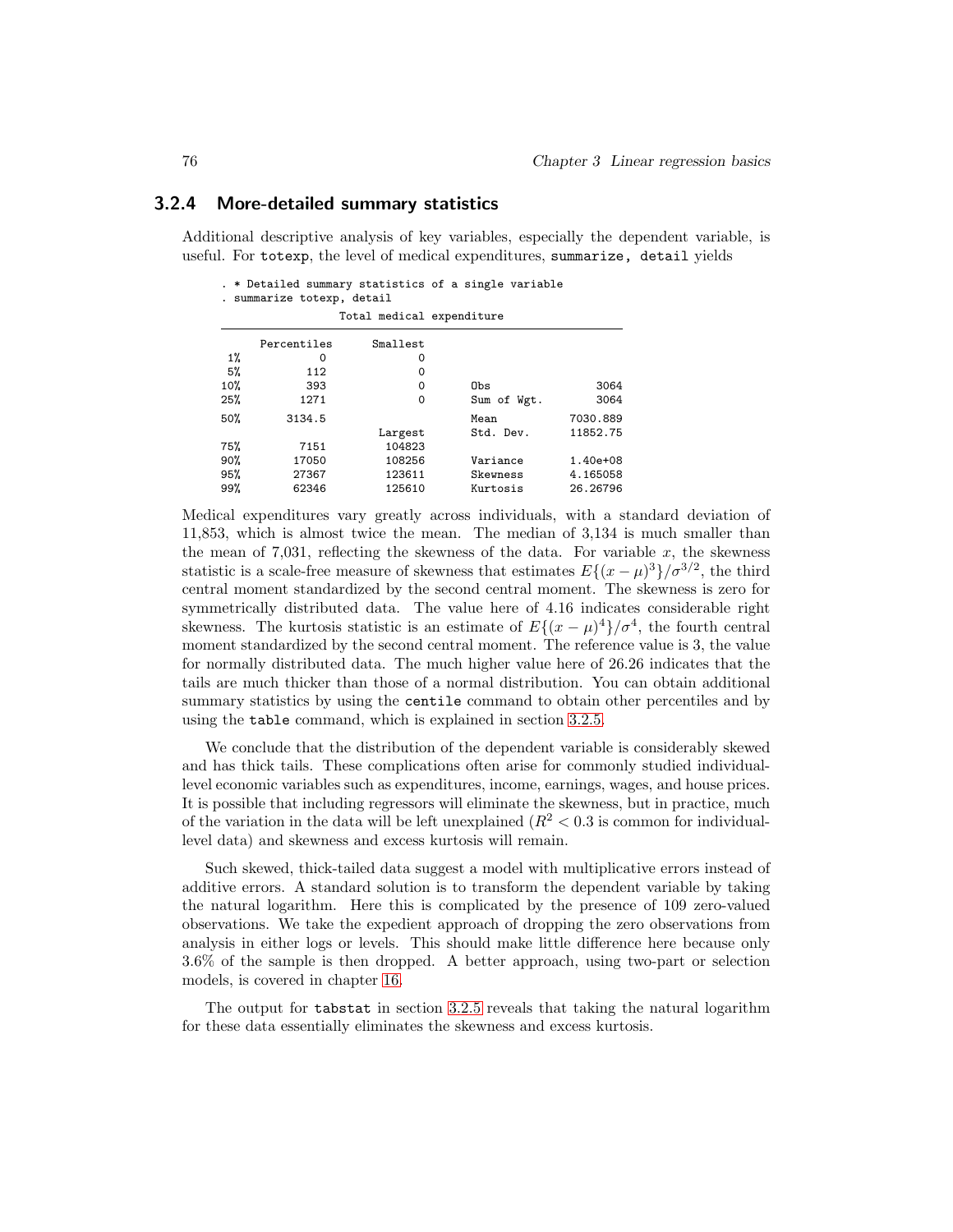### 3.2.4 More-detailed summary statistics

Additional descriptive analysis of key variables, especially the dependent variable, is useful. For totexp, the level of medical expenditures, summarize, detail yields

```
. * Detailed summary statistics of a single variable
. summarize totexp, detail
                  Total medical expenditure
-------------------------------------------------------------
      Percentiles      Smallest
 1%            0              0
 5%          112              0
10%          393              0       Obs                3064
25%         1271              0       Sum of Wgt.        3064

50%       3134.5                      Mean           7030.889
                        Largest       Std. Dev.      11852.75
75%         7151         104823
90%        17050         108256       Variance       1.40e+08
95%        27367         123611       Skewness       4.165058
99%        62346         125610       Kurtosis       26.26796
```

Medical expenditures vary greatly across individuals, with a standard deviation of 11,853, which is almost twice the mean. The median of 3,134 is much smaller than the mean of 7,031, reflecting the skewness of the data. For variable $x$, the skewness statistic is a scale-free measure of skewness that estimates $E\{(x-\mu)^3\}/\sigma^{3/2}$, the third central moment standardized by the second central moment. The skewness is zero for symmetrically distributed data. The value here of 4.16 indicates considerable right skewness. The kurtosis statistic is an estimate of $E\{(x-\mu)^4\}/\sigma^4$, the fourth central moment standardized by the second central moment. The reference value is 3, the value for normally distributed data. The much higher value here of 26.26 indicates that the tails are much thicker than those of a normal distribution. You can obtain additional summary statistics by using the centile command to obtain other percentiles and by using the table command, which is explained in section 3.2.5.

We conclude that the distribution of the dependent variable is considerably skewed and has thick tails. These complications often arise for commonly studied individual-level economic variables such as expenditures, income, earnings, wages, and house prices. It is possible that including regressors will eliminate the skewness, but in practice, much of the variation in the data will be left unexplained ($R^2 < 0.3$ is common for individual-level data) and skewness and excess kurtosis will remain.

Such skewed, thick-tailed data suggest a model with multiplicative errors instead of additive errors. A standard solution is to transform the dependent variable by taking the natural logarithm. Here this is complicated by the presence of 109 zero-valued observations. We take the expedient approach of dropping the zero observations from analysis in either logs or levels. This should make little difference here because only 3.6% of the sample is then dropped. A better approach, using two-part or selection models, is covered in chapter 16.

The output for tabstat in section 3.2.5 reveals that taking the natural logarithm for these data essentially eliminates the skewness and excess kurtosis.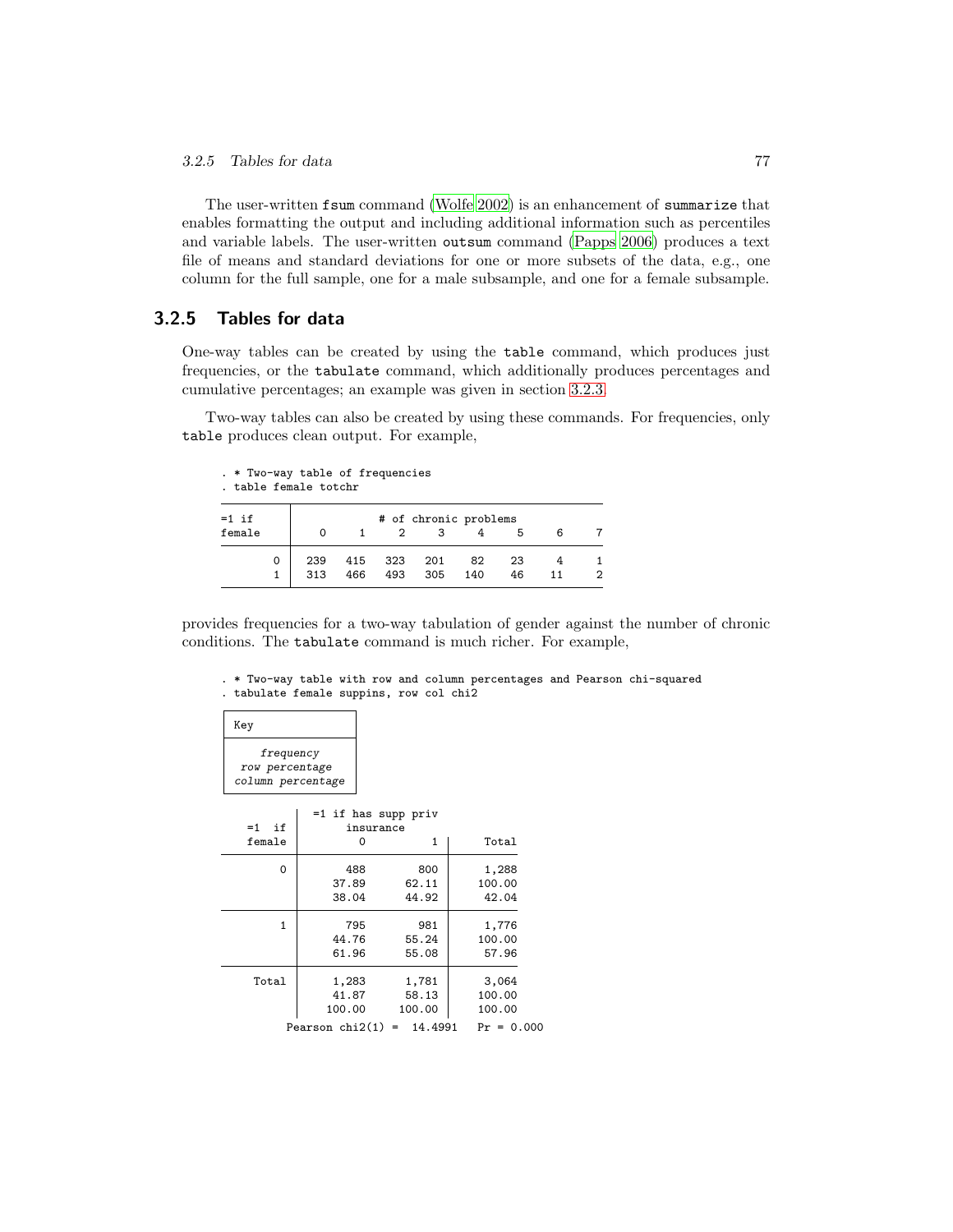The user-written `fsum` command (Wolfe 2002) is an enhancement of `summarize` that enables formatting the output and including additional information such as percentiles and variable labels. The user-written `outsum` command (Papps 2006) produces a text file of means and standard deviations for one or more subsets of the data, e.g., one column for the full sample, one for a male subsample, and one for a female subsample.

### 3.2.5 Tables for data

One-way tables can be created by using the `table` command, which produces just frequencies, or the `tabulate` command, which additionally produces percentages and cumulative percentages; an example was given in section 3.2.3.

Two-way tables can also be created by using these commands. For frequencies, only `table` produces clean output. For example,

```
. * Two-way table of frequencies
. table female totchr

----------------------------------------------------------
=1 if    |              # of chronic problems
female   |    0     1     2     3     4     5     6     7
---------+------------------------------------------------
       0 |  239   415   323   201    82    23     4     1
       1 |  313   466   493   305   140    46    11     2
----------------------------------------------------------
```

provides frequencies for a two-way tabulation of gender against the number of chronic conditions. The `tabulate` command is much richer. For example,

```
. * Two-way table with row and column percentages and Pearson chi-squared
. tabulate female suppins, row col chi2

+-------------------+
| Key               |
|-------------------|
|     frequency     |
|  row percentage   |
| column percentage |
+-------------------+

           |  =1 if has supp priv
  =1  if   |      insurance
  female   |         0          1 |     Total
-----------+----------------------+----------
         0 |       488        800 |     1,288 
           |     37.89      62.11 |    100.00 
           |     38.04      44.92 |     42.04 
-----------+----------------------+----------
         1 |       795        981 |     1,776 
           |     44.76      55.24 |    100.00 
           |     61.96      55.08 |     57.96 
-----------+----------------------+----------
     Total |     1,283      1,781 |     3,064 
           |     41.87      58.13 |    100.00 
           |    100.00     100.00 |    100.00 

          Pearson chi2(1) =  14.4991   Pr = 0.000
```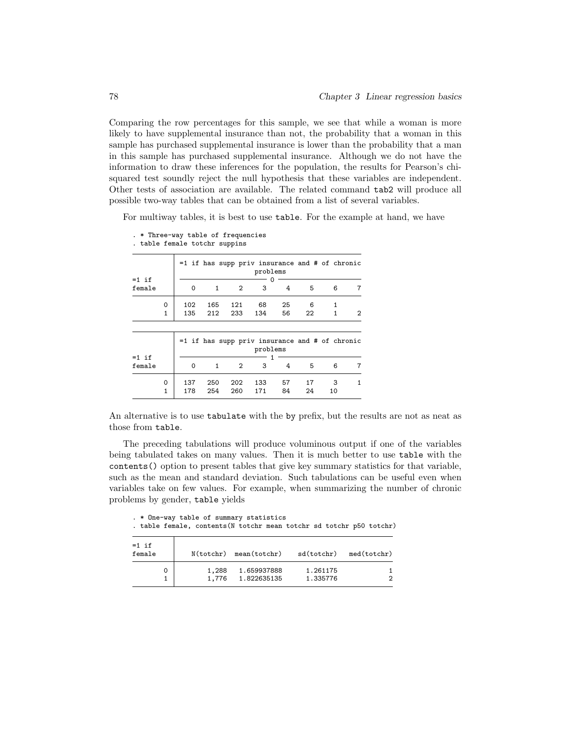Comparing the row percentages for this sample, we see that while a woman is more likely to have supplemental insurance than not, the probability that a woman in this sample has purchased supplemental insurance is lower than the probability that a man in this sample has purchased supplemental insurance. Although we do not have the information to draw these inferences for the population, the results for Pearson's chi-squared test soundly reject the null hypothesis that these variables are independent. Other tests of association are available. The related command `tab2` will produce all possible two-way tables that can be obtained from a list of several variables.

For multiway tables, it is best to use `table`. For the example at hand, we have

```
. * Three-way table of frequencies
. table female totchr suppins

------------------------------------------------------------
          |  =1 if has supp priv insurance and # of chronic
          |                      problems
=1 if     |  ------------------------ 0 -------------------
female    |     0     1     2     3     4     5     6     7
----------+-------------------------------------------------
        0 |   102   165   121    68    25     6     1
        1 |   135   212   233   134    56    22     1     2
------------------------------------------------------------

------------------------------------------------------------
          |  =1 if has supp priv insurance and # of chronic
          |                      problems
=1 if     |  ------------------------ 1 -------------------
female    |     0     1     2     3     4     5     6     7
----------+-------------------------------------------------
        0 |   137   250   202   133    57    17     3     1
        1 |   178   254   260   171    84    24    10
------------------------------------------------------------
```

An alternative is to use `tabulate` with the `by` prefix, but the results are not as neat as those from `table`.

The preceding tabulations will produce voluminous output if one of the variables being tabulated takes on many values. Then it is much better to use `table` with the `contents()` option to present tables that give key summary statistics for that variable, such as the mean and standard deviation. Such tabulations can be useful even when variables take on few values. For example, when summarizing the number of chronic problems by gender, `table` yields

```
. * One-way table of summary statistics
. table female, contents(N totchr mean totchr sd totchr p50 totchr)

-------------------------------------------------------------------
=1 if     |
female    |   N(totchr)  mean(totchr)    sd(totchr)   med(totchr)
----------+--------------------------------------------------------
        0 |       1,288   1.659937888      1.261175             1
        1 |       1,776   1.822635135      1.335776             2
-------------------------------------------------------------------
```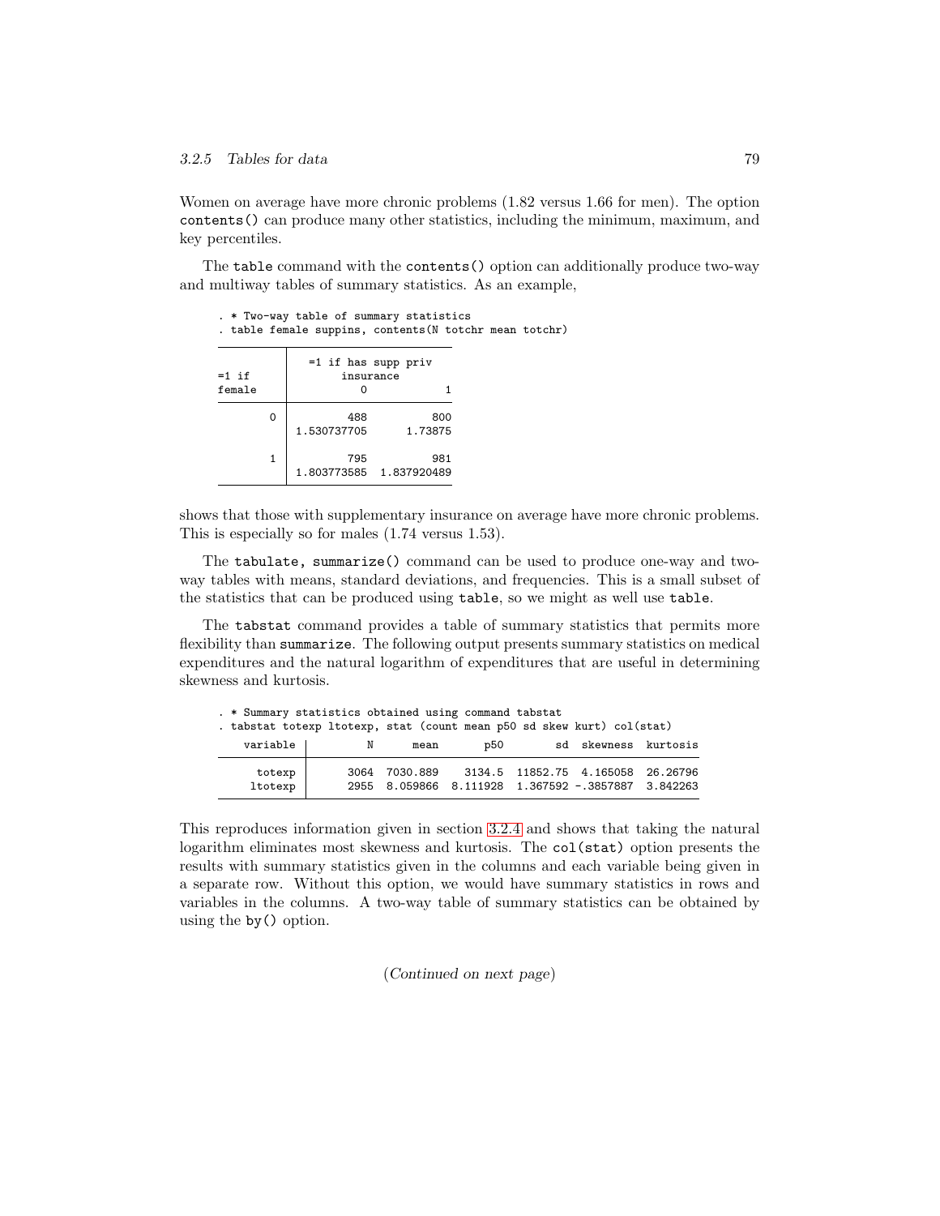Women on average have more chronic problems (1.82 versus 1.66 for men). The option `contents()` can produce many other statistics, including the minimum, maximum, and key percentiles.

The `table` command with the `contents()` option can additionally produce two-way and multiway tables of summary statistics. As an example,

```
. * Two-way table of summary statistics
. table female suppins, contents(N totchr mean totchr)

----------------------------------
          |  =1 if has supp priv
=1 if     |       insurance
female    |          0           1
----------+-----------------------
        0 |        488         800
          | 1.530737705    1.73875
          |
        1 |        795         981
          | 1.803773585 1.837920489
----------------------------------
```

shows that those with supplementary insurance on average have more chronic problems. This is especially so for males (1.74 versus 1.53).

The `tabulate, summarize()` command can be used to produce one-way and two-way tables with means, standard deviations, and frequencies. This is a small subset of the statistics that can be produced using `table`, so we might as well use `table`.

The `tabstat` command provides a table of summary statistics that permits more flexibility than `summarize`. The following output presents summary statistics on medical expenditures and the natural logarithm of expenditures that are useful in determining skewness and kurtosis.

```
. * Summary statistics obtained using command tabstat
. tabstat totexp ltotexp, stat (count mean p50 sd skew kurt) col(stat)

    variable |         N      mean       p50        sd  skewness  kurtosis
-------------+------------------------------------------------------------
      totexp |      3064  7030.889    3134.5  11852.75  4.165058  26.26796
     ltotexp |      2955  8.059866  8.111928  1.367592 -.3857887  3.842263
--------------------------------------------------------------------------
```

This reproduces information given in section 3.2.4 and shows that taking the natural logarithm eliminates most skewness and kurtosis. The `col(stat)` option presents the results with summary statistics given in the columns and each variable being given in a separate row. Without this option, we would have summary statistics in rows and variables in the columns. A two-way table of summary statistics can be obtained by using the `by()` option.

(*Continued on next page*)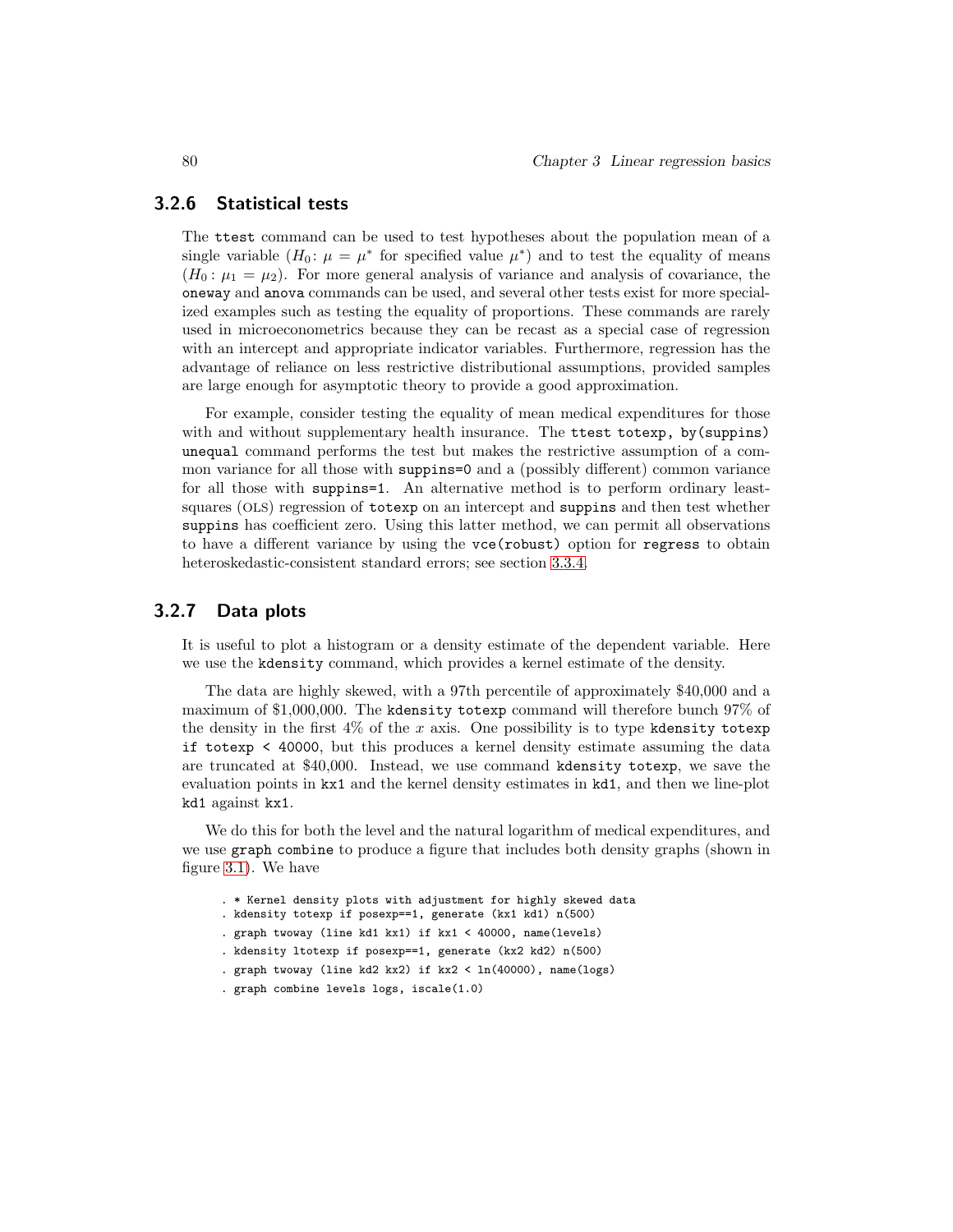### 3.2.6 Statistical tests

The `ttest` command can be used to test hypotheses about the population mean of a single variable ($H_0$: $\mu = \mu^*$ for specified value $\mu^*$) and to test the equality of means ($H_0: \mu_1 = \mu_2$). For more general analysis of variance and analysis of covariance, the `oneway` and `anova` commands can be used, and several other tests exist for more specialized examples such as testing the equality of proportions. These commands are rarely used in microeconometrics because they can be recast as a special case of regression with an intercept and appropriate indicator variables. Furthermore, regression has the advantage of reliance on less restrictive distributional assumptions, provided samples are large enough for asymptotic theory to provide a good approximation.

For example, consider testing the equality of mean medical expenditures for those with and without supplementary health insurance. The `ttest totexp, by(suppins) unequal` command performs the test but makes the restrictive assumption of a common variance for all those with `suppins=0` and a (possibly different) common variance for all those with `suppins=1`. An alternative method is to perform ordinary least-squares (OLS) regression of `totexp` on an intercept and `suppins` and then test whether `suppins` has coefficient zero. Using this latter method, we can permit all observations to have a different variance by using the `vce(robust)` option for `regress` to obtain heteroskedastic-consistent standard errors; see section 3.3.4.

### 3.2.7 Data plots

It is useful to plot a histogram or a density estimate of the dependent variable. Here we use the `kdensity` command, which provides a kernel estimate of the density.

The data are highly skewed, with a 97th percentile of approximately $40,000 and a maximum of $1,000,000. The `kdensity totexp` command will therefore bunch 97% of the density in the first 4% of the $x$ axis. One possibility is to type `kdensity totexp if totexp < 40000`, but this produces a kernel density estimate assuming the data are truncated at $40,000. Instead, we use command `kdensity totexp`, we save the evaluation points in `kx1` and the kernel density estimates in `kd1`, and then we line-plot `kd1` against `kx1`.

We do this for both the level and the natural logarithm of medical expenditures, and we use `graph combine` to produce a figure that includes both density graphs (shown in figure 3.1). We have

```
. * Kernel density plots with adjustment for highly skewed data
. kdensity totexp if posexp==1, generate (kx1 kd1) n(500)
. graph twoway (line kd1 kx1) if kx1 < 40000, name(levels)
. kdensity ltotexp if posexp==1, generate (kx2 kd2) n(500)
. graph twoway (line kd2 kx2) if kx2 < ln(40000), name(logs)
. graph combine levels logs, iscale(1.0)
```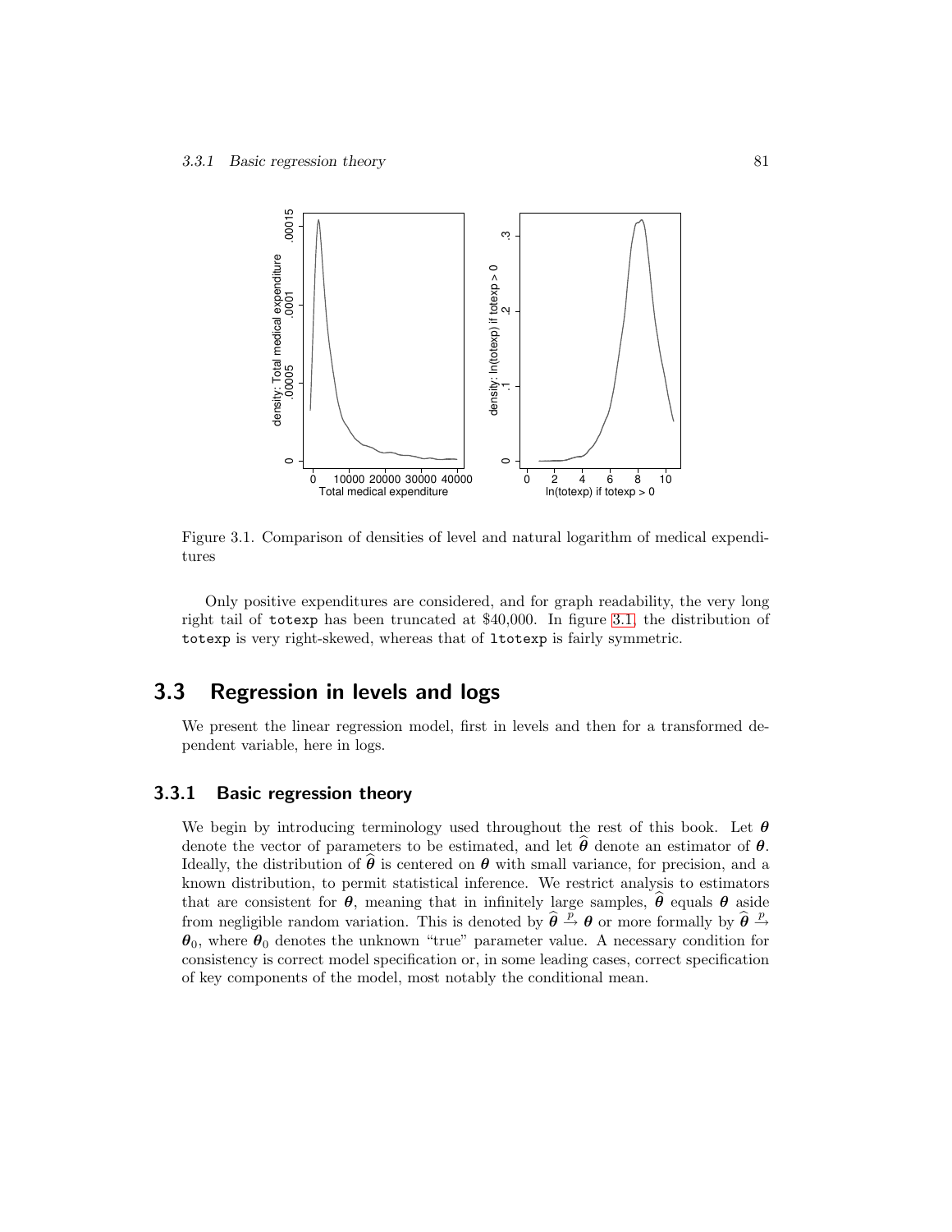Figure 3.1. Comparison of densities of level and natural logarithm of medical expenditures

Only positive expenditures are considered, and for graph readability, the very long right tail of totexp has been truncated at \$40,000. In figure 3.1, the distribution of totexp is very right-skewed, whereas that of ltotexp is fairly symmetric.

## 3.3 Regression in levels and logs

We present the linear regression model, first in levels and then for a transformed dependent variable, here in logs.

### 3.3.1 Basic regression theory

We begin by introducing terminology used throughout the rest of this book. Let $\boldsymbol{\theta}$ denote the vector of parameters to be estimated, and let $\widehat{\boldsymbol{\theta}}$ denote an estimator of $\boldsymbol{\theta}$. Ideally, the distribution of $\widehat{\boldsymbol{\theta}}$ is centered on $\boldsymbol{\theta}$ with small variance, for precision, and a known distribution, to permit statistical inference. We restrict analysis to estimators that are consistent for $\boldsymbol{\theta}$, meaning that in infinitely large samples, $\widehat{\boldsymbol{\theta}}$ equals $\boldsymbol{\theta}$ aside from negligible random variation. This is denoted by $\widehat{\boldsymbol{\theta}} \stackrel{p}{\rightarrow} \boldsymbol{\theta}$ or more formally by $\widehat{\boldsymbol{\theta}} \stackrel{p}{\rightarrow} \boldsymbol{\theta}_0$, where $\boldsymbol{\theta}_0$ denotes the unknown "true" parameter value. A necessary condition for consistency is correct model specification or, in some leading cases, correct specification of key components of the model, most notably the conditional mean.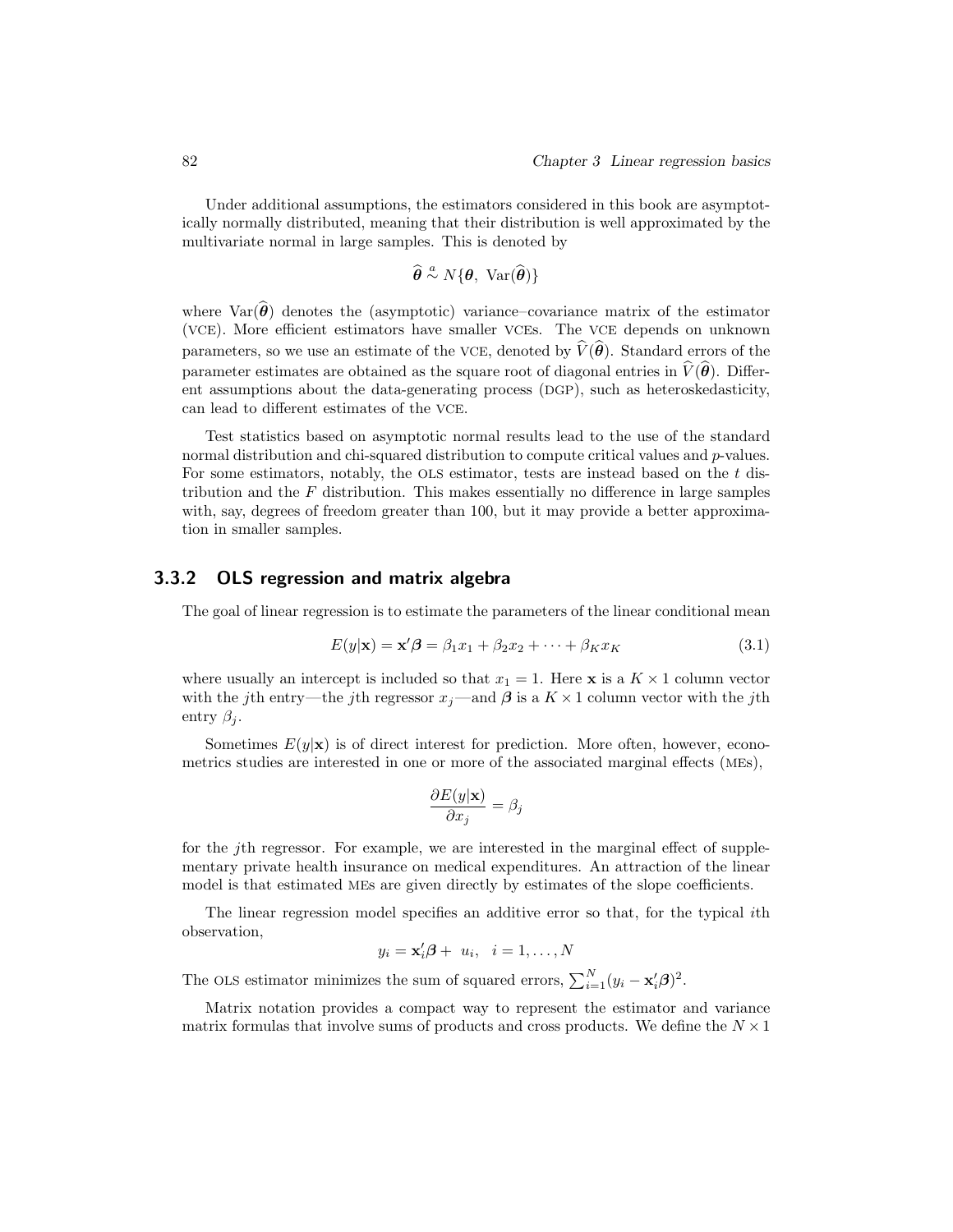Under additional assumptions, the estimators considered in this book are asymptotically normally distributed, meaning that their distribution is well approximated by the multivariate normal in large samples. This is denoted by

$$\widehat{\boldsymbol{\theta}} \overset{a}{\sim} N\{\boldsymbol{\theta},\ \mathrm{Var}(\widehat{\boldsymbol{\theta}})\}$$

where $\mathrm{Var}(\widehat{\boldsymbol{\theta}})$ denotes the (asymptotic) variance–covariance matrix of the estimator (VCE). More efficient estimators have smaller VCEs. The VCE depends on unknown parameters, so we use an estimate of the VCE, denoted by $\widehat{V}(\widehat{\boldsymbol{\theta}})$. Standard errors of the parameter estimates are obtained as the square root of diagonal entries in $\widehat{V}(\widehat{\boldsymbol{\theta}})$. Different assumptions about the data-generating process (DGP), such as heteroskedasticity, can lead to different estimates of the VCE.

Test statistics based on asymptotic normal results lead to the use of the standard normal distribution and chi-squared distribution to compute critical values and $p$-values. For some estimators, notably, the OLS estimator, tests are instead based on the $t$ distribution and the $F$ distribution. This makes essentially no difference in large samples with, say, degrees of freedom greater than 100, but it may provide a better approximation in smaller samples.

### 3.3.2 OLS regression and matrix algebra

The goal of linear regression is to estimate the parameters of the linear conditional mean

$$E(y|\mathbf{x}) = \mathbf{x}'\boldsymbol{\beta} = \beta_1 x_1 + \beta_2 x_2 + \cdots + \beta_K x_K \tag{3.1}$$

where usually an intercept is included so that $x_1 = 1$. Here $\mathbf{x}$ is a $K \times 1$ column vector with the $j$th entry—the $j$th regressor $x_j$—and $\boldsymbol{\beta}$ is a $K \times 1$ column vector with the $j$th entry $\beta_j$.

Sometimes $E(y|\mathbf{x})$ is of direct interest for prediction. More often, however, econometrics studies are interested in one or more of the associated marginal effects (MEs),

$$\frac{\partial E(y|\mathbf{x})}{\partial x_j} = \beta_j$$

for the $j$th regressor. For example, we are interested in the marginal effect of supplementary private health insurance on medical expenditures. An attraction of the linear model is that estimated MEs are given directly by estimates of the slope coefficients.

The linear regression model specifies an additive error so that, for the typical $i$th observation,

$$y_i = \mathbf{x}_i'\boldsymbol{\beta} + u_i, \quad i = 1, \ldots, N$$

The OLS estimator minimizes the sum of squared errors, $\sum_{i=1}^{N}(y_i - \mathbf{x}_i'\boldsymbol{\beta})^2$.

Matrix notation provides a compact way to represent the estimator and variance matrix formulas that involve sums of products and cross products. We define the $N \times 1$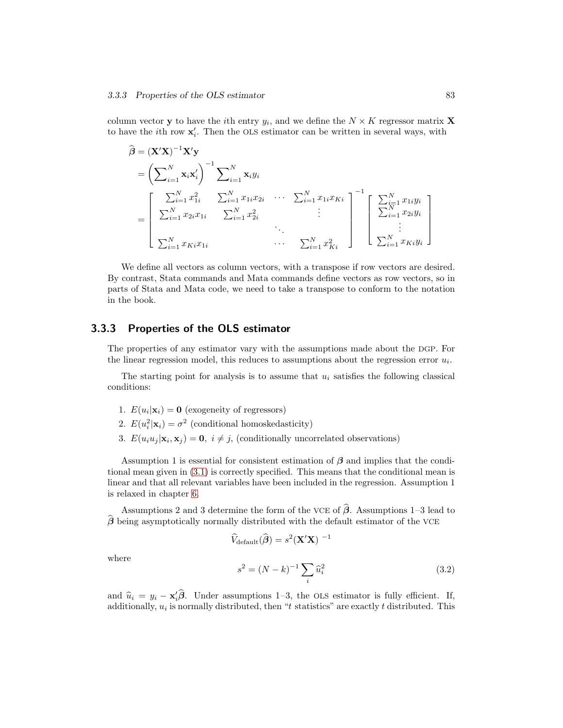column vector $\mathbf{y}$ to have the $i$th entry $y_i$, and we define the $N \times K$ regressor matrix $\mathbf{X}$ to have the $i$th row $\mathbf{x}_i'$. Then the OLS estimator can be written in several ways, with

$$
\begin{aligned}
\widehat{\boldsymbol{\beta}} &= (\mathbf{X}'\mathbf{X})^{-1}\mathbf{X}'\mathbf{y} \\
&= \left(\sum\nolimits_{i=1}^{N} \mathbf{x}_i\mathbf{x}_i'\right)^{-1} \sum\nolimits_{i=1}^{N} \mathbf{x}_i y_i \\
&= \begin{bmatrix} \sum_{i=1}^{N} x_{1i}^2 & \sum_{i=1}^{N} x_{1i}x_{2i} & \cdots & \sum_{i=1}^{N} x_{1i}x_{Ki} \\ \sum_{i=1}^{N} x_{2i}x_{1i} & \sum_{i=1}^{N} x_{2i}^2 & & \vdots \\ & & \ddots & \\ \sum_{i=1}^{N} x_{Ki}x_{1i} & & \cdots & \sum_{i=1}^{N} x_{Ki}^2 \end{bmatrix}^{-1} \begin{bmatrix} \sum_{i=1}^{N} x_{1i}y_i \\ \sum_{i=1}^{N} x_{2i}y_i \\ \vdots \\ \sum_{i=1}^{N} x_{Ki}y_i \end{bmatrix}
\end{aligned}
$$

We define all vectors as column vectors, with a transpose if row vectors are desired. By contrast, Stata commands and Mata commands define vectors as row vectors, so in parts of Stata and Mata code, we need to take a transpose to conform to the notation in the book.

### 3.3.3 Properties of the OLS estimator

The properties of any estimator vary with the assumptions made about the DGP. For the linear regression model, this reduces to assumptions about the regression error $u_i$.

The starting point for analysis is to assume that $u_i$ satisfies the following classical conditions:

1. $E(u_i|\mathbf{x}_i) = \mathbf{0}$ (exogeneity of regressors)
2. $E(u_i^2|\mathbf{x}_i) = \sigma^2$ (conditional homoskedasticity)
3. $E(u_i u_j|\mathbf{x}_i, \mathbf{x}_j) = \mathbf{0},\ i \neq j$, (conditionally uncorrelated observations)

Assumption 1 is essential for consistent estimation of $\boldsymbol{\beta}$ and implies that the conditional mean given in (3.1) is correctly specified. This means that the conditional mean is linear and that all relevant variables have been included in the regression. Assumption 1 is relaxed in chapter 6.

Assumptions 2 and 3 determine the form of the VCE of $\widehat{\boldsymbol{\beta}}$. Assumptions 1–3 lead to $\widehat{\boldsymbol{\beta}}$ being asymptotically normally distributed with the default estimator of the VCE

$$
\widehat{V}_{\text{default}}(\widehat{\boldsymbol{\beta}}) = s^2(\mathbf{X}'\mathbf{X})^{-1}
$$

where

$$
s^2 = (N-k)^{-1} \sum_i \widehat{u}_i^2 \tag{3.2}
$$

and $\widehat{u}_i = y_i - \mathbf{x}_i'\widehat{\boldsymbol{\beta}}$. Under assumptions 1–3, the OLS estimator is fully efficient. If, additionally, $u_i$ is normally distributed, then "$t$ statistics" are exactly $t$ distributed. This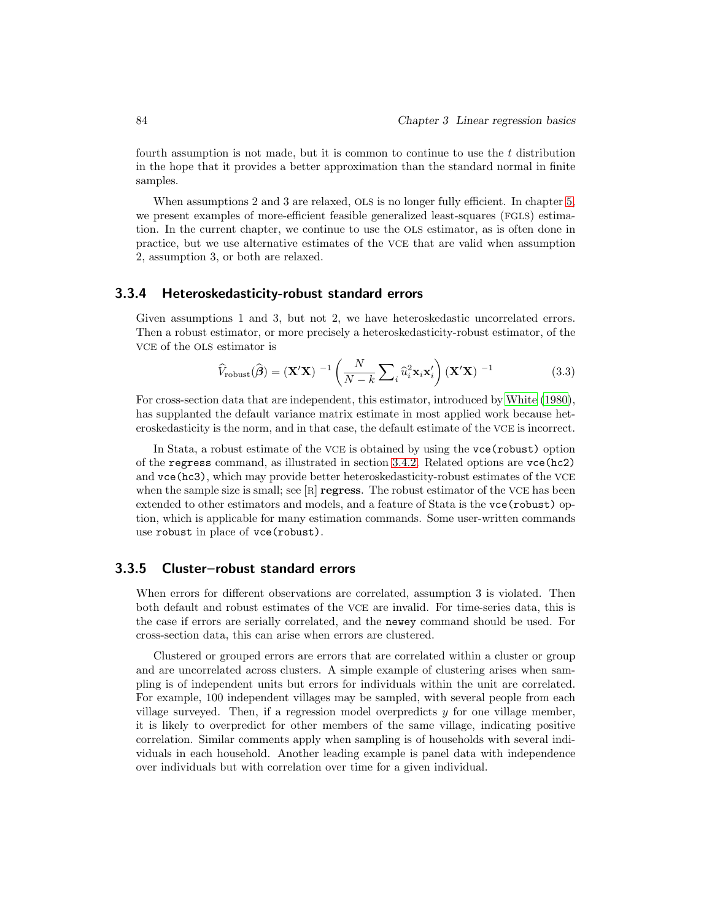fourth assumption is not made, but it is common to continue to use the $t$ distribution in the hope that it provides a better approximation than the standard normal in finite samples.

When assumptions 2 and 3 are relaxed, OLS is no longer fully efficient. In chapter 5, we present examples of more-efficient feasible generalized least-squares (FGLS) estimation. In the current chapter, we continue to use the OLS estimator, as is often done in practice, but we use alternative estimates of the VCE that are valid when assumption 2, assumption 3, or both are relaxed.

### 3.3.4 Heteroskedasticity-robust standard errors

Given assumptions 1 and 3, but not 2, we have heteroskedastic uncorrelated errors. Then a robust estimator, or more precisely a heteroskedasticity-robust estimator, of the VCE of the OLS estimator is

$$\widehat{V}_{\text{robust}}(\widehat{\boldsymbol{\beta}}) = (\mathbf{X}'\mathbf{X})^{-1} \left( \frac{N}{N-k} \sum\nolimits_i \widehat{u}_i^2 \mathbf{x}_i \mathbf{x}_i' \right) (\mathbf{X}'\mathbf{X})^{-1} \tag{3.3}$$

For cross-section data that are independent, this estimator, introduced by White (1980), has supplanted the default variance matrix estimate in most applied work because heteroskedasticity is the norm, and in that case, the default estimate of the VCE is incorrect.

In Stata, a robust estimate of the VCE is obtained by using the `vce(robust)` option of the `regress` command, as illustrated in section 3.4.2. Related options are `vce(hc2)` and `vce(hc3)`, which may provide better heteroskedasticity-robust estimates of the VCE when the sample size is small; see [R] **regress**. The robust estimator of the VCE has been extended to other estimators and models, and a feature of Stata is the `vce(robust)` option, which is applicable for many estimation commands. Some user-written commands use `robust` in place of `vce(robust)`.

### 3.3.5 Cluster–robust standard errors

When errors for different observations are correlated, assumption 3 is violated. Then both default and robust estimates of the VCE are invalid. For time-series data, this is the case if errors are serially correlated, and the `newey` command should be used. For cross-section data, this can arise when errors are clustered.

Clustered or grouped errors are errors that are correlated within a cluster or group and are uncorrelated across clusters. A simple example of clustering arises when sampling is of independent units but errors for individuals within the unit are correlated. For example, 100 independent villages may be sampled, with several people from each village surveyed. Then, if a regression model overpredicts $y$ for one village member, it is likely to overpredict for other members of the same village, indicating positive correlation. Similar comments apply when sampling is of households with several individuals in each household. Another leading example is panel data with independence over individuals but with correlation over time for a given individual.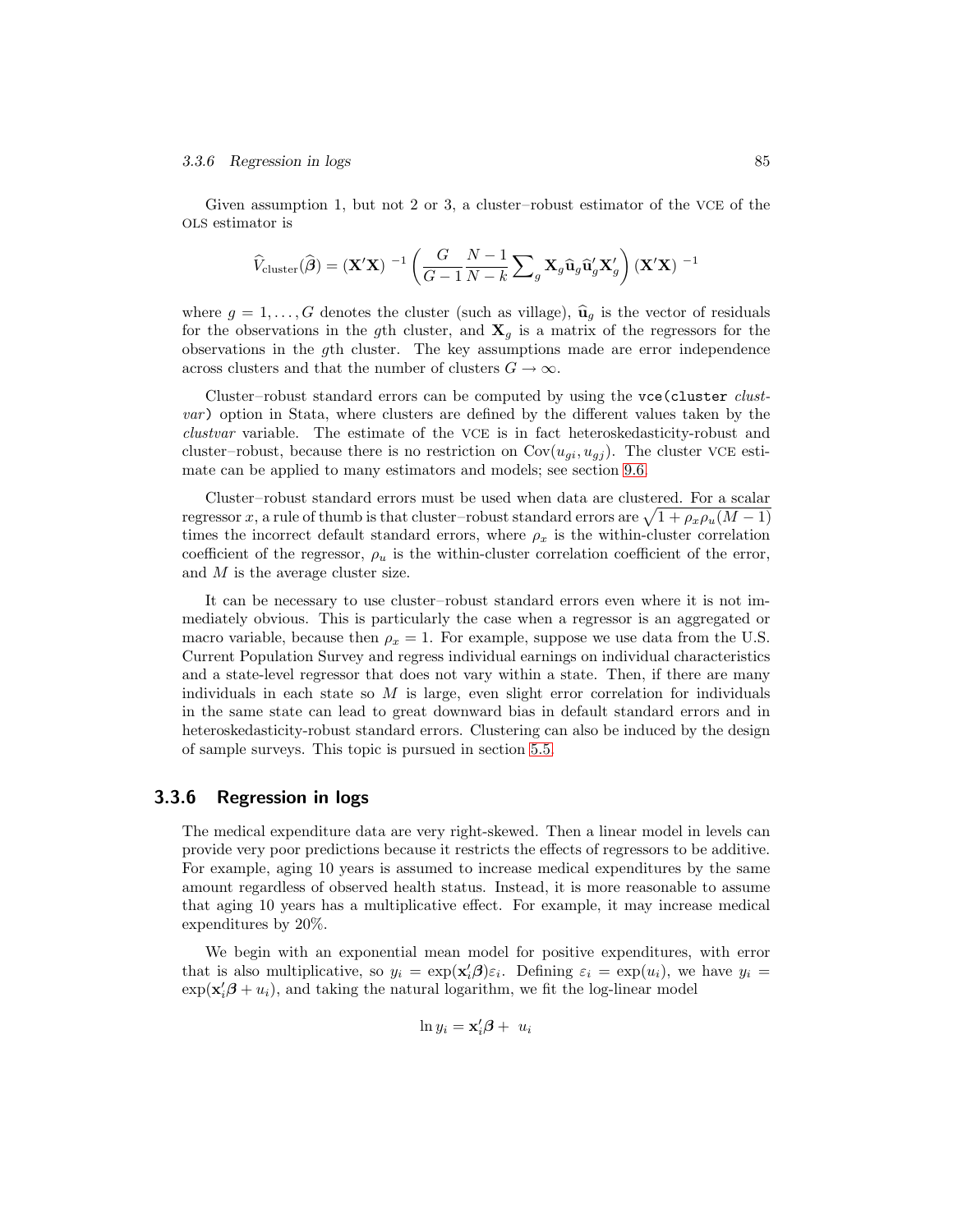Given assumption 1, but not 2 or 3, a cluster–robust estimator of the VCE of the OLS estimator is

$$\widehat{V}_{\text{cluster}}(\widehat{\boldsymbol{\beta}}) = (\mathbf{X}'\mathbf{X})^{-1} \left( \frac{G}{G-1} \frac{N-1}{N-k} \sum\nolimits_g \mathbf{X}_g \widehat{\mathbf{u}}_g \widehat{\mathbf{u}}_g' \mathbf{X}_g' \right) (\mathbf{X}'\mathbf{X})^{-1}$$

where $g = 1, \ldots, G$ denotes the cluster (such as village), $\widehat{\mathbf{u}}_g$ is the vector of residuals for the observations in the $g$th cluster, and $\mathbf{X}_g$ is a matrix of the regressors for the observations in the $g$th cluster. The key assumptions made are error independence across clusters and that the number of clusters $G \rightarrow \infty$.

Cluster–robust standard errors can be computed by using the `vce(cluster` *clustvar*`)` option in Stata, where clusters are defined by the different values taken by the *clustvar* variable. The estimate of the VCE is in fact heteroskedasticity-robust and cluster–robust, because there is no restriction on $\text{Cov}(u_{gi}, u_{gj})$. The cluster VCE estimate can be applied to many estimators and models; see section 9.6.

Cluster–robust standard errors must be used when data are clustered. For a scalar regressor $x$, a rule of thumb is that cluster–robust standard errors are $\sqrt{1 + \rho_x \rho_u (M-1)}$ times the incorrect default standard errors, where $\rho_x$ is the within-cluster correlation coefficient of the regressor, $\rho_u$ is the within-cluster correlation coefficient of the error, and $M$ is the average cluster size.

It can be necessary to use cluster–robust standard errors even where it is not immediately obvious. This is particularly the case when a regressor is an aggregated or macro variable, because then $\rho_x = 1$. For example, suppose we use data from the U.S. Current Population Survey and regress individual earnings on individual characteristics and a state-level regressor that does not vary within a state. Then, if there are many individuals in each state so $M$ is large, even slight error correlation for individuals in the same state can lead to great downward bias in default standard errors and in heteroskedasticity-robust standard errors. Clustering can also be induced by the design of sample surveys. This topic is pursued in section 5.5.

### 3.3.6 Regression in logs

The medical expenditure data are very right-skewed. Then a linear model in levels can provide very poor predictions because it restricts the effects of regressors to be additive. For example, aging 10 years is assumed to increase medical expenditures by the same amount regardless of observed health status. Instead, it is more reasonable to assume that aging 10 years has a multiplicative effect. For example, it may increase medical expenditures by 20%.

We begin with an exponential mean model for positive expenditures, with error that is also multiplicative, so $y_i = \exp(\mathbf{x}_i'\boldsymbol{\beta})\varepsilon_i$. Defining $\varepsilon_i = \exp(u_i)$, we have $y_i = \exp(\mathbf{x}_i'\boldsymbol{\beta} + u_i)$, and taking the natural logarithm, we fit the log-linear model

$$\ln y_i = \mathbf{x}_i'\boldsymbol{\beta} + u_i$$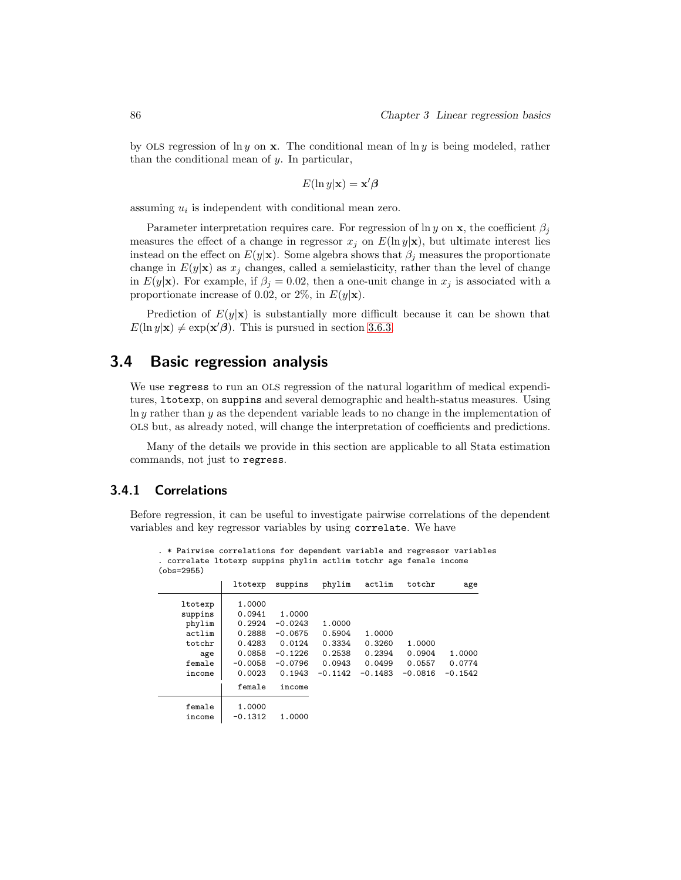by OLS regression of $\ln y$ on $\mathbf{x}$. The conditional mean of $\ln y$ is being modeled, rather than the conditional mean of $y$. In particular,

$$E(\ln y|\mathbf{x}) = \mathbf{x}'\boldsymbol{\beta}$$

assuming $u_i$ is independent with conditional mean zero.

Parameter interpretation requires care. For regression of $\ln y$ on $\mathbf{x}$, the coefficient $\beta_j$ measures the effect of a change in regressor $x_j$ on $E(\ln y|\mathbf{x})$, but ultimate interest lies instead on the effect on $E(y|\mathbf{x})$. Some algebra shows that $\beta_j$ measures the proportionate change in $E(y|\mathbf{x})$ as $x_j$ changes, called a semielasticity, rather than the level of change in $E(y|\mathbf{x})$. For example, if $\beta_j = 0.02$, then a one-unit change in $x_j$ is associated with a proportionate increase of 0.02, or 2%, in $E(y|\mathbf{x})$.

Prediction of $E(y|\mathbf{x})$ is substantially more difficult because it can be shown that $E(\ln y|\mathbf{x}) \neq \exp(\mathbf{x}'\boldsymbol{\beta})$. This is pursued in section 3.6.3.

## 3.4 Basic regression analysis

We use `regress` to run an OLS regression of the natural logarithm of medical expenditures, `ltotexp`, on `suppins` and several demographic and health-status measures. Using $\ln y$ rather than $y$ as the dependent variable leads to no change in the implementation of OLS but, as already noted, will change the interpretation of coefficients and predictions.

Many of the details we provide in this section are applicable to all Stata estimation commands, not just to `regress`.

### 3.4.1 Correlations

Before regression, it can be useful to investigate pairwise correlations of the dependent variables and key regressor variables by using `correlate`. We have

```
. * Pairwise correlations for dependent variable and regressor variables
. correlate ltotexp suppins phylim actlim totchr age female income
(obs=2955)

             |  ltotexp  suppins   phylim   actlim   totchr      age
-------------+------------------------------------------------------
     ltotexp |   1.0000
     suppins |   0.0941   1.0000
      phylim |   0.2924  -0.0243   1.0000
      actlim |   0.2888  -0.0675   0.5904   1.0000
      totchr |   0.4283   0.0124   0.3334   0.3260   1.0000
         age |   0.0858  -0.1226   0.2538   0.2394   0.0904   1.0000
      female |  -0.0058  -0.0796   0.0943   0.0499   0.0557   0.0774
      income |   0.0023   0.1943  -0.1142  -0.1483  -0.0816  -0.1542

             |   female   income
-------------+------------------
      female |   1.0000
      income |  -0.1312   1.0000
```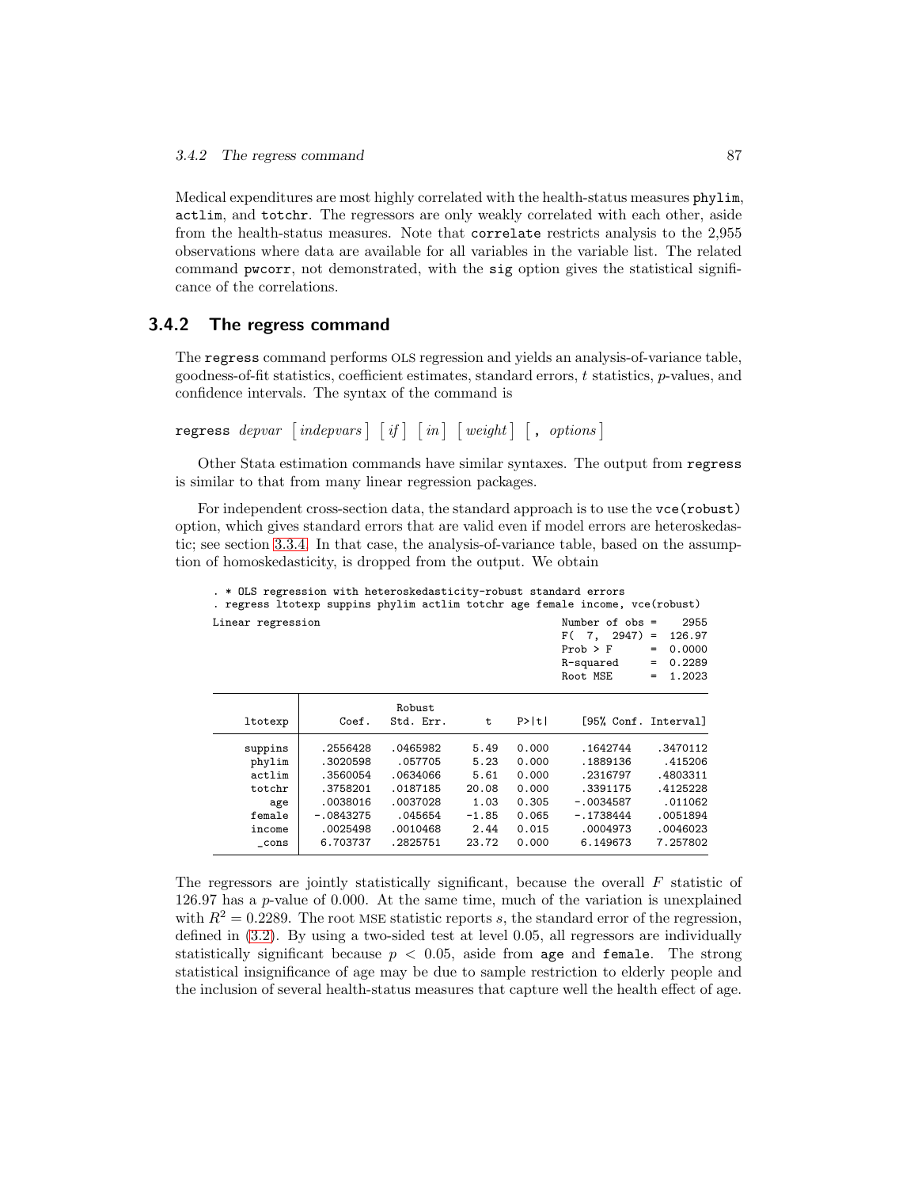Medical expenditures are most highly correlated with the health-status measures phylim, actlim, and totchr. The regressors are only weakly correlated with each other, aside from the health-status measures. Note that correlate restricts analysis to the 2,955 observations where data are available for all variables in the variable list. The related command pwcorr, not demonstrated, with the sig option gives the statistical significance of the correlations.

### 3.4.2 The regress command

The regress command performs OLS regression and yields an analysis-of-variance table, goodness-of-fit statistics, coefficient estimates, standard errors, $t$ statistics, $p$-values, and confidence intervals. The syntax of the command is

regress *depvar* [ *indepvars* ] [ *if* ] [ *in* ] [ *weight* ] [ , *options* ]

Other Stata estimation commands have similar syntaxes. The output from regress is similar to that from many linear regression packages.

For independent cross-section data, the standard approach is to use the vce(robust) option, which gives standard errors that are valid even if model errors are heteroskedastic; see section 3.3.4. In that case, the analysis-of-variance table, based on the assumption of homoskedasticity, is dropped from the output. We obtain

```
. * OLS regression with heteroskedasticity-robust standard errors
. regress ltotexp suppins phylim actlim totchr age female income, vce(robust)

Linear regression                                      Number of obs =     2955
                                                       F(  7,  2947) =   126.97
                                                       Prob > F      =   0.0000
                                                       R-squared     =   0.2289
                                                       Root MSE      =   1.2023

------------------------------------------------------------------------------
             |               Robust
     ltotexp |      Coef.   Std. Err.      t    P>|t|     [95% Conf. Interval]
-------------+----------------------------------------------------------------
     suppins |   .2556428   .0465982     5.49   0.000     .1642744    .3470112
      phylim |   .3020598    .057705     5.23   0.000     .1889136     .415206
      actlim |   .3560054   .0634066     5.61   0.000     .2316797    .4803311
      totchr |   .3758201   .0187185    20.08   0.000     .3391175    .4125228
         age |   .0038016   .0037028     1.03   0.305    -.0034587     .011062
      female |  -.0843275    .045654    -1.85   0.065    -.1738444    .0051894
      income |   .0025498   .0010468     2.44   0.015     .0004973    .0046023
       _cons |   6.703737   .2825751    23.72   0.000     6.149673    7.257802
------------------------------------------------------------------------------
```

The regressors are jointly statistically significant, because the overall $F$ statistic of 126.97 has a $p$-value of 0.000. At the same time, much of the variation is unexplained with $R^2 = 0.2289$. The root MSE statistic reports $s$, the standard error of the regression, defined in (3.2). By using a two-sided test at level 0.05, all regressors are individually statistically significant because $p < 0.05$, aside from age and female. The strong statistical insignificance of age may be due to sample restriction to elderly people and the inclusion of several health-status measures that capture well the health effect of age.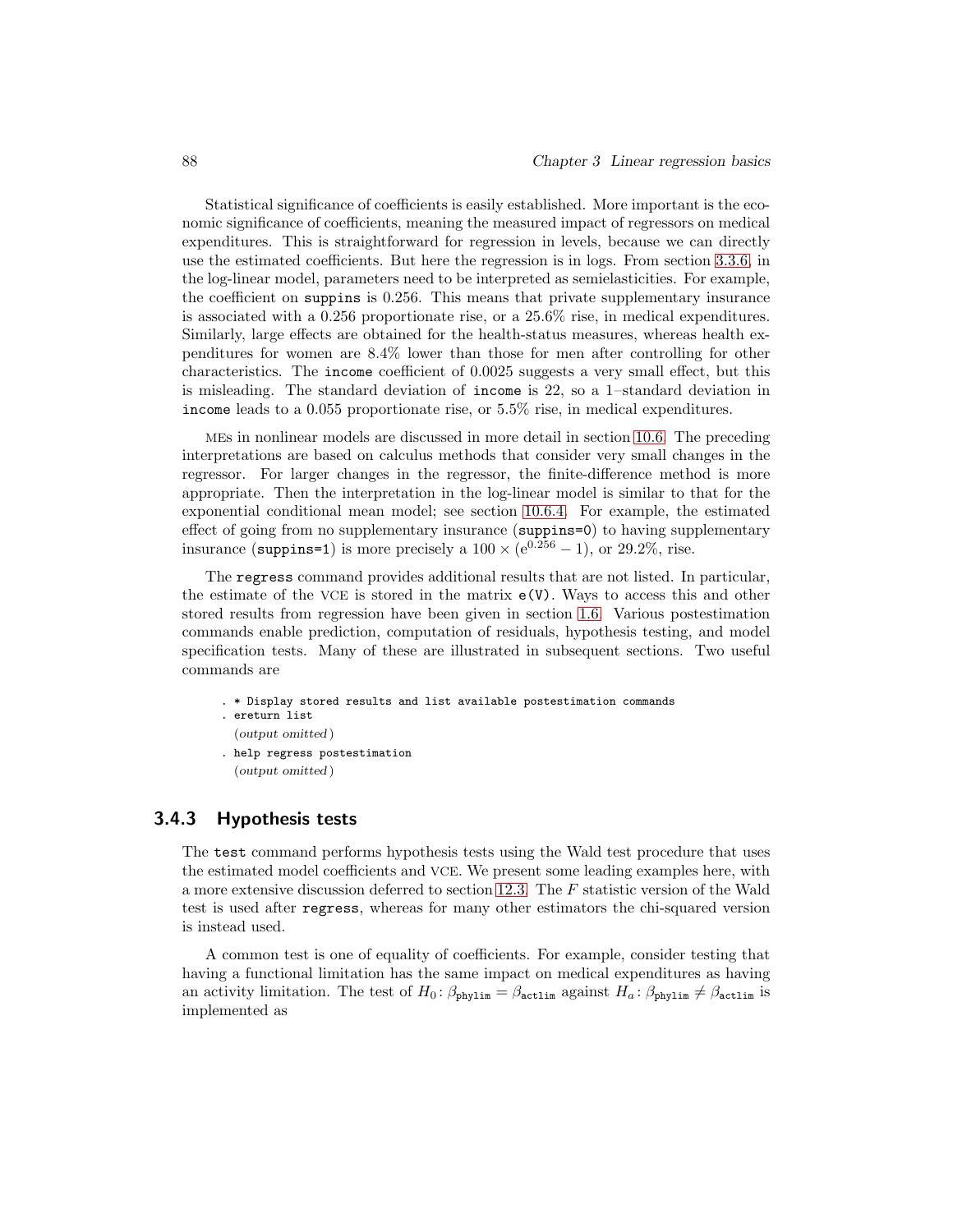Statistical significance of coefficients is easily established. More important is the economic significance of coefficients, meaning the measured impact of regressors on medical expenditures. This is straightforward for regression in levels, because we can directly use the estimated coefficients. But here the regression is in logs. From section 3.3.6, in the log-linear model, parameters need to be interpreted as semielasticities. For example, the coefficient on suppins is 0.256. This means that private supplementary insurance is associated with a 0.256 proportionate rise, or a 25.6% rise, in medical expenditures. Similarly, large effects are obtained for the health-status measures, whereas health expenditures for women are 8.4% lower than those for men after controlling for other characteristics. The income coefficient of 0.0025 suggests a very small effect, but this is misleading. The standard deviation of income is 22, so a 1–standard deviation in income leads to a 0.055 proportionate rise, or 5.5% rise, in medical expenditures.

MEs in nonlinear models are discussed in more detail in section 10.6. The preceding interpretations are based on calculus methods that consider very small changes in the regressor. For larger changes in the regressor, the finite-difference method is more appropriate. Then the interpretation in the log-linear model is similar to that for the exponential conditional mean model; see section 10.6.4. For example, the estimated effect of going from no supplementary insurance (suppins=0) to having supplementary insurance (suppins=1) is more precisely a $100 \times (e^{0.256} - 1)$, or 29.2%, rise.

The regress command provides additional results that are not listed. In particular, the estimate of the VCE is stored in the matrix e(V). Ways to access this and other stored results from regression have been given in section 1.6. Various postestimation commands enable prediction, computation of residuals, hypothesis testing, and model specification tests. Many of these are illustrated in subsequent sections. Two useful commands are

```
. * Display stored results and list available postestimation commands
. ereturn list
  (output omitted)
. help regress postestimation
  (output omitted)
```

### 3.4.3 Hypothesis tests

The test command performs hypothesis tests using the Wald test procedure that uses the estimated model coefficients and VCE. We present some leading examples here, with a more extensive discussion deferred to section 12.3. The $F$ statistic version of the Wald test is used after regress, whereas for many other estimators the chi-squared version is instead used.

A common test is one of equality of coefficients. For example, consider testing that having a functional limitation has the same impact on medical expenditures as having an activity limitation. The test of $H_0\colon \beta_{\texttt{phylim}} = \beta_{\texttt{actlim}}$ against $H_a\colon \beta_{\texttt{phylim}} \neq \beta_{\texttt{actlim}}$ is implemented as